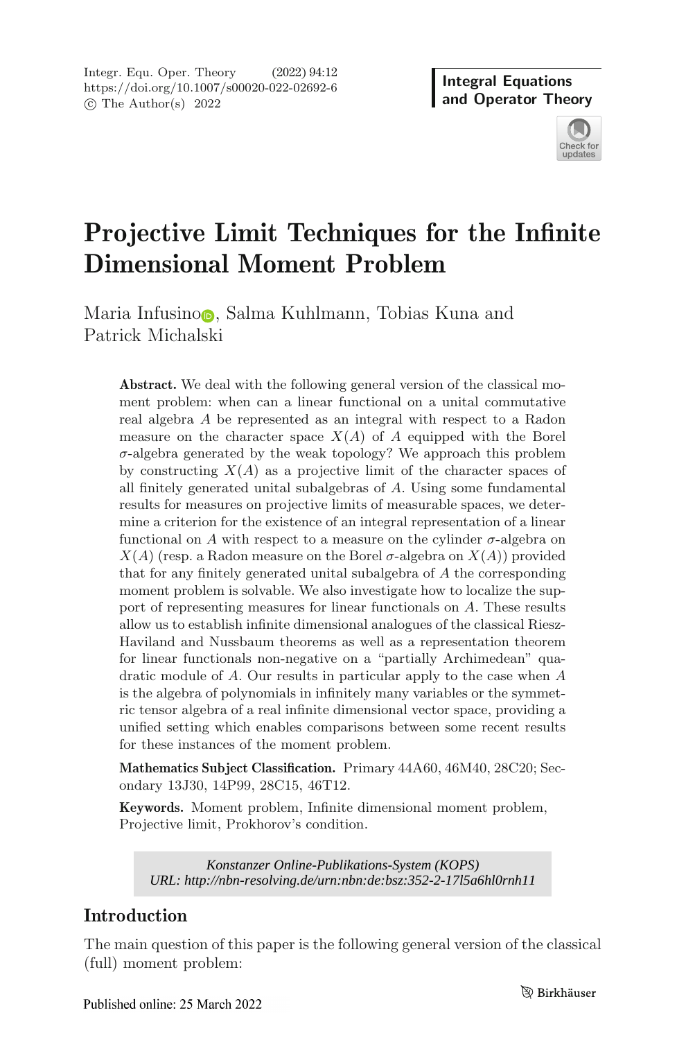# Projective Limit Techniques for the Infinite Dimensional Moment Problem

Maria Infusino, Salma Kuhlmann, Tobias Kuna and Patrick Michalski

**Abstract.** We deal with the following general version of the classical moment problem: when can a linear functional on a unital commutative real algebra $A$ be represented as an integral with respect to a Radon measure on the character space $X(A)$ of $A$ equipped with the Borel $\sigma$-algebra generated by the weak topology? We approach this problem by constructing $X(A)$ as a projective limit of the character spaces of all finitely generated unital subalgebras of $A$. Using some fundamental results for measures on projective limits of measurable spaces, we determine a criterion for the existence of an integral representation of a linear functional on $A$ with respect to a measure on the cylinder $\sigma$-algebra on $X(A)$ (resp. a Radon measure on the Borel $\sigma$-algebra on $X(A)$) provided that for any finitely generated unital subalgebra of $A$ the corresponding moment problem is solvable. We also investigate how to localize the support of representing measures for linear functionals on $A$. These results allow us to establish infinite dimensional analogues of the classical Riesz-Haviland and Nussbaum theorems as well as a representation theorem for linear functionals non-negative on a "partially Archimedean" quadratic module of $A$. Our results in particular apply to the case when $A$ is the algebra of polynomials in infinitely many variables or the symmetric tensor algebra of a real infinite dimensional vector space, providing a unified setting which enables comparisons between some recent results for these instances of the moment problem.

**Mathematics Subject Classification.** Primary 44A60, 46M40, 28C20; Secondary 13J30, 14P99, 28C15, 46T12.

**Keywords.** Moment problem, Infinite dimensional moment problem, Projective limit, Prokhorov's condition.

*Konstanzer Online-Publikations-System (KOPS)*
*URL: http://nbn-resolving.de/urn:nbn:de:bsz:352-2-17l5a6hl0rnh11*

## Introduction

The main question of this paper is the following general version of the classical (full) moment problem: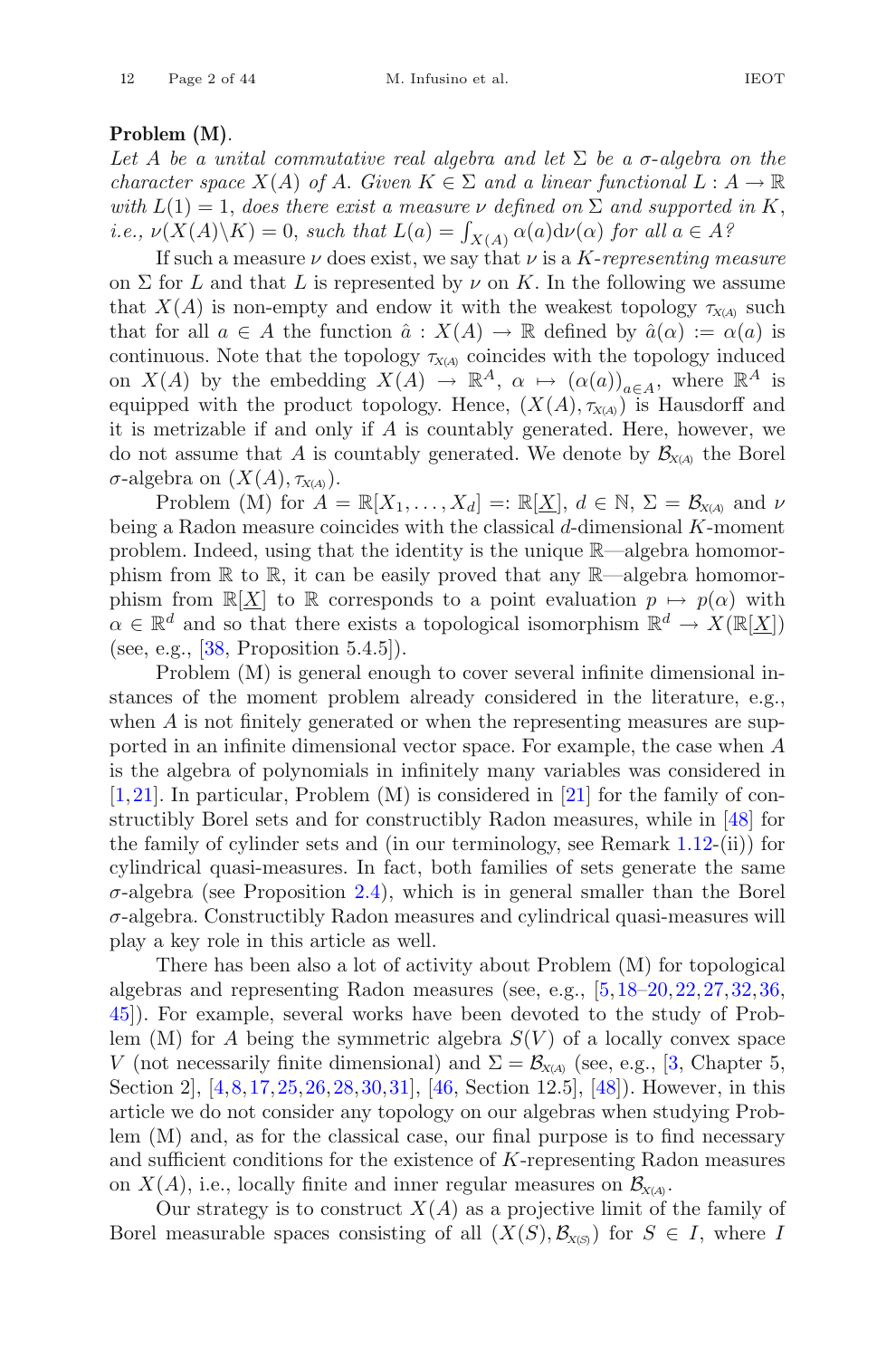**Problem (M).**

*Let $A$ be a unital commutative real algebra and let $\Sigma$ be a $\sigma$-algebra on the character space $X(A)$ of $A$. Given $K \in \Sigma$ and a linear functional $L : A \to \mathbb{R}$ with $L(1) = 1$, does there exist a measure $\nu$ defined on $\Sigma$ and supported in $K$, i.e., $\nu(X(A)\backslash K) = 0$, such that $L(a) = \int_{X(A)} \alpha(a) \mathrm{d}\nu(\alpha)$ for all $a \in A$?*

If such a measure $\nu$ does exist, we say that $\nu$ is a *$K$-representing measure* on $\Sigma$ for $L$ and that $L$ is represented by $\nu$ on $K$. In the following we assume that $X(A)$ is non-empty and endow it with the weakest topology $\tau_{X(A)}$ such that for all $a \in A$ the function $\hat{a} : X(A) \to \mathbb{R}$ defined by $\hat{a}(\alpha) := \alpha(a)$ is continuous. Note that the topology $\tau_{X(A)}$ coincides with the topology induced on $X(A)$ by the embedding $X(A) \to \mathbb{R}^A$, $\alpha \mapsto (\alpha(a))_{a \in A}$, where $\mathbb{R}^A$ is equipped with the product topology. Hence, $(X(A), \tau_{X(A)})$ is Hausdorff and it is metrizable if and only if $A$ is countably generated. Here, however, we do not assume that $A$ is countably generated. We denote by $\mathcal{B}_{X(A)}$ the Borel $\sigma$-algebra on $(X(A), \tau_{X(A)})$.

Problem (M) for $A = \mathbb{R}[X_1, \ldots, X_d] =: \mathbb{R}[\underline{X}]$, $d \in \mathbb{N}$, $\Sigma = \mathcal{B}_{X(A)}$ and $\nu$ being a Radon measure coincides with the classical $d$-dimensional $K$-moment problem. Indeed, using that the identity is the unique $\mathbb{R}$—algebra homomorphism from $\mathbb{R}$ to $\mathbb{R}$, it can be easily proved that any $\mathbb{R}$—algebra homomorphism from $\mathbb{R}[\underline{X}]$ to $\mathbb{R}$ corresponds to a point evaluation $p \mapsto p(\alpha)$ with $\alpha \in \mathbb{R}^d$ and so that there exists a topological isomorphism $\mathbb{R}^d \to X(\mathbb{R}[\underline{X}])$ (see, e.g., [38, Proposition 5.4.5]).

Problem (M) is general enough to cover several infinite dimensional instances of the moment problem already considered in the literature, e.g., when $A$ is not finitely generated or when the representing measures are supported in an infinite dimensional vector space. For example, the case when $A$ is the algebra of polynomials in infinitely many variables was considered in [1,21]. In particular, Problem (M) is considered in [21] for the family of constructibly Borel sets and for constructibly Radon measures, while in [48] for the family of cylinder sets and (in our terminology, see Remark 1.12-(ii)) for cylindrical quasi-measures. In fact, both families of sets generate the same $\sigma$-algebra (see Proposition 2.4), which is in general smaller than the Borel $\sigma$-algebra. Constructibly Radon measures and cylindrical quasi-measures will play a key role in this article as well.

There has been also a lot of activity about Problem (M) for topological algebras and representing Radon measures (see, e.g., [5,18–20,22,27,32,36,45]). For example, several works have been devoted to the study of Problem (M) for $A$ being the symmetric algebra $S(V)$ of a locally convex space $V$ (not necessarily finite dimensional) and $\Sigma = \mathcal{B}_{X(A)}$ (see, e.g., [3, Chapter 5, Section 2], [4,8,17,25,26,28,30,31], [46, Section 12.5], [48]). However, in this article we do not consider any topology on our algebras when studying Problem (M) and, as for the classical case, our final purpose is to find necessary and sufficient conditions for the existence of $K$-representing Radon measures on $X(A)$, i.e., locally finite and inner regular measures on $\mathcal{B}_{X(A)}$.

Our strategy is to construct $X(A)$ as a projective limit of the family of Borel measurable spaces consisting of all $(X(S), \mathcal{B}_{X(S)})$ for $S \in I$, where $I$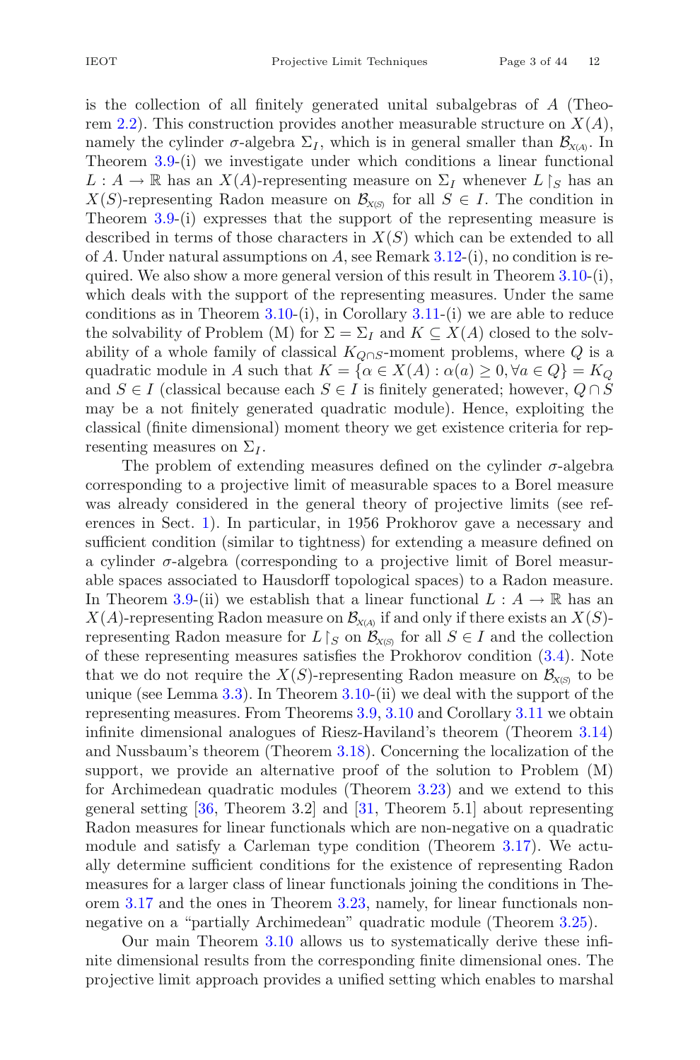is the collection of all finitely generated unital subalgebras of $A$ (Theorem 2.2). This construction provides another measurable structure on $X(A)$, namely the cylinder $\sigma$-algebra $\Sigma_I$, which is in general smaller than $\mathcal{B}_{X(A)}$. In Theorem 3.9-(i) we investigate under which conditions a linear functional $L : A \to \mathbb{R}$ has an $X(A)$-representing measure on $\Sigma_I$ whenever $L\restriction_S$ has an $X(S)$-representing Radon measure on $\mathcal{B}_{X(S)}$ for all $S \in I$. The condition in Theorem 3.9-(i) expresses that the support of the representing measure is described in terms of those characters in $X(S)$ which can be extended to all of $A$. Under natural assumptions on $A$, see Remark 3.12-(i), no condition is required. We also show a more general version of this result in Theorem 3.10-(i), which deals with the support of the representing measures. Under the same conditions as in Theorem 3.10-(i), in Corollary 3.11-(i) we are able to reduce the solvability of Problem (M) for $\Sigma = \Sigma_I$ and $K \subseteq X(A)$ closed to the solvability of a whole family of classical $K_{Q\cap S}$-moment problems, where $Q$ is a quadratic module in $A$ such that $K = \{\alpha \in X(A) : \alpha(a) \geq 0, \forall a \in Q\} = K_Q$ and $S \in I$ (classical because each $S \in I$ is finitely generated; however, $Q \cap S$ may be a not finitely generated quadratic module). Hence, exploiting the classical (finite dimensional) moment theory we get existence criteria for representing measures on $\Sigma_I$.

The problem of extending measures defined on the cylinder $\sigma$-algebra corresponding to a projective limit of measurable spaces to a Borel measure was already considered in the general theory of projective limits (see references in Sect. 1). In particular, in 1956 Prokhorov gave a necessary and sufficient condition (similar to tightness) for extending a measure defined on a cylinder $\sigma$-algebra (corresponding to a projective limit of Borel measurable spaces associated to Hausdorff topological spaces) to a Radon measure. In Theorem 3.9-(ii) we establish that a linear functional $L : A \to \mathbb{R}$ has an $X(A)$-representing Radon measure on $\mathcal{B}_{X(A)}$ if and only if there exists an $X(S)$-representing Radon measure for $L\restriction_S$ on $\mathcal{B}_{X(S)}$ for all $S \in I$ and the collection of these representing measures satisfies the Prokhorov condition (3.4). Note that we do not require the $X(S)$-representing Radon measure on $\mathcal{B}_{X(S)}$ to be unique (see Lemma 3.3). In Theorem 3.10-(ii) we deal with the support of the representing measures. From Theorems 3.9, 3.10 and Corollary 3.11 we obtain infinite dimensional analogues of Riesz-Haviland's theorem (Theorem 3.14) and Nussbaum's theorem (Theorem 3.18). Concerning the localization of the support, we provide an alternative proof of the solution to Problem (M) for Archimedean quadratic modules (Theorem 3.23) and we extend to this general setting [36, Theorem 3.2] and [31, Theorem 5.1] about representing Radon measures for linear functionals which are non-negative on a quadratic module and satisfy a Carleman type condition (Theorem 3.17). We actually determine sufficient conditions for the existence of representing Radon measures for a larger class of linear functionals joining the conditions in Theorem 3.17 and the ones in Theorem 3.23, namely, for linear functionals non-negative on a "partially Archimedean" quadratic module (Theorem 3.25).

Our main Theorem 3.10 allows us to systematically derive these infinite dimensional results from the corresponding finite dimensional ones. The projective limit approach provides a unified setting which enables to marshal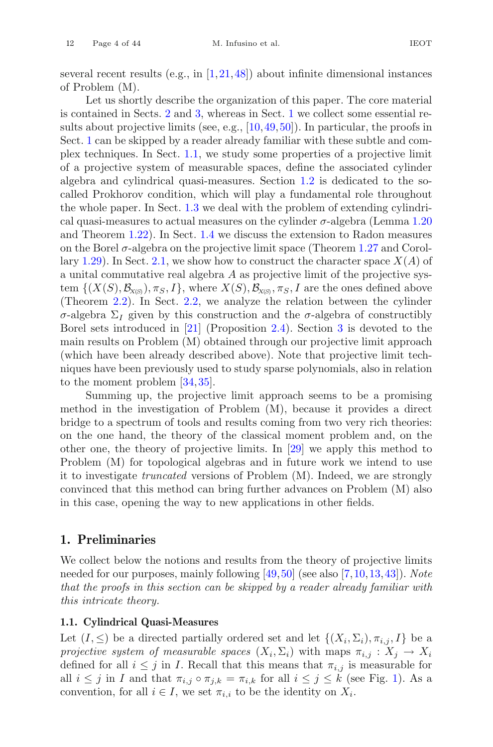several recent results (e.g., in [1,21,48]) about infinite dimensional instances of Problem (M).

Let us shortly describe the organization of this paper. The core material is contained in Sects. 2 and 3, whereas in Sect. 1 we collect some essential results about projective limits (see, e.g., [10,49,50]). In particular, the proofs in Sect. 1 can be skipped by a reader already familiar with these subtle and complex techniques. In Sect. 1.1, we study some properties of a projective limit of a projective system of measurable spaces, define the associated cylinder algebra and cylindrical quasi-measures. Section 1.2 is dedicated to the so-called Prokhorov condition, which will play a fundamental role throughout the whole paper. In Sect. 1.3 we deal with the problem of extending cylindrical quasi-measures to actual measures on the cylinder $\sigma$-algebra (Lemma 1.20 and Theorem 1.22). In Sect. 1.4 we discuss the extension to Radon measures on the Borel $\sigma$-algebra on the projective limit space (Theorem 1.27 and Corollary 1.29). In Sect. 2.1, we show how to construct the character space $X(A)$ of a unital commutative real algebra $A$ as projective limit of the projective system $\{(X(S), \mathcal{B}_{X(S)}), \pi_S, I\}$, where $X(S), \mathcal{B}_{X(S)}, \pi_S, I$ are the ones defined above (Theorem 2.2). In Sect. 2.2, we analyze the relation between the cylinder $\sigma$-algebra $\Sigma_I$ given by this construction and the $\sigma$-algebra of constructibly Borel sets introduced in [21] (Proposition 2.4). Section 3 is devoted to the main results on Problem (M) obtained through our projective limit approach (which have been already described above). Note that projective limit techniques have been previously used to study sparse polynomials, also in relation to the moment problem [34,35].

Summing up, the projective limit approach seems to be a promising method in the investigation of Problem (M), because it provides a direct bridge to a spectrum of tools and results coming from two very rich theories: on the one hand, the theory of the classical moment problem and, on the other one, the theory of projective limits. In [29] we apply this method to Problem (M) for topological algebras and in future work we intend to use it to investigate *truncated* versions of Problem (M). Indeed, we are strongly convinced that this method can bring further advances on Problem (M) also in this case, opening the way to new applications in other fields.

## 1. Preliminaries

We collect below the notions and results from the theory of projective limits needed for our purposes, mainly following [49,50] (see also [7,10,13,43]). *Note that the proofs in this section can be skipped by a reader already familiar with this intricate theory.*

### 1.1. Cylindrical Quasi-Measures

Let $(I, \leq)$ be a directed partially ordered set and let $\{(X_i, \Sigma_i), \pi_{i,j}, I\}$ be a *projective system of measurable spaces* $(X_i, \Sigma_i)$ with maps $\pi_{i,j} : X_j \to X_i$ defined for all $i \leq j$ in $I$. Recall that this means that $\pi_{i,j}$ is measurable for all $i \leq j$ in $I$ and that $\pi_{i,j} \circ \pi_{j,k} = \pi_{i,k}$ for all $i \leq j \leq k$ (see Fig. 1). As a convention, for all $i \in I$, we set $\pi_{i,i}$ to be the identity on $X_i$.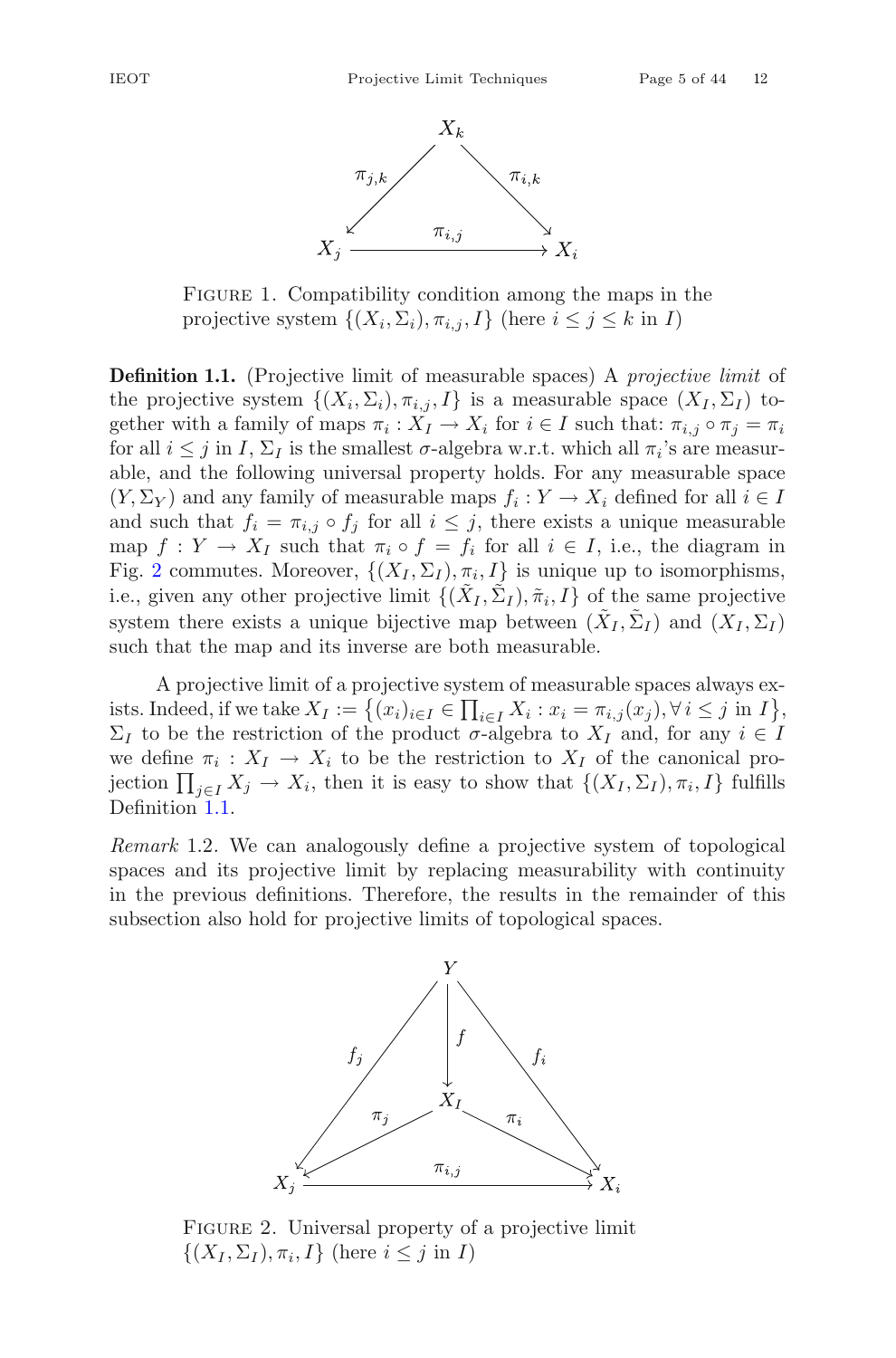FIGURE 1. Compatibility condition among the maps in the projective system $\{(X_i, \Sigma_i), \pi_{i,j}, I\}$ (here $i \leq j \leq k$ in $I$)

**Definition 1.1.** (Projective limit of measurable spaces) A *projective limit* of the projective system $\{(X_i, \Sigma_i), \pi_{i,j}, I\}$ is a measurable space $(X_I, \Sigma_I)$ together with a family of maps $\pi_i : X_I \to X_i$ for $i \in I$ such that: $\pi_{i,j} \circ \pi_j = \pi_i$ for all $i \leq j$ in $I$, $\Sigma_I$ is the smallest $\sigma$-algebra w.r.t. which all $\pi_i$'s are measurable, and the following universal property holds. For any measurable space $(Y, \Sigma_Y)$ and any family of measurable maps $f_i : Y \to X_i$ defined for all $i \in I$ and such that $f_i = \pi_{i,j} \circ f_j$ for all $i \leq j$, there exists a unique measurable map $f : Y \to X_I$ such that $\pi_i \circ f = f_i$ for all $i \in I$, i.e., the diagram in Fig. 2 commutes. Moreover, $\{(X_I, \Sigma_I), \pi_i, I\}$ is unique up to isomorphisms, i.e., given any other projective limit $\{(\tilde{X}_I, \tilde{\Sigma}_I), \tilde{\pi}_i, I\}$ of the same projective system there exists a unique bijective map between $(\tilde{X}_I, \tilde{\Sigma}_I)$ and $(X_I, \Sigma_I)$ such that the map and its inverse are both measurable.

A projective limit of a projective system of measurable spaces always exists. Indeed, if we take $X_I := \{(x_i)_{i \in I} \in \prod_{i \in I} X_i : x_i = \pi_{i,j}(x_j), \forall\, i \leq j \text{ in } I\}$, $\Sigma_I$ to be the restriction of the product $\sigma$-algebra to $X_I$ and, for any $i \in I$ we define $\pi_i : X_I \to X_i$ to be the restriction to $X_I$ of the canonical projection $\prod_{j \in I} X_j \to X_i$, then it is easy to show that $\{(X_I, \Sigma_I), \pi_i, I\}$ fulfills Definition 1.1.

*Remark* 1.2. We can analogously define a projective system of topological spaces and its projective limit by replacing measurability with continuity in the previous definitions. Therefore, the results in the remainder of this subsection also hold for projective limits of topological spaces.

FIGURE 2. Universal property of a projective limit $\{(X_I, \Sigma_I), \pi_i, I\}$ (here $i \leq j$ in $I$)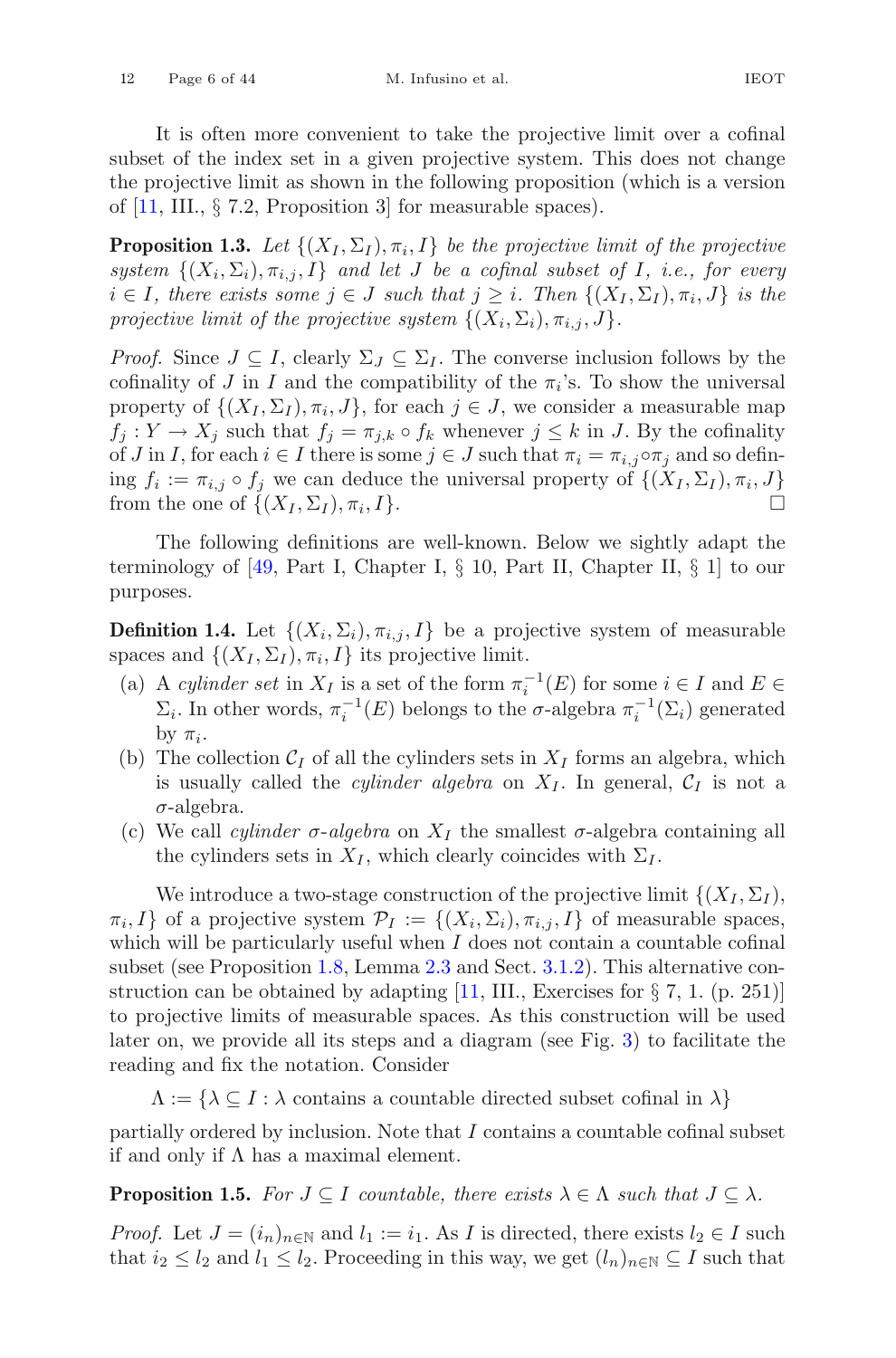It is often more convenient to take the projective limit over a cofinal subset of the index set in a given projective system. This does not change the projective limit as shown in the following proposition (which is a version of [11, III., § 7.2, Proposition 3] for measurable spaces).

**Proposition 1.3.** *Let $\{(X_I, \Sigma_I), \pi_i, I\}$ be the projective limit of the projective system $\{(X_i, \Sigma_i), \pi_{i,j}, I\}$ and let $J$ be a cofinal subset of $I$, i.e., for every $i \in I$, there exists some $j \in J$ such that $j \geq i$. Then $\{(X_I, \Sigma_I), \pi_i, J\}$ is the projective limit of the projective system $\{(X_i, \Sigma_i), \pi_{i,j}, J\}$.*

*Proof.* Since $J \subseteq I$, clearly $\Sigma_J \subseteq \Sigma_I$. The converse inclusion follows by the cofinality of $J$ in $I$ and the compatibility of the $\pi_i$'s. To show the universal property of $\{(X_I, \Sigma_I), \pi_i, J\}$, for each $j \in J$, we consider a measurable map $f_j : Y \to X_j$ such that $f_j = \pi_{j,k} \circ f_k$ whenever $j \leq k$ in $J$. By the cofinality of $J$ in $I$, for each $i \in I$ there is some $j \in J$ such that $\pi_i = \pi_{i,j} \circ \pi_j$ and so defining $f_i := \pi_{i,j} \circ f_j$ we can deduce the universal property of $\{(X_I, \Sigma_I), \pi_i, J\}$ from the one of $\{(X_I, \Sigma_I), \pi_i, I\}$. □

The following definitions are well-known. Below we sightly adapt the terminology of [49, Part I, Chapter I, § 10, Part II, Chapter II, § 1] to our purposes.

**Definition 1.4.** Let $\{(X_i, \Sigma_i), \pi_{i,j}, I\}$ be a projective system of measurable spaces and $\{(X_I, \Sigma_I), \pi_i, I\}$ its projective limit.

(a) A *cylinder set* in $X_I$ is a set of the form $\pi_i^{-1}(E)$ for some $i \in I$ and $E \in \Sigma_i$. In other words, $\pi_i^{-1}(E)$ belongs to the $\sigma$-algebra $\pi_i^{-1}(\Sigma_i)$ generated by $\pi_i$.

(b) The collection $\mathcal{C}_I$ of all the cylinders sets in $X_I$ forms an algebra, which is usually called the *cylinder algebra* on $X_I$. In general, $\mathcal{C}_I$ is not a $\sigma$-algebra.

(c) We call *cylinder $\sigma$-algebra* on $X_I$ the smallest $\sigma$-algebra containing all the cylinders sets in $X_I$, which clearly coincides with $\Sigma_I$.

We introduce a two-stage construction of the projective limit $\{(X_I, \Sigma_I), \pi_i, I\}$ of a projective system $\mathcal{P}_I := \{(X_i, \Sigma_i), \pi_{i,j}, I\}$ of measurable spaces, which will be particularly useful when $I$ does not contain a countable cofinal subset (see Proposition 1.8, Lemma 2.3 and Sect. 3.1.2). This alternative construction can be obtained by adapting [11, III., Exercises for § 7, 1. (p. 251)] to projective limits of measurable spaces. As this construction will be used later on, we provide all its steps and a diagram (see Fig. 3) to facilitate the reading and fix the notation. Consider

$$\Lambda := \{\lambda \subseteq I : \lambda \text{ contains a countable directed subset cofinal in } \lambda\}$$

partially ordered by inclusion. Note that $I$ contains a countable cofinal subset if and only if $\Lambda$ has a maximal element.

**Proposition 1.5.** *For $J \subseteq I$ countable, there exists $\lambda \in \Lambda$ such that $J \subseteq \lambda$.*

*Proof.* Let $J = (i_n)_{n \in \mathbb{N}}$ and $l_1 := i_1$. As $I$ is directed, there exists $l_2 \in I$ such that $i_2 \leq l_2$ and $l_1 \leq l_2$. Proceeding in this way, we get $(l_n)_{n \in \mathbb{N}} \subseteq I$ such that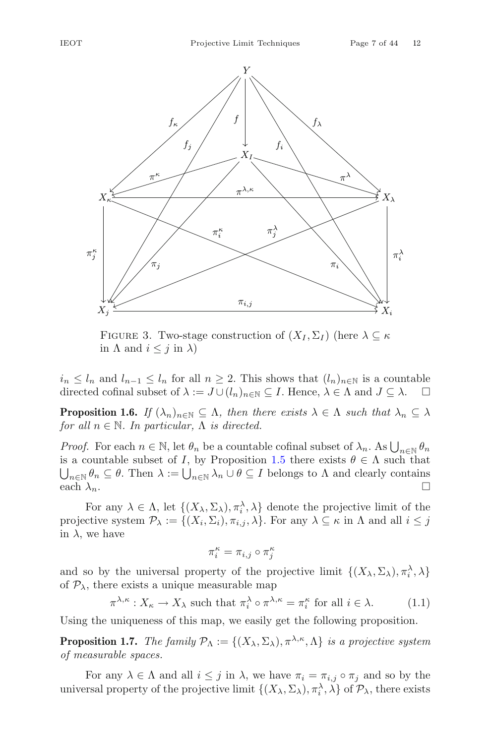FIGURE 3. Two-stage construction of $(X_I, \Sigma_I)$ (here $\lambda \subseteq \kappa$ in $\Lambda$ and $i \leq j$ in $\lambda$)

$i_n \leq l_n$ and $l_{n-1} \leq l_n$ for all $n \geq 2$. This shows that $(l_n)_{n\in\mathbb{N}}$ is a countable directed cofinal subset of $\lambda := J \cup (l_n)_{n\in\mathbb{N}} \subseteq I$. Hence, $\lambda \in \Lambda$ and $J \subseteq \lambda$. $\square$

**Proposition 1.6.** *If $(\lambda_n)_{n\in\mathbb{N}} \subseteq \Lambda$, then there exists $\lambda \in \Lambda$ such that $\lambda_n \subseteq \lambda$ for all $n \in \mathbb{N}$. In particular, $\Lambda$ is directed.*

*Proof.* For each $n \in \mathbb{N}$, let $\theta_n$ be a countable cofinal subset of $\lambda_n$. As $\bigcup_{n\in\mathbb{N}} \theta_n$ is a countable subset of $I$, by Proposition 1.5 there exists $\theta \in \Lambda$ such that $\bigcup_{n\in\mathbb{N}} \theta_n \subseteq \theta$. Then $\lambda := \bigcup_{n\in\mathbb{N}} \lambda_n \cup \theta \subseteq I$ belongs to $\Lambda$ and clearly contains each $\lambda_n$. $\square$

For any $\lambda \in \Lambda$, let $\{(X_\lambda, \Sigma_\lambda), \pi_i^\lambda, \lambda\}$ denote the projective limit of the projective system $\mathcal{P}_\lambda := \{(X_i, \Sigma_i), \pi_{i,j}, \lambda\}$. For any $\lambda \subseteq \kappa$ in $\Lambda$ and all $i \leq j$ in $\lambda$, we have

$$\pi_i^\kappa = \pi_{i,j} \circ \pi_j^\kappa$$

and so by the universal property of the projective limit $\{(X_\lambda, \Sigma_\lambda), \pi_i^\lambda, \lambda\}$ of $\mathcal{P}_\lambda$, there exists a unique measurable map

$$\pi^{\lambda,\kappa} : X_\kappa \to X_\lambda \text{ such that } \pi_i^\lambda \circ \pi^{\lambda,\kappa} = \pi_i^\kappa \text{ for all } i \in \lambda. \tag{1.1}$$

Using the uniqueness of this map, we easily get the following proposition.

**Proposition 1.7.** *The family $\mathcal{P}_\Lambda := \{(X_\lambda, \Sigma_\lambda), \pi^{\lambda,\kappa}, \Lambda\}$ is a projective system of measurable spaces.*

For any $\lambda \in \Lambda$ and all $i \leq j$ in $\lambda$, we have $\pi_i = \pi_{i,j} \circ \pi_j$ and so by the universal property of the projective limit $\{(X_\lambda, \Sigma_\lambda), \pi_i^\lambda, \lambda\}$ of $\mathcal{P}_\lambda$, there exists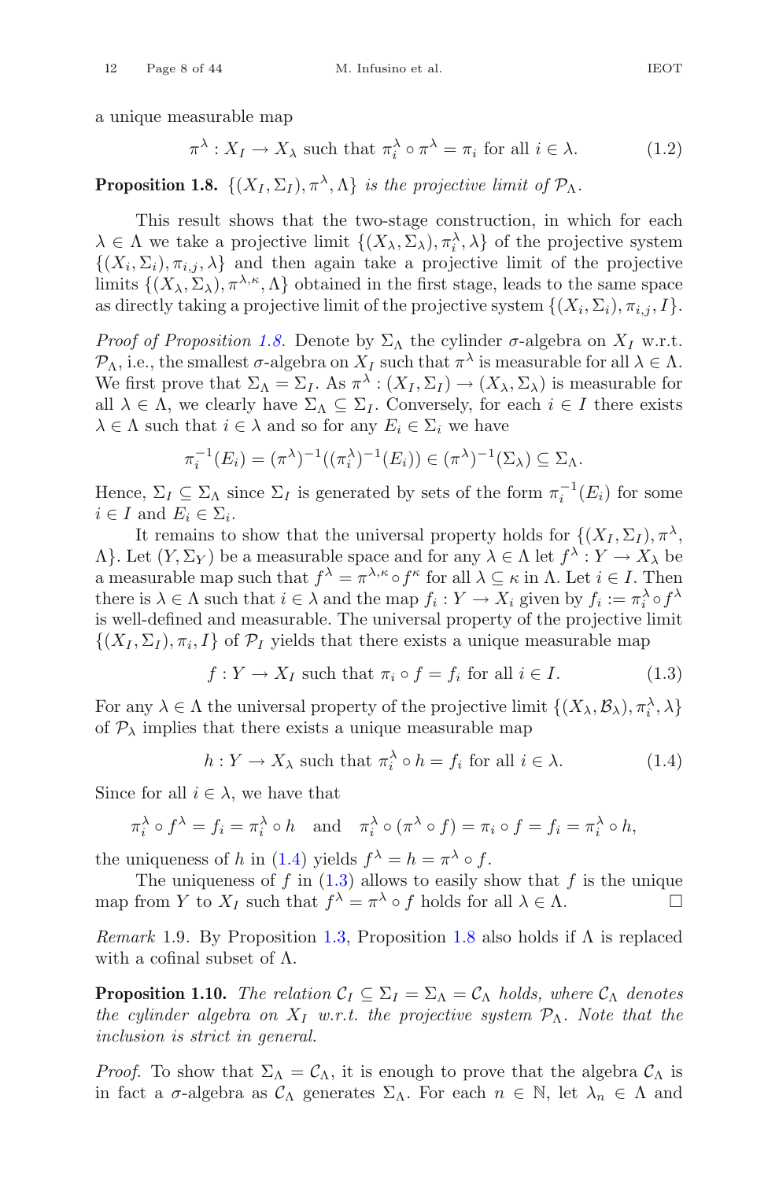a unique measurable map

$$\pi^\lambda : X_I \to X_\lambda \text{ such that } \pi_i^\lambda \circ \pi^\lambda = \pi_i \text{ for all } i \in \lambda. \tag{1.2}$$

**Proposition 1.8.** *$\{(X_I, \Sigma_I), \pi^\lambda, \Lambda\}$ is the projective limit of $\mathcal{P}_\Lambda$.*

This result shows that the two-stage construction, in which for each $\lambda \in \Lambda$ we take a projective limit $\{(X_\lambda, \Sigma_\lambda), \pi_i^\lambda, \lambda\}$ of the projective system $\{(X_i, \Sigma_i), \pi_{i,j}, \lambda\}$ and then again take a projective limit of the projective limits $\{(X_\lambda, \Sigma_\lambda), \pi^{\lambda,\kappa}, \Lambda\}$ obtained in the first stage, leads to the same space as directly taking a projective limit of the projective system $\{(X_i, \Sigma_i), \pi_{i,j}, I\}$.

*Proof of Proposition 1.8.* Denote by $\Sigma_\Lambda$ the cylinder $\sigma$-algebra on $X_I$ w.r.t. $\mathcal{P}_\Lambda$, i.e., the smallest $\sigma$-algebra on $X_I$ such that $\pi^\lambda$ is measurable for all $\lambda \in \Lambda$. We first prove that $\Sigma_\Lambda = \Sigma_I$. As $\pi^\lambda : (X_I, \Sigma_I) \to (X_\lambda, \Sigma_\lambda)$ is measurable for all $\lambda \in \Lambda$, we clearly have $\Sigma_\Lambda \subseteq \Sigma_I$. Conversely, for each $i \in I$ there exists $\lambda \in \Lambda$ such that $i \in \lambda$ and so for any $E_i \in \Sigma_i$ we have

$$\pi_i^{-1}(E_i) = (\pi^\lambda)^{-1}((\pi_i^\lambda)^{-1}(E_i)) \in (\pi^\lambda)^{-1}(\Sigma_\lambda) \subseteq \Sigma_\Lambda.$$

Hence, $\Sigma_I \subseteq \Sigma_\Lambda$ since $\Sigma_I$ is generated by sets of the form $\pi_i^{-1}(E_i)$ for some $i \in I$ and $E_i \in \Sigma_i$.

It remains to show that the universal property holds for $\{(X_I, \Sigma_I), \pi^\lambda, \Lambda\}$. Let $(Y, \Sigma_Y)$ be a measurable space and for any $\lambda \in \Lambda$ let $f^\lambda : Y \to X_\lambda$ be a measurable map such that $f^\lambda = \pi^{\lambda,\kappa} \circ f^\kappa$ for all $\lambda \subseteq \kappa$ in $\Lambda$. Let $i \in I$. Then there is $\lambda \in \Lambda$ such that $i \in \lambda$ and the map $f_i : Y \to X_i$ given by $f_i := \pi_i^\lambda \circ f^\lambda$ is well-defined and measurable. The universal property of the projective limit $\{(X_I, \Sigma_I), \pi_i, I\}$ of $\mathcal{P}_I$ yields that there exists a unique measurable map

$$f : Y \to X_I \text{ such that } \pi_i \circ f = f_i \text{ for all } i \in I. \tag{1.3}$$

For any $\lambda \in \Lambda$ the universal property of the projective limit $\{(X_\lambda, \mathcal{B}_\lambda), \pi_i^\lambda, \lambda\}$ of $\mathcal{P}_\lambda$ implies that there exists a unique measurable map

$$h : Y \to X_\lambda \text{ such that } \pi_i^\lambda \circ h = f_i \text{ for all } i \in \lambda. \tag{1.4}$$

Since for all $i \in \lambda$, we have that

$$\pi_i^\lambda \circ f^\lambda = f_i = \pi_i^\lambda \circ h \quad \text{and} \quad \pi_i^\lambda \circ (\pi^\lambda \circ f) = \pi_i \circ f = f_i = \pi_i^\lambda \circ h,$$

the uniqueness of $h$ in (1.4) yields $f^\lambda = h = \pi^\lambda \circ f$.

The uniqueness of $f$ in (1.3) allows to easily show that $f$ is the unique map from $Y$ to $X_I$ such that $f^\lambda = \pi^\lambda \circ f$ holds for all $\lambda \in \Lambda$. □

*Remark* 1.9. By Proposition 1.3, Proposition 1.8 also holds if $\Lambda$ is replaced with a cofinal subset of $\Lambda$.

**Proposition 1.10.** *The relation $\mathcal{C}_I \subseteq \Sigma_I = \Sigma_\Lambda = \mathcal{C}_\Lambda$ holds, where $\mathcal{C}_\Lambda$ denotes the cylinder algebra on $X_I$ w.r.t. the projective system $\mathcal{P}_\Lambda$. Note that the inclusion is strict in general.*

*Proof.* To show that $\Sigma_\Lambda = \mathcal{C}_\Lambda$, it is enough to prove that the algebra $\mathcal{C}_\Lambda$ is in fact a $\sigma$-algebra as $\mathcal{C}_\Lambda$ generates $\Sigma_\Lambda$. For each $n \in \mathbb{N}$, let $\lambda_n \in \Lambda$ and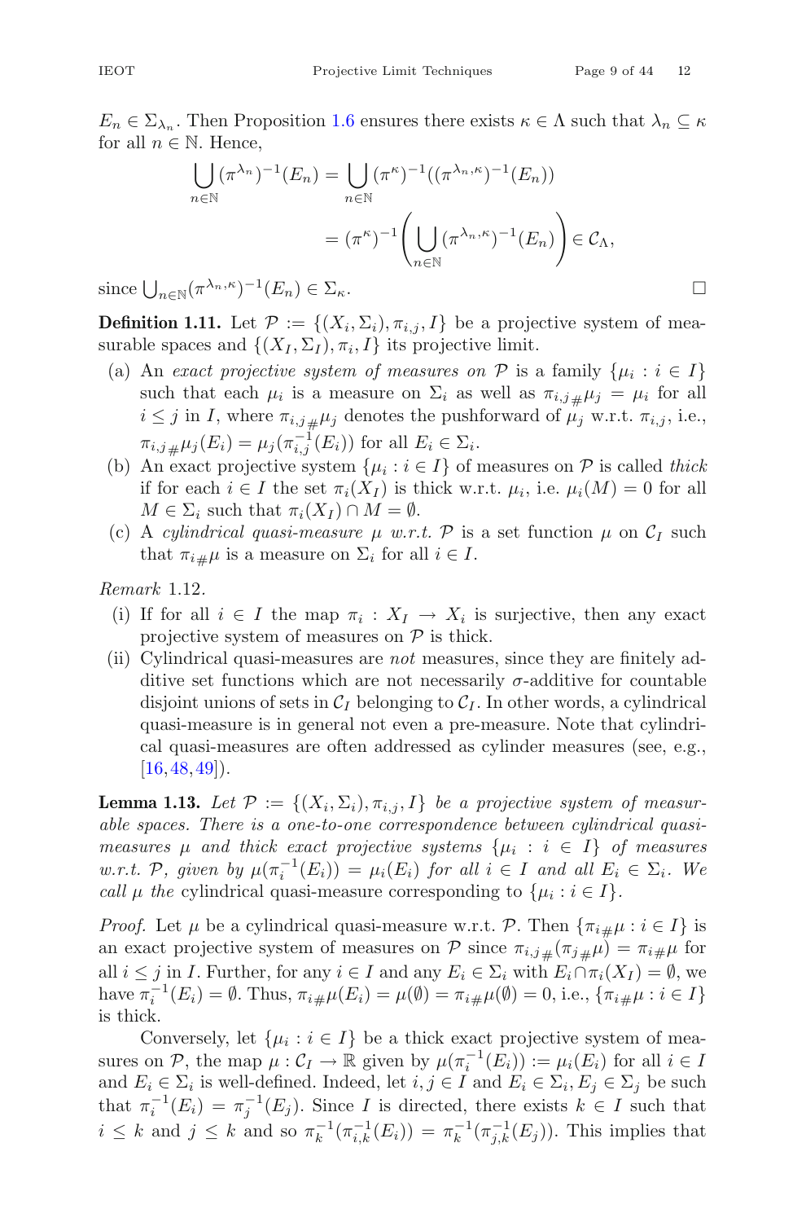$E_n \in \Sigma_{\lambda_n}$. Then Proposition 1.6 ensures there exists $\kappa \in \Lambda$ such that $\lambda_n \subseteq \kappa$ for all $n \in \mathbb{N}$. Hence,

$$\bigcup_{n\in\mathbb{N}} (\pi^{\lambda_n})^{-1}(E_n) = \bigcup_{n\in\mathbb{N}} (\pi^{\kappa})^{-1}((\pi^{\lambda_n,\kappa})^{-1}(E_n))$$

$$= (\pi^{\kappa})^{-1}\left(\bigcup_{n\in\mathbb{N}} (\pi^{\lambda_n,\kappa})^{-1}(E_n)\right) \in \mathcal{C}_\Lambda,$$

since $\bigcup_{n\in\mathbb{N}} (\pi^{\lambda_n,\kappa})^{-1}(E_n) \in \Sigma_\kappa$. □

**Definition 1.11.** Let $\mathcal{P} := \{(X_i, \Sigma_i), \pi_{i,j}, I\}$ be a projective system of measurable spaces and $\{(X_I, \Sigma_I), \pi_i, I\}$ its projective limit.

(a) An *exact projective system of measures on* $\mathcal{P}$ is a family $\{\mu_i : i \in I\}$ such that each $\mu_i$ is a measure on $\Sigma_i$ as well as $\pi_{i,j\,\#}\mu_j = \mu_i$ for all $i \le j$ in $I$, where $\pi_{i,j\,\#}\mu_j$ denotes the pushforward of $\mu_j$ w.r.t. $\pi_{i,j}$, i.e., $\pi_{i,j\,\#}\mu_j(E_i) = \mu_j(\pi_{i,j}^{-1}(E_i))$ for all $E_i \in \Sigma_i$.

(b) An exact projective system $\{\mu_i : i \in I\}$ of measures on $\mathcal{P}$ is called *thick* if for each $i \in I$ the set $\pi_i(X_I)$ is thick w.r.t. $\mu_i$, i.e. $\mu_i(M) = 0$ for all $M \in \Sigma_i$ such that $\pi_i(X_I) \cap M = \emptyset$.

(c) A *cylindrical quasi-measure* $\mu$ *w.r.t.* $\mathcal{P}$ is a set function $\mu$ on $\mathcal{C}_I$ such that $\pi_{i\,\#}\mu$ is a measure on $\Sigma_i$ for all $i \in I$.

*Remark* 1.12.

(i) If for all $i \in I$ the map $\pi_i : X_I \to X_i$ is surjective, then any exact projective system of measures on $\mathcal{P}$ is thick.

(ii) Cylindrical quasi-measures are *not* measures, since they are finitely additive set functions which are not necessarily $\sigma$-additive for countable disjoint unions of sets in $\mathcal{C}_I$ belonging to $\mathcal{C}_I$. In other words, a cylindrical quasi-measure is in general not even a pre-measure. Note that cylindrical quasi-measures are often addressed as cylinder measures (see, e.g., [16,48,49]).

**Lemma 1.13.** *Let $\mathcal{P} := \{(X_i, \Sigma_i), \pi_{i,j}, I\}$ be a projective system of measurable spaces. There is a one-to-one correspondence between cylindrical quasi-measures $\mu$ and thick exact projective systems $\{\mu_i : i \in I\}$ of measures w.r.t. $\mathcal{P}$, given by $\mu(\pi_i^{-1}(E_i)) = \mu_i(E_i)$ for all $i \in I$ and all $E_i \in \Sigma_i$. We call $\mu$ the* cylindrical quasi-measure corresponding to $\{\mu_i : i \in I\}$.

*Proof.* Let $\mu$ be a cylindrical quasi-measure w.r.t. $\mathcal{P}$. Then $\{\pi_{i\,\#}\mu : i \in I\}$ is an exact projective system of measures on $\mathcal{P}$ since $\pi_{i,j\,\#}(\pi_{j\,\#}\mu) = \pi_{i\,\#}\mu$ for all $i \le j$ in $I$. Further, for any $i \in I$ and any $E_i \in \Sigma_i$ with $E_i \cap \pi_i(X_I) = \emptyset$, we have $\pi_i^{-1}(E_i) = \emptyset$. Thus, $\pi_{i\,\#}\mu(E_i) = \mu(\emptyset) = \pi_{i\,\#}\mu(\emptyset) = 0$, i.e., $\{\pi_{i\,\#}\mu : i \in I\}$ is thick.

Conversely, let $\{\mu_i : i \in I\}$ be a thick exact projective system of measures on $\mathcal{P}$, the map $\mu : \mathcal{C}_I \to \mathbb{R}$ given by $\mu(\pi_i^{-1}(E_i)) := \mu_i(E_i)$ for all $i \in I$ and $E_i \in \Sigma_i$ is well-defined. Indeed, let $i, j \in I$ and $E_i \in \Sigma_i, E_j \in \Sigma_j$ be such that $\pi_i^{-1}(E_i) = \pi_j^{-1}(E_j)$. Since $I$ is directed, there exists $k \in I$ such that $i \le k$ and $j \le k$ and so $\pi_k^{-1}(\pi_{i,k}^{-1}(E_i)) = \pi_k^{-1}(\pi_{j,k}^{-1}(E_j))$. This implies that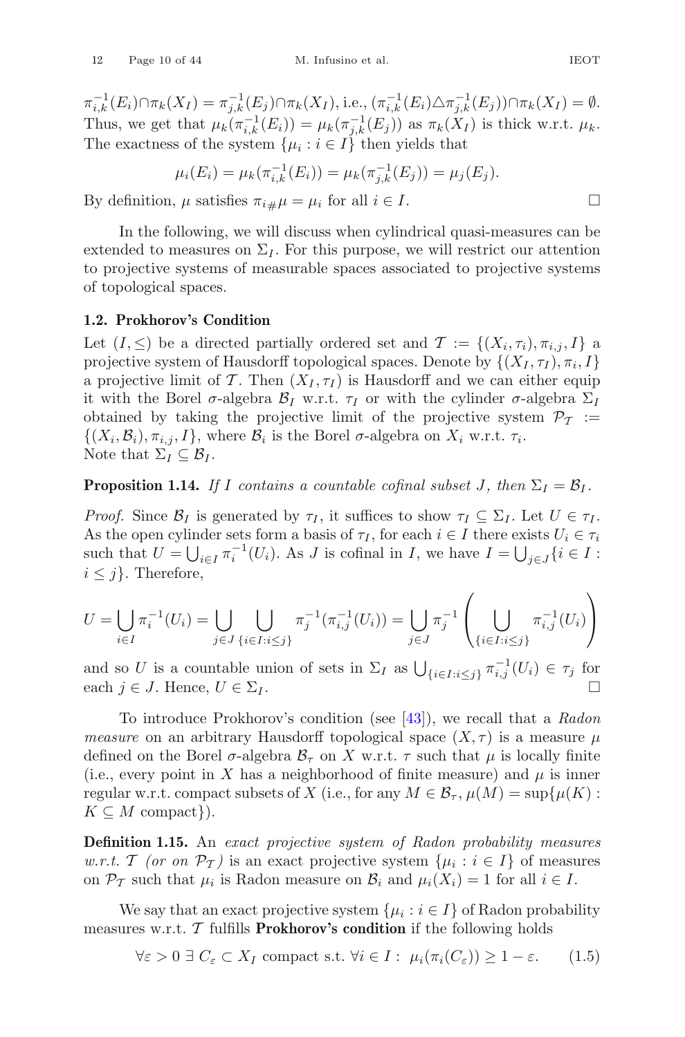$\pi_{i,k}^{-1}(E_i)\cap\pi_k(X_I) = \pi_{j,k}^{-1}(E_j)\cap\pi_k(X_I)$, i.e., $(\pi_{i,k}^{-1}(E_i)\triangle\pi_{j,k}^{-1}(E_j))\cap\pi_k(X_I) = \emptyset$. Thus, we get that $\mu_k(\pi_{i,k}^{-1}(E_i)) = \mu_k(\pi_{j,k}^{-1}(E_j))$ as $\pi_k(X_I)$ is thick w.r.t. $\mu_k$. The exactness of the system $\{\mu_i : i \in I\}$ then yields that

$$\mu_i(E_i) = \mu_k(\pi_{i,k}^{-1}(E_i)) = \mu_k(\pi_{j,k}^{-1}(E_j)) = \mu_j(E_j).$$

By definition, $\mu$ satisfies $\pi_{i\#}\mu = \mu_i$ for all $i \in I$. □

In the following, we will discuss when cylindrical quasi-measures can be extended to measures on $\Sigma_I$. For this purpose, we will restrict our attention to projective systems of measurable spaces associated to projective systems of topological spaces.

### 1.2. Prokhorov's Condition

Let $(I, \leq)$ be a directed partially ordered set and $\mathcal{T} := \{(X_i, \tau_i), \pi_{i,j}, I\}$ a projective system of Hausdorff topological spaces. Denote by $\{(X_I, \tau_I), \pi_i, I\}$ a projective limit of $\mathcal{T}$. Then $(X_I, \tau_I)$ is Hausdorff and we can either equip it with the Borel $\sigma$-algebra $\mathcal{B}_I$ w.r.t. $\tau_I$ or with the cylinder $\sigma$-algebra $\Sigma_I$ obtained by taking the projective limit of the projective system $\mathcal{P}_\mathcal{T} := \{(X_i, \mathcal{B}_i), \pi_{i,j}, I\}$, where $\mathcal{B}_i$ is the Borel $\sigma$-algebra on $X_i$ w.r.t. $\tau_i$.
Note that $\Sigma_I \subseteq \mathcal{B}_I$.

**Proposition 1.14.** *If $I$ contains a countable cofinal subset $J$, then $\Sigma_I = \mathcal{B}_I$.*

*Proof.* Since $\mathcal{B}_I$ is generated by $\tau_I$, it suffices to show $\tau_I \subseteq \Sigma_I$. Let $U \in \tau_I$. As the open cylinder sets form a basis of $\tau_I$, for each $i \in I$ there exists $U_i \in \tau_i$ such that $U = \bigcup_{i\in I}\pi_i^{-1}(U_i)$. As $J$ is cofinal in $I$, we have $I = \bigcup_{j\in J}\{i \in I : i \leq j\}$. Therefore,

$$U = \bigcup_{i\in I}\pi_i^{-1}(U_i) = \bigcup_{j\in J}\bigcup_{\{i\in I:i\leq j\}}\pi_j^{-1}(\pi_{i,j}^{-1}(U_i)) = \bigcup_{j\in J}\pi_j^{-1}\left(\bigcup_{\{i\in I:i\leq j\}}\pi_{i,j}^{-1}(U_i)\right)$$

and so $U$ is a countable union of sets in $\Sigma_I$ as $\bigcup_{\{i\in I:i\leq j\}}\pi_{i,j}^{-1}(U_i) \in \tau_j$ for each $j \in J$. Hence, $U \in \Sigma_I$. □

To introduce Prokhorov's condition (see [43]), we recall that a *Radon measure* on an arbitrary Hausdorff topological space $(X, \tau)$ is a measure $\mu$ defined on the Borel $\sigma$-algebra $\mathcal{B}_\tau$ on $X$ w.r.t. $\tau$ such that $\mu$ is locally finite (i.e., every point in $X$ has a neighborhood of finite measure) and $\mu$ is inner regular w.r.t. compact subsets of $X$ (i.e., for any $M \in \mathcal{B}_\tau$, $\mu(M) = \sup\{\mu(K) : K \subseteq M \text{ compact}\}$).

**Definition 1.15.** An *exact projective system of Radon probability measures w.r.t. $\mathcal{T}$ (or on $\mathcal{P}_\mathcal{T}$)* is an exact projective system $\{\mu_i : i \in I\}$ of measures on $\mathcal{P}_\mathcal{T}$ such that $\mu_i$ is Radon measure on $\mathcal{B}_i$ and $\mu_i(X_i) = 1$ for all $i \in I$.

We say that an exact projective system $\{\mu_i : i \in I\}$ of Radon probability measures w.r.t. $\mathcal{T}$ fulfills **Prokhorov's condition** if the following holds

$$\forall \varepsilon > 0\ \exists\, C_\varepsilon \subset X_I \text{ compact s.t. } \forall i \in I:\ \mu_i(\pi_i(C_\varepsilon)) \geq 1 - \varepsilon. \tag{1.5}$$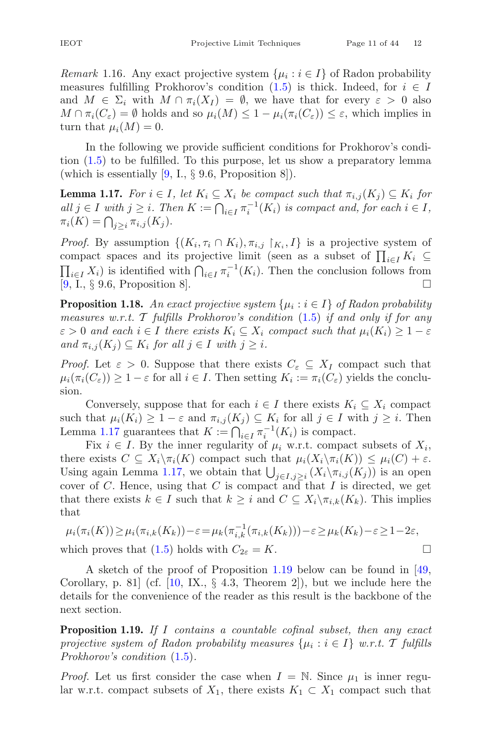*Remark* 1.16. Any exact projective system $\{\mu_i : i \in I\}$ of Radon probability measures fulfilling Prokhorov's condition (1.5) is thick. Indeed, for $i \in I$ and $M \in \Sigma_i$ with $M \cap \pi_i(X_I) = \emptyset$, we have that for every $\varepsilon > 0$ also $M \cap \pi_i(C_\varepsilon) = \emptyset$ holds and so $\mu_i(M) \leq 1 - \mu_i(\pi_i(C_\varepsilon)) \leq \varepsilon$, which implies in turn that $\mu_i(M) = 0$.

In the following we provide sufficient conditions for Prokhorov's condition (1.5) to be fulfilled. To this purpose, let us show a preparatory lemma (which is essentially [9, I., § 9.6, Proposition 8]).

**Lemma 1.17.** *For $i \in I$, let $K_i \subseteq X_i$ be compact such that $\pi_{i,j}(K_j) \subseteq K_i$ for all $j \in I$ with $j \geq i$. Then $K := \bigcap_{i \in I} \pi_i^{-1}(K_i)$ is compact and, for each $i \in I$, $\pi_i(K) = \bigcap_{j \geq i} \pi_{i,j}(K_j)$.*

*Proof.* By assumption $\{(K_i, \tau_i \cap K_i), \pi_{i,j} \restriction_{K_i}, I\}$ is a projective system of compact spaces and its projective limit (seen as a subset of $\prod_{i \in I} K_i \subseteq \prod_{i \in I} X_i$) is identified with $\bigcap_{i \in I} \pi_i^{-1}(K_i)$. Then the conclusion follows from [9, I., § 9.6, Proposition 8]. □

**Proposition 1.18.** *An exact projective system $\{\mu_i : i \in I\}$ of Radon probability measures w.r.t. $\mathcal{T}$ fulfills Prokhorov's condition (1.5) if and only if for any $\varepsilon > 0$ and each $i \in I$ there exists $K_i \subseteq X_i$ compact such that $\mu_i(K_i) \geq 1 - \varepsilon$ and $\pi_{i,j}(K_j) \subseteq K_i$ for all $j \in I$ with $j \geq i$.*

*Proof.* Let $\varepsilon > 0$. Suppose that there exists $C_\varepsilon \subseteq X_I$ compact such that $\mu_i(\pi_i(C_\varepsilon)) \geq 1 - \varepsilon$ for all $i \in I$. Then setting $K_i := \pi_i(C_\varepsilon)$ yields the conclusion.

Conversely, suppose that for each $i \in I$ there exists $K_i \subseteq X_i$ compact such that $\mu_i(K_i) \geq 1 - \varepsilon$ and $\pi_{i,j}(K_j) \subseteq K_i$ for all $j \in I$ with $j \geq i$. Then Lemma 1.17 guarantees that $K := \bigcap_{i \in I} \pi_i^{-1}(K_i)$ is compact.

Fix $i \in I$. By the inner regularity of $\mu_i$ w.r.t. compact subsets of $X_i$, there exists $C \subseteq X_i \backslash \pi_i(K)$ compact such that $\mu_i(X_i \backslash \pi_i(K)) \leq \mu_i(C) + \varepsilon$. Using again Lemma 1.17, we obtain that $\bigcup_{j \in I, j \geq i} (X_i \backslash \pi_{i,j}(K_j))$ is an open cover of $C$. Hence, using that $C$ is compact and that $I$ is directed, we get that there exists $k \in I$ such that $k \geq i$ and $C \subseteq X_i \backslash \pi_{i,k}(K_k)$. This implies that

$$\mu_i(\pi_i(K)) \geq \mu_i(\pi_{i,k}(K_k)) - \varepsilon = \mu_k(\pi_{i,k}^{-1}(\pi_{i,k}(K_k))) - \varepsilon \geq \mu_k(K_k) - \varepsilon \geq 1 - 2\varepsilon,$$

which proves that (1.5) holds with $C_{2\varepsilon} = K$. □

A sketch of the proof of Proposition 1.19 below can be found in [49, Corollary, p. 81] (cf. [10, IX., § 4.3, Theorem 2]), but we include here the details for the convenience of the reader as this result is the backbone of the next section.

**Proposition 1.19.** *If $I$ contains a countable cofinal subset, then any exact projective system of Radon probability measures $\{\mu_i : i \in I\}$ w.r.t. $\mathcal{T}$ fulfills Prokhorov's condition (1.5).*

*Proof.* Let us first consider the case when $I = \mathbb{N}$. Since $\mu_1$ is inner regular w.r.t. compact subsets of $X_1$, there exists $K_1 \subset X_1$ compact such that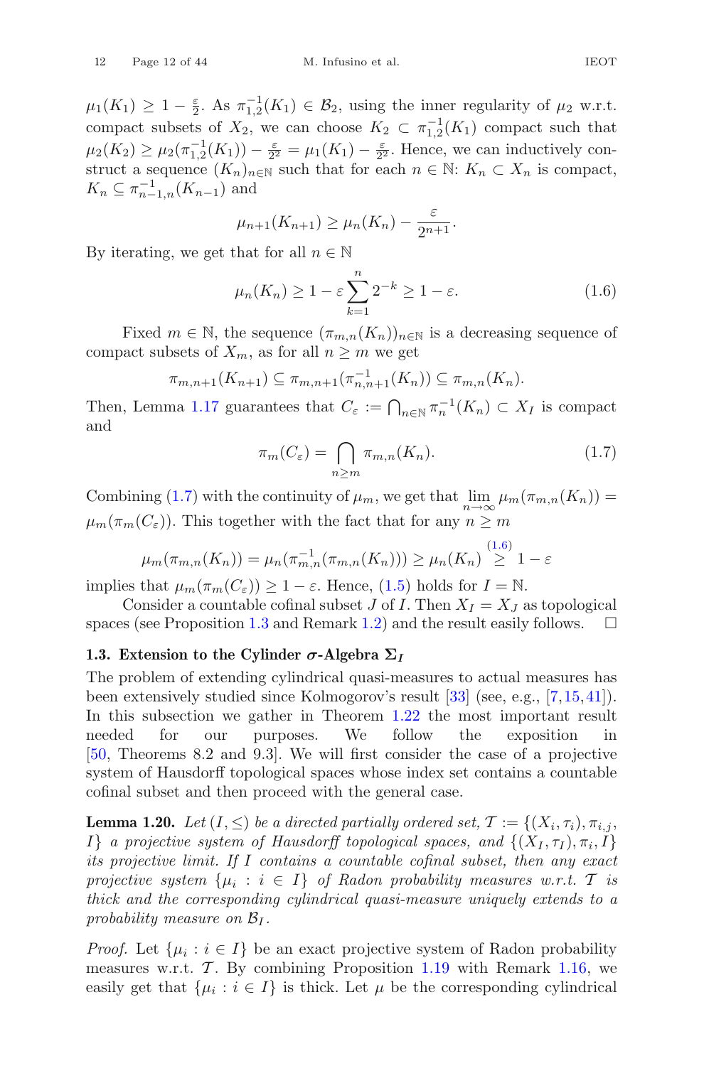$\mu_1(K_1) \geq 1 - \frac{\varepsilon}{2}$. As $\pi_{1,2}^{-1}(K_1) \in \mathcal{B}_2$, using the inner regularity of $\mu_2$ w.r.t. compact subsets of $X_2$, we can choose $K_2 \subset \pi_{1,2}^{-1}(K_1)$ compact such that $\mu_2(K_2) \geq \mu_2(\pi_{1,2}^{-1}(K_1)) - \frac{\varepsilon}{2^2} = \mu_1(K_1) - \frac{\varepsilon}{2^2}$. Hence, we can inductively construct a sequence $(K_n)_{n\in\mathbb{N}}$ such that for each $n \in \mathbb{N}$: $K_n \subset X_n$ is compact, $K_n \subseteq \pi_{n-1,n}^{-1}(K_{n-1})$ and

$$\mu_{n+1}(K_{n+1}) \geq \mu_n(K_n) - \frac{\varepsilon}{2^{n+1}}.$$

By iterating, we get that for all $n \in \mathbb{N}$

$$\mu_n(K_n) \geq 1 - \varepsilon \sum_{k=1}^{n} 2^{-k} \geq 1 - \varepsilon. \tag{1.6}$$

Fixed $m \in \mathbb{N}$, the sequence $(\pi_{m,n}(K_n))_{n\in\mathbb{N}}$ is a decreasing sequence of compact subsets of $X_m$, as for all $n \geq m$ we get

$$\pi_{m,n+1}(K_{n+1}) \subseteq \pi_{m,n+1}(\pi_{n,n+1}^{-1}(K_n)) \subseteq \pi_{m,n}(K_n).$$

Then, Lemma 1.17 guarantees that $C_\varepsilon := \bigcap_{n\in\mathbb{N}} \pi_n^{-1}(K_n) \subset X_I$ is compact and

$$\pi_m(C_\varepsilon) = \bigcap_{n\geq m} \pi_{m,n}(K_n). \tag{1.7}$$

Combining (1.7) with the continuity of $\mu_m$, we get that $\lim_{n\to\infty} \mu_m(\pi_{m,n}(K_n)) = \mu_m(\pi_m(C_\varepsilon))$. This together with the fact that for any $n \geq m$

$$\mu_m(\pi_{m,n}(K_n)) = \mu_n(\pi_{m,n}^{-1}(\pi_{m,n}(K_n))) \geq \mu_n(K_n) \overset{(1.6)}{\geq} 1 - \varepsilon$$

implies that $\mu_m(\pi_m(C_\varepsilon)) \geq 1 - \varepsilon$. Hence, (1.5) holds for $I = \mathbb{N}$.

Consider a countable cofinal subset $J$ of $I$. Then $X_I = X_J$ as topological spaces (see Proposition 1.3 and Remark 1.2) and the result easily follows. $\square$

### 1.3. Extension to the Cylinder $\sigma$-Algebra $\Sigma_I$

The problem of extending cylindrical quasi-measures to actual measures has been extensively studied since Kolmogorov's result [33] (see, e.g., [7,15,41]). In this subsection we gather in Theorem 1.22 the most important result needed for our purposes. We follow the exposition in [50, Theorems 8.2 and 9.3]. We will first consider the case of a projective system of Hausdorff topological spaces whose index set contains a countable cofinal subset and then proceed with the general case.

**Lemma 1.20.** *Let $(I, \leq)$ be a directed partially ordered set, $\mathcal{T} := \{(X_i, \tau_i), \pi_{i,j}, I\}$ a projective system of Hausdorff topological spaces, and $\{(X_I, \tau_I), \pi_i, I\}$ its projective limit. If $I$ contains a countable cofinal subset, then any exact projective system $\{\mu_i : i \in I\}$ of Radon probability measures w.r.t. $\mathcal{T}$ is thick and the corresponding cylindrical quasi-measure uniquely extends to a probability measure on $\mathcal{B}_I$.*

*Proof.* Let $\{\mu_i : i \in I\}$ be an exact projective system of Radon probability measures w.r.t. $\mathcal{T}$. By combining Proposition 1.19 with Remark 1.16, we easily get that $\{\mu_i : i \in I\}$ is thick. Let $\mu$ be the corresponding cylindrical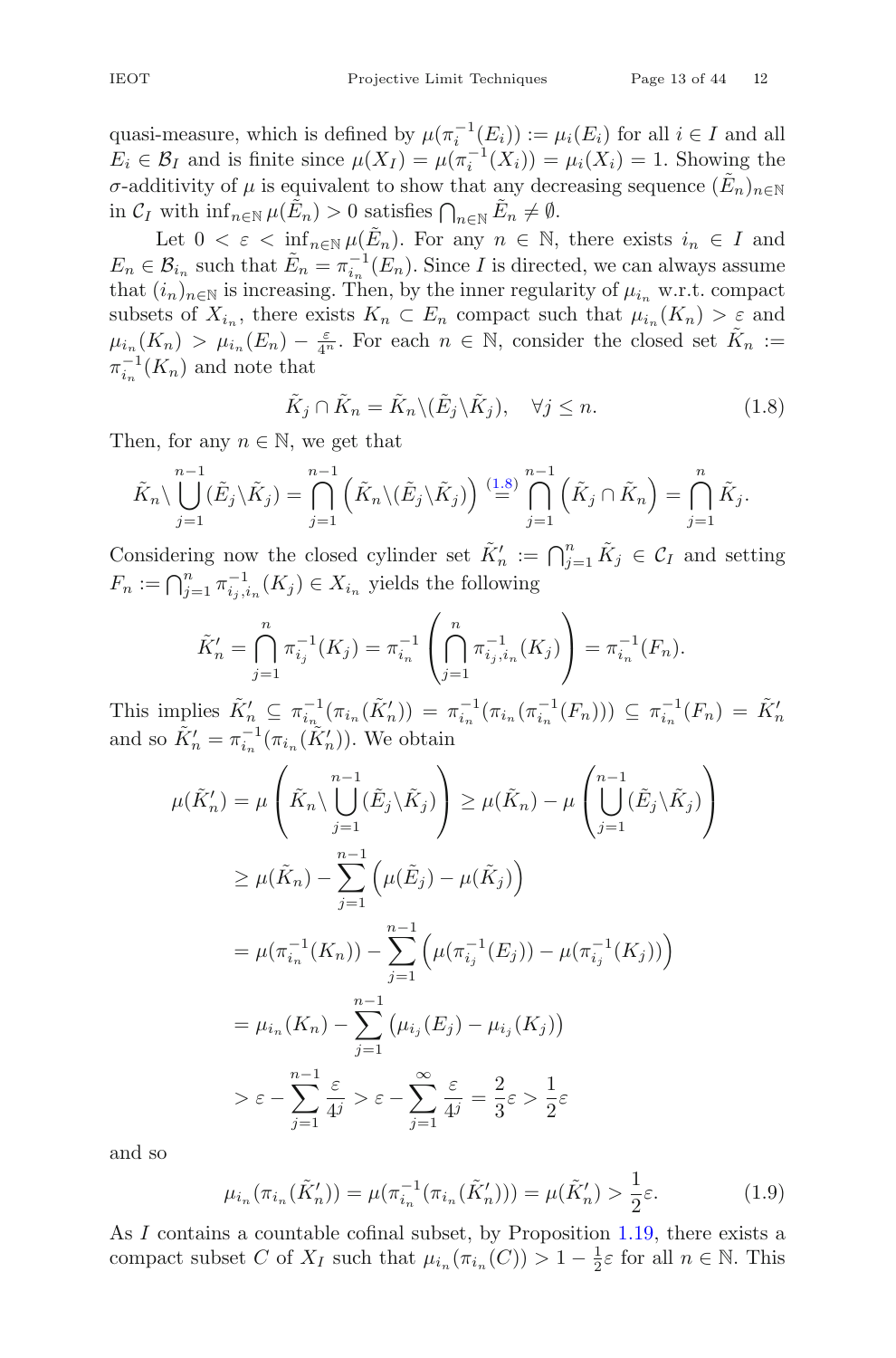quasi-measure, which is defined by $\mu(\pi_i^{-1}(E_i)) := \mu_i(E_i)$ for all $i \in I$ and all $E_i \in \mathcal{B}_I$ and is finite since $\mu(X_I) = \mu(\pi_i^{-1}(X_i)) = \mu_i(X_i) = 1$. Showing the $\sigma$-additivity of $\mu$ is equivalent to show that any decreasing sequence $(\tilde{E}_n)_{n\in\mathbb{N}}$ in $\mathcal{C}_I$ with $\inf_{n\in\mathbb{N}} \mu(\tilde{E}_n) > 0$ satisfies $\bigcap_{n\in\mathbb{N}} \tilde{E}_n \neq \emptyset$.

Let $0 < \varepsilon < \inf_{n\in\mathbb{N}} \mu(\tilde{E}_n)$. For any $n \in \mathbb{N}$, there exists $i_n \in I$ and $E_n \in \mathcal{B}_{i_n}$ such that $\tilde{E}_n = \pi_{i_n}^{-1}(E_n)$. Since $I$ is directed, we can always assume that $(i_n)_{n\in\mathbb{N}}$ is increasing. Then, by the inner regularity of $\mu_{i_n}$ w.r.t. compact subsets of $X_{i_n}$, there exists $K_n \subset E_n$ compact such that $\mu_{i_n}(K_n) > \varepsilon$ and $\mu_{i_n}(K_n) > \mu_{i_n}(E_n) - \frac{\varepsilon}{4^n}$. For each $n \in \mathbb{N}$, consider the closed set $\tilde{K}_n := \pi_{i_n}^{-1}(K_n)$ and note that

$$\tilde{K}_j \cap \tilde{K}_n = \tilde{K}_n \backslash (\tilde{E}_j \backslash \tilde{K}_j), \quad \forall j \leq n. \tag{1.8}$$

Then, for any $n \in \mathbb{N}$, we get that

$$\tilde{K}_n \backslash \bigcup_{j=1}^{n-1} (\tilde{E}_j \backslash \tilde{K}_j) = \bigcap_{j=1}^{n-1} \left( \tilde{K}_n \backslash (\tilde{E}_j \backslash \tilde{K}_j) \right) \overset{(1.8)}{=} \bigcap_{j=1}^{n-1} \left( \tilde{K}_j \cap \tilde{K}_n \right) = \bigcap_{j=1}^{n} \tilde{K}_j.$$

Considering now the closed cylinder set $\tilde{K}'_n := \bigcap_{j=1}^n \tilde{K}_j \in \mathcal{C}_I$ and setting $F_n := \bigcap_{j=1}^n \pi_{i_j, i_n}^{-1}(K_j) \in X_{i_n}$ yields the following

$$\tilde{K}'_n = \bigcap_{j=1}^{n} \pi_{i_j}^{-1}(K_j) = \pi_{i_n}^{-1}\left( \bigcap_{j=1}^{n} \pi_{i_j, i_n}^{-1}(K_j) \right) = \pi_{i_n}^{-1}(F_n).$$

This implies $\tilde{K}'_n \subseteq \pi_{i_n}^{-1}(\pi_{i_n}(\tilde{K}'_n)) = \pi_{i_n}^{-1}(\pi_{i_n}(\pi_{i_n}^{-1}(F_n))) \subseteq \pi_{i_n}^{-1}(F_n) = \tilde{K}'_n$ and so $\tilde{K}'_n = \pi_{i_n}^{-1}(\pi_{i_n}(\tilde{K}'_n))$. We obtain

$$\begin{aligned}
\mu(\tilde{K}'_n) = \mu\left( \tilde{K}_n \backslash \bigcup_{j=1}^{n-1} (\tilde{E}_j \backslash \tilde{K}_j) \right) &\geq \mu(\tilde{K}_n) - \mu\left( \bigcup_{j=1}^{n-1} (\tilde{E}_j \backslash \tilde{K}_j) \right) \\
&\geq \mu(\tilde{K}_n) - \sum_{j=1}^{n-1} \left( \mu(\tilde{E}_j) - \mu(\tilde{K}_j) \right) \\
&= \mu(\pi_{i_n}^{-1}(K_n)) - \sum_{j=1}^{n-1} \left( \mu(\pi_{i_j}^{-1}(E_j)) - \mu(\pi_{i_j}^{-1}(K_j)) \right) \\
&= \mu_{i_n}(K_n) - \sum_{j=1}^{n-1} \left( \mu_{i_j}(E_j) - \mu_{i_j}(K_j) \right) \\
&> \varepsilon - \sum_{j=1}^{n-1} \frac{\varepsilon}{4^j} > \varepsilon - \sum_{j=1}^{\infty} \frac{\varepsilon}{4^j} = \frac{2}{3}\varepsilon > \frac{1}{2}\varepsilon
\end{aligned}$$

and so

$$\mu_{i_n}(\pi_{i_n}(\tilde{K}'_n)) = \mu(\pi_{i_n}^{-1}(\pi_{i_n}(\tilde{K}'_n))) = \mu(\tilde{K}'_n) > \frac{1}{2}\varepsilon. \tag{1.9}$$

As $I$ contains a countable cofinal subset, by Proposition 1.19, there exists a compact subset $C$ of $X_I$ such that $\mu_{i_n}(\pi_{i_n}(C)) > 1 - \frac{1}{2}\varepsilon$ for all $n \in \mathbb{N}$. This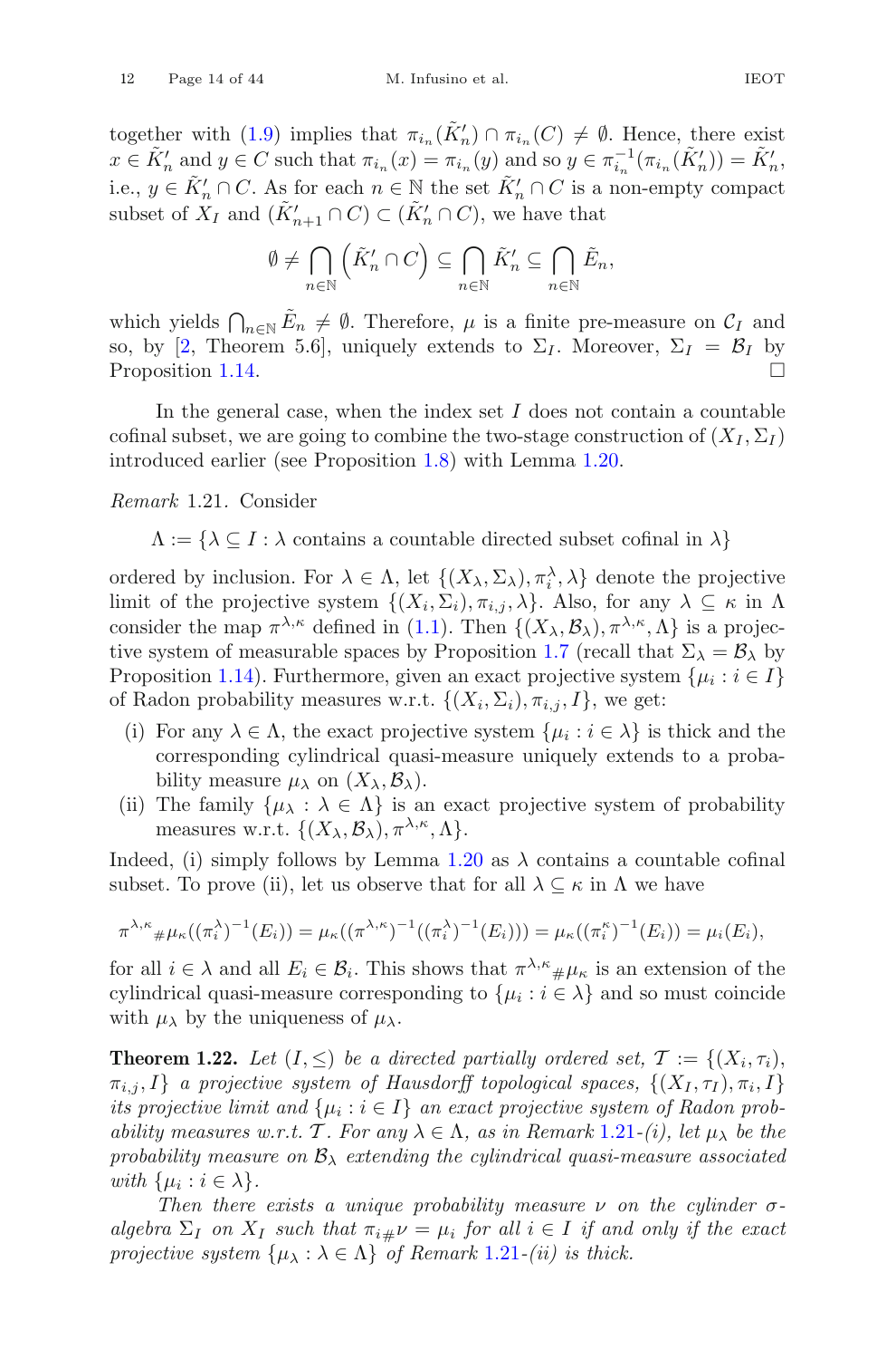together with (1.9) implies that $\pi_{i_n}(\tilde{K}'_n) \cap \pi_{i_n}(C) \neq \emptyset$. Hence, there exist $x \in \tilde{K}'_n$ and $y \in C$ such that $\pi_{i_n}(x) = \pi_{i_n}(y)$ and so $y \in \pi_{i_n}^{-1}(\pi_{i_n}(\tilde{K}'_n)) = \tilde{K}'_n$, i.e., $y \in \tilde{K}'_n \cap C$. As for each $n \in \mathbb{N}$ the set $\tilde{K}'_n \cap C$ is a non-empty compact subset of $X_I$ and $(\tilde{K}'_{n+1} \cap C) \subset (\tilde{K}'_n \cap C)$, we have that

$$\emptyset \neq \bigcap_{n \in \mathbb{N}} \left( \tilde{K}'_n \cap C \right) \subseteq \bigcap_{n \in \mathbb{N}} \tilde{K}'_n \subseteq \bigcap_{n \in \mathbb{N}} \tilde{E}_n,$$

which yields $\bigcap_{n \in \mathbb{N}} \tilde{E}_n \neq \emptyset$. Therefore, $\mu$ is a finite pre-measure on $\mathcal{C}_I$ and so, by [2, Theorem 5.6], uniquely extends to $\Sigma_I$. Moreover, $\Sigma_I = \mathcal{B}_I$ by Proposition 1.14. $\square$

In the general case, when the index set $I$ does not contain a countable cofinal subset, we are going to combine the two-stage construction of $(X_I, \Sigma_I)$ introduced earlier (see Proposition 1.8) with Lemma 1.20.

*Remark* 1.21. Consider

$$\Lambda := \{\lambda \subseteq I : \lambda \text{ contains a countable directed subset cofinal in } \lambda\}$$

ordered by inclusion. For $\lambda \in \Lambda$, let $\{(X_\lambda, \Sigma_\lambda), \pi_i^\lambda, \lambda\}$ denote the projective limit of the projective system $\{(X_i, \Sigma_i), \pi_{i,j}, \lambda\}$. Also, for any $\lambda \subseteq \kappa$ in $\Lambda$ consider the map $\pi^{\lambda,\kappa}$ defined in (1.1). Then $\{(X_\lambda, \mathcal{B}_\lambda), \pi^{\lambda,\kappa}, \Lambda\}$ is a projective system of measurable spaces by Proposition 1.7 (recall that $\Sigma_\lambda = \mathcal{B}_\lambda$ by Proposition 1.14). Furthermore, given an exact projective system $\{\mu_i : i \in I\}$ of Radon probability measures w.r.t. $\{(X_i, \Sigma_i), \pi_{i,j}, I\}$, we get:

(i) For any $\lambda \in \Lambda$, the exact projective system $\{\mu_i : i \in \lambda\}$ is thick and the corresponding cylindrical quasi-measure uniquely extends to a probability measure $\mu_\lambda$ on $(X_\lambda, \mathcal{B}_\lambda)$.

(ii) The family $\{\mu_\lambda : \lambda \in \Lambda\}$ is an exact projective system of probability measures w.r.t. $\{(X_\lambda, \mathcal{B}_\lambda), \pi^{\lambda,\kappa}, \Lambda\}$.

Indeed, (i) simply follows by Lemma 1.20 as $\lambda$ contains a countable cofinal subset. To prove (ii), let us observe that for all $\lambda \subseteq \kappa$ in $\Lambda$ we have

$$\pi^{\lambda,\kappa}{}_{\#}\mu_\kappa((\pi_i^\lambda)^{-1}(E_i)) = \mu_\kappa((\pi^{\lambda,\kappa})^{-1}((\pi_i^\lambda)^{-1}(E_i))) = \mu_\kappa((\pi_i^\kappa)^{-1}(E_i)) = \mu_i(E_i),$$

for all $i \in \lambda$ and all $E_i \in \mathcal{B}_i$. This shows that $\pi^{\lambda,\kappa}{}_{\#}\mu_\kappa$ is an extension of the cylindrical quasi-measure corresponding to $\{\mu_i : i \in \lambda\}$ and so must coincide with $\mu_\lambda$ by the uniqueness of $\mu_\lambda$.

**Theorem 1.22.** *Let $(I, \leq)$ be a directed partially ordered set, $\mathcal{T} := \{(X_i, \tau_i), \pi_{i,j}, I\}$ a projective system of Hausdorff topological spaces, $\{(X_I, \tau_I), \pi_i, I\}$ its projective limit and $\{\mu_i : i \in I\}$ an exact projective system of Radon probability measures w.r.t. $\mathcal{T}$. For any $\lambda \in \Lambda$, as in Remark 1.21-(i), let $\mu_\lambda$ be the probability measure on $\mathcal{B}_\lambda$ extending the cylindrical quasi-measure associated with $\{\mu_i : i \in \lambda\}$.*

*Then there exists a unique probability measure $\nu$ on the cylinder $\sigma$-algebra $\Sigma_I$ on $X_I$ such that $\pi_{i\#}\nu = \mu_i$ for all $i \in I$ if and only if the exact projective system $\{\mu_\lambda : \lambda \in \Lambda\}$ of Remark 1.21-(ii) is thick.*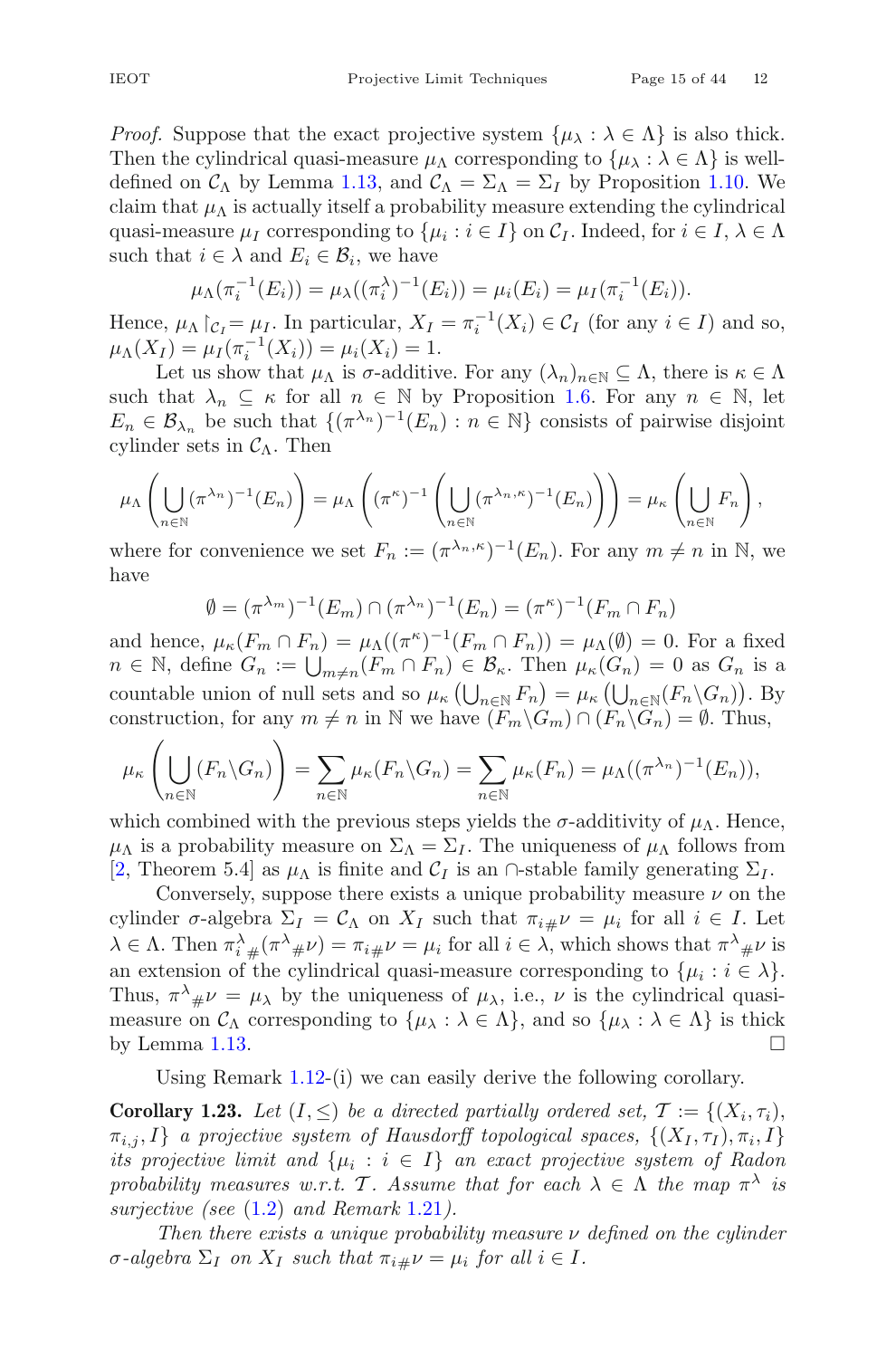*Proof.* Suppose that the exact projective system $\{\mu_\lambda : \lambda \in \Lambda\}$ is also thick. Then the cylindrical quasi-measure $\mu_\Lambda$ corresponding to $\{\mu_\lambda : \lambda \in \Lambda\}$ is well-defined on $\mathcal{C}_\Lambda$ by Lemma 1.13, and $\mathcal{C}_\Lambda = \Sigma_\Lambda = \Sigma_I$ by Proposition 1.10. We claim that $\mu_\Lambda$ is actually itself a probability measure extending the cylindrical quasi-measure $\mu_I$ corresponding to $\{\mu_i : i \in I\}$ on $\mathcal{C}_I$. Indeed, for $i \in I$, $\lambda \in \Lambda$ such that $i \in \lambda$ and $E_i \in \mathcal{B}_i$, we have

$$\mu_\Lambda(\pi_i^{-1}(E_i)) = \mu_\lambda((\pi_i^\lambda)^{-1}(E_i)) = \mu_i(E_i) = \mu_I(\pi_i^{-1}(E_i)).$$

Hence, $\mu_\Lambda \restriction_{\mathcal{C}_I} = \mu_I$. In particular, $X_I = \pi_i^{-1}(X_i) \in \mathcal{C}_I$ (for any $i \in I$) and so, $\mu_\Lambda(X_I) = \mu_I(\pi_i^{-1}(X_i)) = \mu_i(X_i) = 1$.

Let us show that $\mu_\Lambda$ is $\sigma$-additive. For any $(\lambda_n)_{n\in\mathbb{N}} \subseteq \Lambda$, there is $\kappa \in \Lambda$ such that $\lambda_n \subseteq \kappa$ for all $n \in \mathbb{N}$ by Proposition 1.6. For any $n \in \mathbb{N}$, let $E_n \in \mathcal{B}_{\lambda_n}$ be such that $\{(\pi^{\lambda_n})^{-1}(E_n) : n \in \mathbb{N}\}$ consists of pairwise disjoint cylinder sets in $\mathcal{C}_\Lambda$. Then

$$\mu_\Lambda\left(\bigcup_{n\in\mathbb{N}} (\pi^{\lambda_n})^{-1}(E_n)\right) = \mu_\Lambda\left((\pi^\kappa)^{-1}\left(\bigcup_{n\in\mathbb{N}} (\pi^{\lambda_n,\kappa})^{-1}(E_n)\right)\right) = \mu_\kappa\left(\bigcup_{n\in\mathbb{N}} F_n\right),$$

where for convenience we set $F_n := (\pi^{\lambda_n,\kappa})^{-1}(E_n)$. For any $m \neq n$ in $\mathbb{N}$, we have

$$\emptyset = (\pi^{\lambda_m})^{-1}(E_m) \cap (\pi^{\lambda_n})^{-1}(E_n) = (\pi^\kappa)^{-1}(F_m \cap F_n)$$

and hence, $\mu_\kappa(F_m \cap F_n) = \mu_\Lambda((\pi^\kappa)^{-1}(F_m \cap F_n)) = \mu_\Lambda(\emptyset) = 0$. For a fixed $n \in \mathbb{N}$, define $G_n := \bigcup_{m\neq n}(F_m \cap F_n) \in \mathcal{B}_\kappa$. Then $\mu_\kappa(G_n) = 0$ as $G_n$ is a countable union of null sets and so $\mu_\kappa\left(\bigcup_{n\in\mathbb{N}} F_n\right) = \mu_\kappa\left(\bigcup_{n\in\mathbb{N}}(F_n \backslash G_n)\right)$. By construction, for any $m \neq n$ in $\mathbb{N}$ we have $(F_m\backslash G_m) \cap (F_n\backslash G_n) = \emptyset$. Thus,

$$\mu_\kappa\left(\bigcup_{n\in\mathbb{N}}(F_n\backslash G_n)\right) = \sum_{n\in\mathbb{N}} \mu_\kappa(F_n\backslash G_n) = \sum_{n\in\mathbb{N}} \mu_\kappa(F_n) = \mu_\Lambda((\pi^{\lambda_n})^{-1}(E_n)),$$

which combined with the previous steps yields the $\sigma$-additivity of $\mu_\Lambda$. Hence, $\mu_\Lambda$ is a probability measure on $\Sigma_\Lambda = \Sigma_I$. The uniqueness of $\mu_\Lambda$ follows from [2, Theorem 5.4] as $\mu_\Lambda$ is finite and $\mathcal{C}_I$ is an $\cap$-stable family generating $\Sigma_I$.

Conversely, suppose there exists a unique probability measure $\nu$ on the cylinder $\sigma$-algebra $\Sigma_I = \mathcal{C}_\Lambda$ on $X_I$ such that $\pi_{i\#}\nu = \mu_i$ for all $i \in I$. Let $\lambda \in \Lambda$. Then $\pi^\lambda_{i\#}(\pi^\lambda{}_\#\nu) = \pi_{i\#}\nu = \mu_i$ for all $i \in \lambda$, which shows that $\pi^\lambda{}_\#\nu$ is an extension of the cylindrical quasi-measure corresponding to $\{\mu_i : i \in \lambda\}$. Thus, $\pi^\lambda{}_\#\nu = \mu_\lambda$ by the uniqueness of $\mu_\lambda$, i.e., $\nu$ is the cylindrical quasi-measure on $\mathcal{C}_\Lambda$ corresponding to $\{\mu_\lambda : \lambda \in \Lambda\}$, and so $\{\mu_\lambda : \lambda \in \Lambda\}$ is thick by Lemma 1.13. $\square$

Using Remark 1.12-(i) we can easily derive the following corollary.

**Corollary 1.23.** *Let $(I, \leq)$ be a directed partially ordered set, $\mathcal{T} := \{(X_i, \tau_i), \pi_{i,j}, I\}$ a projective system of Hausdorff topological spaces, $\{(X_I, \tau_I), \pi_i, I\}$ its projective limit and $\{\mu_i : i \in I\}$ an exact projective system of Radon probability measures w.r.t. $\mathcal{T}$. Assume that for each $\lambda \in \Lambda$ the map $\pi^\lambda$ is surjective (see (1.2) and Remark 1.21).*

*Then there exists a unique probability measure $\nu$ defined on the cylinder $\sigma$-algebra $\Sigma_I$ on $X_I$ such that $\pi_{i\#}\nu = \mu_i$ for all $i \in I$.*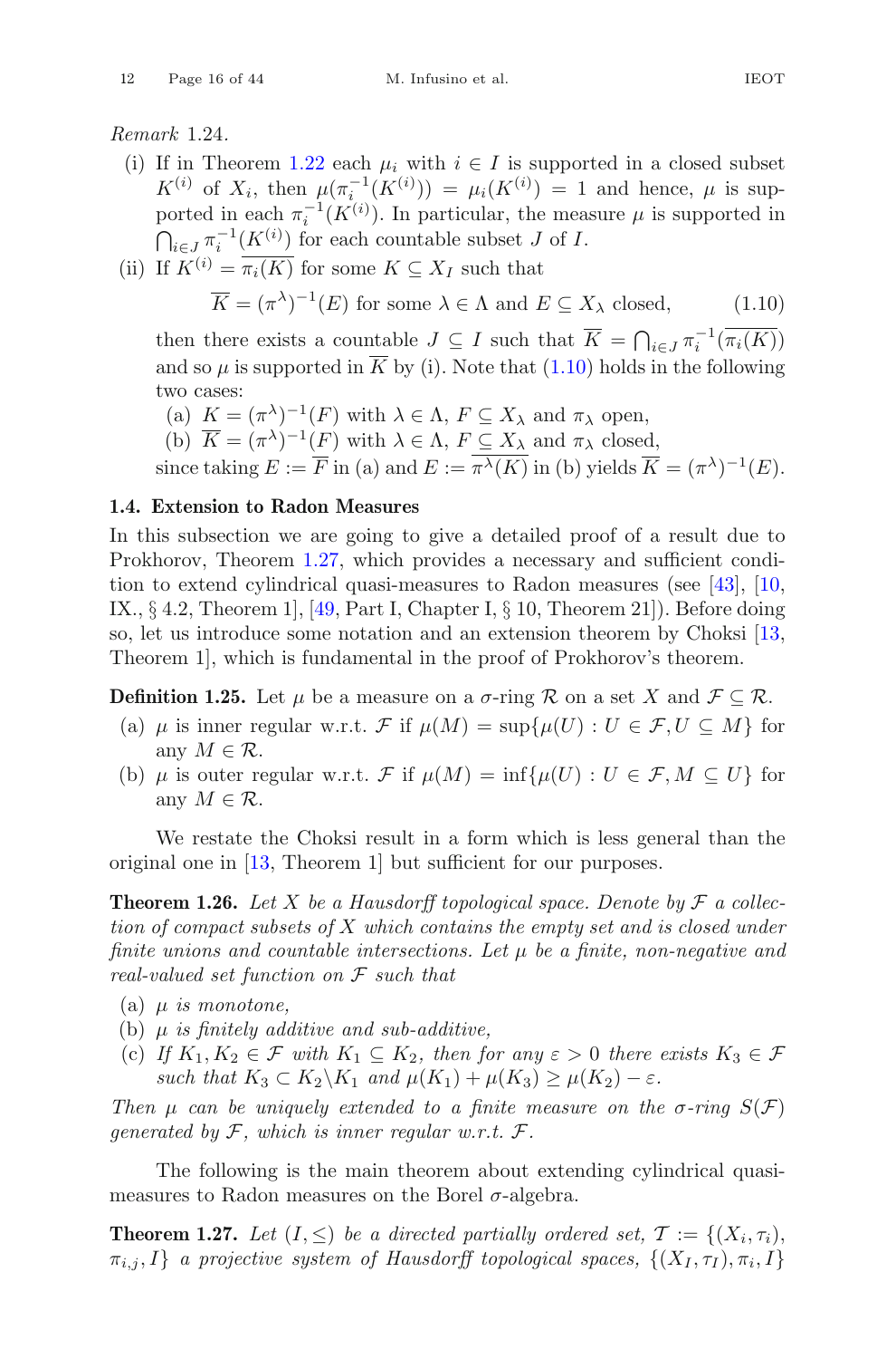*Remark* 1.24.

(i) If in Theorem 1.22 each $\mu_i$ with $i \in I$ is supported in a closed subset $K^{(i)}$ of $X_i$, then $\mu(\pi_i^{-1}(K^{(i)})) = \mu_i(K^{(i)}) = 1$ and hence, $\mu$ is supported in each $\pi_i^{-1}(K^{(i)})$. In particular, the measure $\mu$ is supported in $\bigcap_{i\in J} \pi_i^{-1}(K^{(i)})$ for each countable subset $J$ of $I$.

(ii) If $K^{(i)} = \overline{\pi_i(K)}$ for some $K \subseteq X_I$ such that

$$\overline{K} = (\pi^\lambda)^{-1}(E) \text{ for some } \lambda \in \Lambda \text{ and } E \subseteq X_\lambda \text{ closed,} \tag{1.10}$$

then there exists a countable $J \subseteq I$ such that $\overline{K} = \bigcap_{i\in J} \pi_i^{-1}(\overline{\pi_i(K)})$ and so $\mu$ is supported in $\overline{K}$ by (i). Note that (1.10) holds in the following two cases:

(a) $K = (\pi^\lambda)^{-1}(F)$ with $\lambda \in \Lambda$, $F \subseteq X_\lambda$ and $\pi_\lambda$ open,

(b) $\overline{K} = (\pi^\lambda)^{-1}(F)$ with $\lambda \in \Lambda$, $F \subseteq X_\lambda$ and $\pi_\lambda$ closed,

since taking $E := \overline{F}$ in (a) and $E := \overline{\pi^\lambda(K)}$ in (b) yields $\overline{K} = (\pi^\lambda)^{-1}(E)$.

### 1.4. Extension to Radon Measures

In this subsection we are going to give a detailed proof of a result due to Prokhorov, Theorem 1.27, which provides a necessary and sufficient condition to extend cylindrical quasi-measures to Radon measures (see [43], [10, IX., § 4.2, Theorem 1], [49, Part I, Chapter I, § 10, Theorem 21]). Before doing so, let us introduce some notation and an extension theorem by Choksi [13, Theorem 1], which is fundamental in the proof of Prokhorov's theorem.

**Definition 1.25.** Let $\mu$ be a measure on a $\sigma$-ring $\mathcal{R}$ on a set $X$ and $\mathcal{F} \subseteq \mathcal{R}$.

(a) $\mu$ is inner regular w.r.t. $\mathcal{F}$ if $\mu(M) = \sup\{\mu(U) : U \in \mathcal{F}, U \subseteq M\}$ for any $M \in \mathcal{R}$.

(b) $\mu$ is outer regular w.r.t. $\mathcal{F}$ if $\mu(M) = \inf\{\mu(U) : U \in \mathcal{F}, M \subseteq U\}$ for any $M \in \mathcal{R}$.

We restate the Choksi result in a form which is less general than the original one in [13, Theorem 1] but sufficient for our purposes.

**Theorem 1.26.** *Let $X$ be a Hausdorff topological space. Denote by $\mathcal{F}$ a collection of compact subsets of $X$ which contains the empty set and is closed under finite unions and countable intersections. Let $\mu$ be a finite, non-negative and real-valued set function on $\mathcal{F}$ such that*

(a) *$\mu$ is monotone,*

(b) *$\mu$ is finitely additive and sub-additive,*

(c) *If $K_1, K_2 \in \mathcal{F}$ with $K_1 \subseteq K_2$, then for any $\varepsilon > 0$ there exists $K_3 \in \mathcal{F}$ such that $K_3 \subset K_2 \setminus K_1$ and $\mu(K_1) + \mu(K_3) \geq \mu(K_2) - \varepsilon$.*

*Then $\mu$ can be uniquely extended to a finite measure on the $\sigma$-ring $S(\mathcal{F})$ generated by $\mathcal{F}$, which is inner regular w.r.t. $\mathcal{F}$.*

The following is the main theorem about extending cylindrical quasi-measures to Radon measures on the Borel $\sigma$-algebra.

**Theorem 1.27.** *Let $(I, \leq)$ be a directed partially ordered set, $\mathcal{T} := \{(X_i, \tau_i), \pi_{i,j}, I\}$ a projective system of Hausdorff topological spaces, $\{(X_I, \tau_I), \pi_i, I\}$*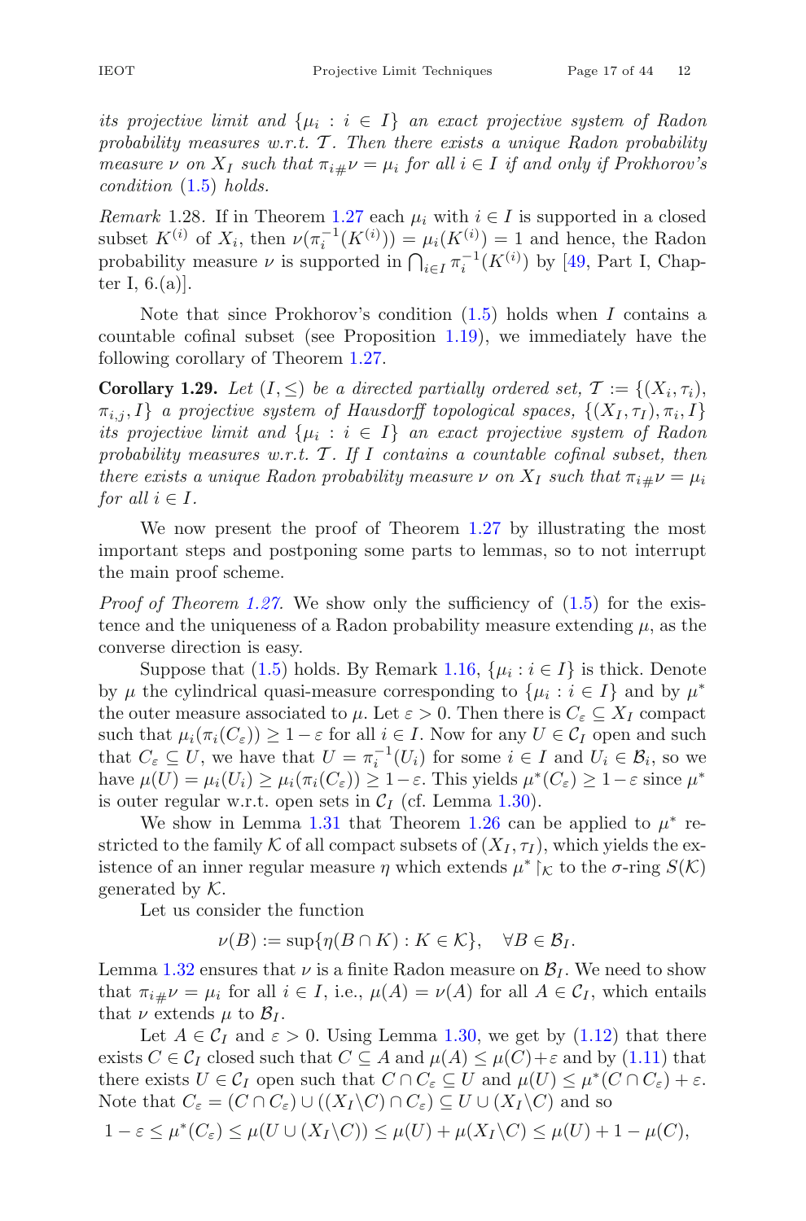*its projective limit and $\{\mu_i : i \in I\}$ an exact projective system of Radon probability measures w.r.t. $\mathcal{T}$. Then there exists a unique Radon probability measure $\nu$ on $X_I$ such that $\pi_{i\#}\nu = \mu_i$ for all $i \in I$ if and only if Prokhorov's condition* (1.5) *holds.*

*Remark* 1.28. If in Theorem 1.27 each $\mu_i$ with $i \in I$ is supported in a closed subset $K^{(i)}$ of $X_i$, then $\nu(\pi_i^{-1}(K^{(i)})) = \mu_i(K^{(i)}) = 1$ and hence, the Radon probability measure $\nu$ is supported in $\bigcap_{i\in I} \pi_i^{-1}(K^{(i)})$ by [49, Part I, Chapter I, 6.(a)].

Note that since Prokhorov's condition (1.5) holds when $I$ contains a countable cofinal subset (see Proposition 1.19), we immediately have the following corollary of Theorem 1.27.

**Corollary 1.29.** *Let $(I, \leq)$ be a directed partially ordered set, $\mathcal{T} := \{(X_i, \tau_i), \pi_{i,j}, I\}$ a projective system of Hausdorff topological spaces, $\{(X_I, \tau_I), \pi_i, I\}$ its projective limit and $\{\mu_i : i \in I\}$ an exact projective system of Radon probability measures w.r.t. $\mathcal{T}$. If $I$ contains a countable cofinal subset, then there exists a unique Radon probability measure $\nu$ on $X_I$ such that $\pi_{i\#}\nu = \mu_i$ for all $i \in I$.*

We now present the proof of Theorem 1.27 by illustrating the most important steps and postponing some parts to lemmas, so to not interrupt the main proof scheme.

*Proof of Theorem 1.27.* We show only the sufficiency of (1.5) for the existence and the uniqueness of a Radon probability measure extending $\mu$, as the converse direction is easy.

Suppose that (1.5) holds. By Remark 1.16, $\{\mu_i : i \in I\}$ is thick. Denote by $\mu$ the cylindrical quasi-measure corresponding to $\{\mu_i : i \in I\}$ and by $\mu^*$ the outer measure associated to $\mu$. Let $\varepsilon > 0$. Then there is $C_\varepsilon \subseteq X_I$ compact such that $\mu_i(\pi_i(C_\varepsilon)) \geq 1 - \varepsilon$ for all $i \in I$. Now for any $U \in \mathcal{C}_I$ open and such that $C_\varepsilon \subseteq U$, we have that $U = \pi_i^{-1}(U_i)$ for some $i \in I$ and $U_i \in \mathcal{B}_i$, so we have $\mu(U) = \mu_i(U_i) \geq \mu_i(\pi_i(C_\varepsilon)) \geq 1 - \varepsilon$. This yields $\mu^*(C_\varepsilon) \geq 1 - \varepsilon$ since $\mu^*$ is outer regular w.r.t. open sets in $\mathcal{C}_I$ (cf. Lemma 1.30).

We show in Lemma 1.31 that Theorem 1.26 can be applied to $\mu^*$ restricted to the family $\mathcal{K}$ of all compact subsets of $(X_I, \tau_I)$, which yields the existence of an inner regular measure $\eta$ which extends $\mu^* \restriction_{\mathcal{K}}$ to the $\sigma$-ring $S(\mathcal{K})$ generated by $\mathcal{K}$.

Let us consider the function

$$\nu(B) := \sup\{\eta(B \cap K) : K \in \mathcal{K}\}, \quad \forall B \in \mathcal{B}_I.$$

Lemma 1.32 ensures that $\nu$ is a finite Radon measure on $\mathcal{B}_I$. We need to show that $\pi_{i\#}\nu = \mu_i$ for all $i \in I$, i.e., $\mu(A) = \nu(A)$ for all $A \in \mathcal{C}_I$, which entails that $\nu$ extends $\mu$ to $\mathcal{B}_I$.

Let $A \in \mathcal{C}_I$ and $\varepsilon > 0$. Using Lemma 1.30, we get by (1.12) that there exists $C \in \mathcal{C}_I$ closed such that $C \subseteq A$ and $\mu(A) \leq \mu(C) + \varepsilon$ and by (1.11) that there exists $U \in \mathcal{C}_I$ open such that $C \cap C_\varepsilon \subseteq U$ and $\mu(U) \leq \mu^*(C \cap C_\varepsilon) + \varepsilon$. Note that $C_\varepsilon = (C \cap C_\varepsilon) \cup ((X_I \backslash C) \cap C_\varepsilon) \subseteq U \cup (X_I \backslash C)$ and so

$$1 - \varepsilon \leq \mu^*(C_\varepsilon) \leq \mu(U \cup (X_I \backslash C)) \leq \mu(U) + \mu(X_I \backslash C) \leq \mu(U) + 1 - \mu(C),$$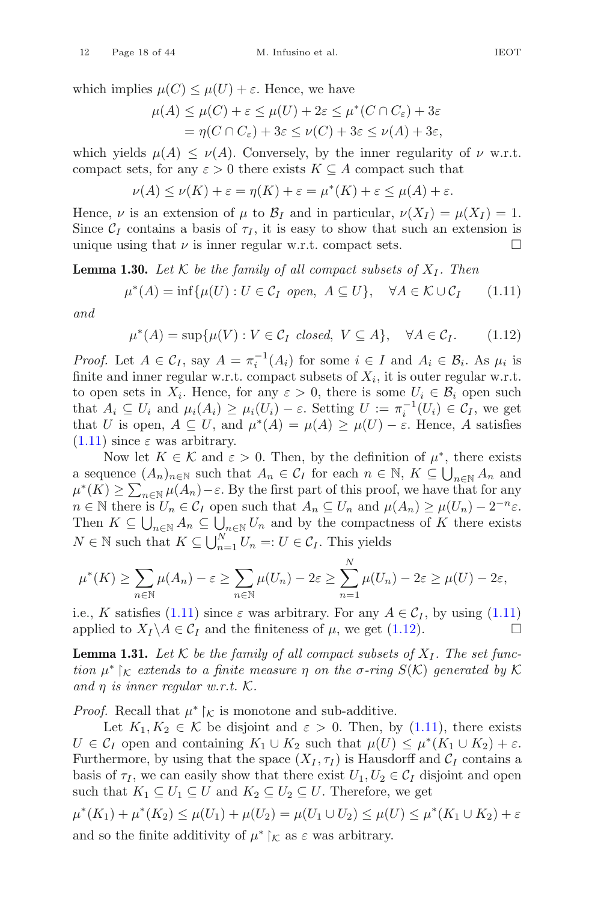which implies $\mu(C) \leq \mu(U) + \varepsilon$. Hence, we have

$$
\begin{aligned}
\mu(A) \leq \mu(C) + \varepsilon \leq \mu(U) + 2\varepsilon \leq \mu^*(C \cap C_\varepsilon) + 3\varepsilon \\
= \eta(C \cap C_\varepsilon) + 3\varepsilon \leq \nu(C) + 3\varepsilon \leq \nu(A) + 3\varepsilon,
\end{aligned}
$$

which yields $\mu(A) \leq \nu(A)$. Conversely, by the inner regularity of $\nu$ w.r.t. compact sets, for any $\varepsilon > 0$ there exists $K \subseteq A$ compact such that

$$
\nu(A) \leq \nu(K) + \varepsilon = \eta(K) + \varepsilon = \mu^*(K) + \varepsilon \leq \mu(A) + \varepsilon.
$$

Hence, $\nu$ is an extension of $\mu$ to $\mathcal{B}_I$ and in particular, $\nu(X_I) = \mu(X_I) = 1$. Since $\mathcal{C}_I$ contains a basis of $\tau_I$, it is easy to show that such an extension is unique using that $\nu$ is inner regular w.r.t. compact sets. □

**Lemma 1.30.** *Let $\mathcal{K}$ be the family of all compact subsets of $X_I$. Then*

$$
\mu^*(A) = \inf\{\mu(U) : U \in \mathcal{C}_I \text{ open}, \ A \subseteq U\}, \quad \forall A \in \mathcal{K} \cup \mathcal{C}_I \tag{1.11}
$$

*and*

$$
\mu^*(A) = \sup\{\mu(V) : V \in \mathcal{C}_I \text{ closed}, \ V \subseteq A\}, \quad \forall A \in \mathcal{C}_I. \tag{1.12}
$$

*Proof.* Let $A \in \mathcal{C}_I$, say $A = \pi_i^{-1}(A_i)$ for some $i \in I$ and $A_i \in \mathcal{B}_i$. As $\mu_i$ is finite and inner regular w.r.t. compact subsets of $X_i$, it is outer regular w.r.t. to open sets in $X_i$. Hence, for any $\varepsilon > 0$, there is some $U_i \in \mathcal{B}_i$ open such that $A_i \subseteq U_i$ and $\mu_i(A_i) \geq \mu_i(U_i) - \varepsilon$. Setting $U := \pi_i^{-1}(U_i) \in \mathcal{C}_I$, we get that $U$ is open, $A \subseteq U$, and $\mu^*(A) = \mu(A) \geq \mu(U) - \varepsilon$. Hence, $A$ satisfies (1.11) since $\varepsilon$ was arbitrary.

Now let $K \in \mathcal{K}$ and $\varepsilon > 0$. Then, by the definition of $\mu^*$, there exists a sequence $(A_n)_{n\in\mathbb{N}}$ such that $A_n \in \mathcal{C}_I$ for each $n \in \mathbb{N}$, $K \subseteq \bigcup_{n\in\mathbb{N}} A_n$ and $\mu^*(K) \geq \sum_{n\in\mathbb{N}} \mu(A_n) - \varepsilon$. By the first part of this proof, we have that for any $n \in \mathbb{N}$ there is $U_n \in \mathcal{C}_I$ open such that $A_n \subseteq U_n$ and $\mu(A_n) \geq \mu(U_n) - 2^{-n}\varepsilon$. Then $K \subseteq \bigcup_{n\in\mathbb{N}} A_n \subseteq \bigcup_{n\in\mathbb{N}} U_n$ and by the compactness of $K$ there exists $N \in \mathbb{N}$ such that $K \subseteq \bigcup_{n=1}^{N} U_n =: U \in \mathcal{C}_I$. This yields

$$
\mu^*(K) \geq \sum_{n\in\mathbb{N}} \mu(A_n) - \varepsilon \geq \sum_{n\in\mathbb{N}} \mu(U_n) - 2\varepsilon \geq \sum_{n=1}^{N} \mu(U_n) - 2\varepsilon \geq \mu(U) - 2\varepsilon,
$$

i.e., $K$ satisfies (1.11) since $\varepsilon$ was arbitrary. For any $A \in \mathcal{C}_I$, by using (1.11) applied to $X_I \backslash A \in \mathcal{C}_I$ and the finiteness of $\mu$, we get (1.12). □

**Lemma 1.31.** *Let $\mathcal{K}$ be the family of all compact subsets of $X_I$. The set function $\mu^* \restriction_{\mathcal{K}}$ extends to a finite measure $\eta$ on the $\sigma$-ring $S(\mathcal{K})$ generated by $\mathcal{K}$ and $\eta$ is inner regular w.r.t. $\mathcal{K}$.*

*Proof.* Recall that $\mu^* \restriction_{\mathcal{K}}$ is monotone and sub-additive.

Let $K_1, K_2 \in \mathcal{K}$ be disjoint and $\varepsilon > 0$. Then, by (1.11), there exists $U \in \mathcal{C}_I$ open and containing $K_1 \cup K_2$ such that $\mu(U) \leq \mu^*(K_1 \cup K_2) + \varepsilon$. Furthermore, by using that the space $(X_I, \tau_I)$ is Hausdorff and $\mathcal{C}_I$ contains a basis of $\tau_I$, we can easily show that there exist $U_1, U_2 \in \mathcal{C}_I$ disjoint and open such that $K_1 \subseteq U_1 \subseteq U$ and $K_2 \subseteq U_2 \subseteq U$. Therefore, we get

$$
\mu^*(K_1) + \mu^*(K_2) \leq \mu(U_1) + \mu(U_2) = \mu(U_1 \cup U_2) \leq \mu(U) \leq \mu^*(K_1 \cup K_2) + \varepsilon
$$

and so the finite additivity of $\mu^* \restriction_{\mathcal{K}}$ as $\varepsilon$ was arbitrary.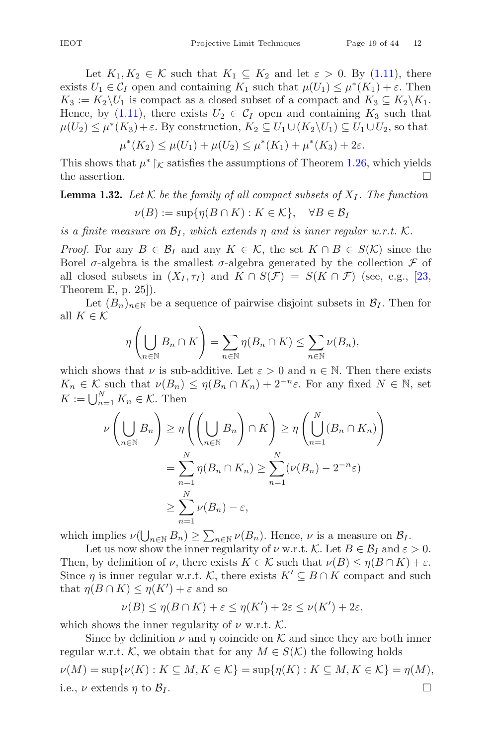Let $K_1, K_2 \in \mathcal{K}$ such that $K_1 \subseteq K_2$ and let $\varepsilon > 0$. By (1.11), there exists $U_1 \in \mathcal{C}_I$ open and containing $K_1$ such that $\mu(U_1) \leq \mu^*(K_1) + \varepsilon$. Then $K_3 := K_2 \backslash U_1$ is compact as a closed subset of a compact and $K_3 \subseteq K_2 \backslash K_1$. Hence, by (1.11), there exists $U_2 \in \mathcal{C}_I$ open and containing $K_3$ such that $\mu(U_2) \leq \mu^*(K_3) + \varepsilon$. By construction, $K_2 \subseteq U_1 \cup (K_2 \backslash U_1) \subseteq U_1 \cup U_2$, so that

$$\mu^*(K_2) \leq \mu(U_1) + \mu(U_2) \leq \mu^*(K_1) + \mu^*(K_3) + 2\varepsilon.$$

This shows that $\mu^* \restriction_{\mathcal{K}}$ satisfies the assumptions of Theorem 1.26, which yields the assertion. $\square$

**Lemma 1.32.** *Let $\mathcal{K}$ be the family of all compact subsets of $X_I$. The function*

$$\nu(B) := \sup\{\eta(B \cap K) : K \in \mathcal{K}\}, \quad \forall B \in \mathcal{B}_I$$

*is a finite measure on $\mathcal{B}_I$, which extends $\eta$ and is inner regular w.r.t. $\mathcal{K}$.*

*Proof.* For any $B \in \mathcal{B}_I$ and any $K \in \mathcal{K}$, the set $K \cap B \in S(\mathcal{K})$ since the Borel $\sigma$-algebra is the smallest $\sigma$-algebra generated by the collection $\mathcal{F}$ of all closed subsets in $(X_I, \tau_I)$ and $K \cap S(\mathcal{F}) = S(K \cap \mathcal{F})$ (see, e.g., [23, Theorem E, p. 25]).

Let $(B_n)_{n \in \mathbb{N}}$ be a sequence of pairwise disjoint subsets in $\mathcal{B}_I$. Then for all $K \in \mathcal{K}$

$$\eta\left(\bigcup_{n \in \mathbb{N}} B_n \cap K\right) = \sum_{n \in \mathbb{N}} \eta(B_n \cap K) \leq \sum_{n \in \mathbb{N}} \nu(B_n),$$

which shows that $\nu$ is sub-additive. Let $\varepsilon > 0$ and $n \in \mathbb{N}$. Then there exists $K_n \in \mathcal{K}$ such that $\nu(B_n) \leq \eta(B_n \cap K_n) + 2^{-n}\varepsilon$. For any fixed $N \in \mathbb{N}$, set $K := \bigcup_{n=1}^{N} K_n \in \mathcal{K}$. Then

$$\begin{aligned}
\nu\left(\bigcup_{n \in \mathbb{N}} B_n\right) &\geq \eta\left(\left(\bigcup_{n \in \mathbb{N}} B_n\right) \cap K\right) \geq \eta\left(\bigcup_{n=1}^{N} (B_n \cap K_n)\right) \\
&= \sum_{n=1}^{N} \eta(B_n \cap K_n) \geq \sum_{n=1}^{N} (\nu(B_n) - 2^{-n}\varepsilon) \\
&\geq \sum_{n=1}^{N} \nu(B_n) - \varepsilon,
\end{aligned}$$

which implies $\nu(\bigcup_{n \in \mathbb{N}} B_n) \geq \sum_{n \in \mathbb{N}} \nu(B_n)$. Hence, $\nu$ is a measure on $\mathcal{B}_I$.

Let us now show the inner regularity of $\nu$ w.r.t. $\mathcal{K}$. Let $B \in \mathcal{B}_I$ and $\varepsilon > 0$. Then, by definition of $\nu$, there exists $K \in \mathcal{K}$ such that $\nu(B) \leq \eta(B \cap K) + \varepsilon$. Since $\eta$ is inner regular w.r.t. $\mathcal{K}$, there exists $K' \subseteq B \cap K$ compact and such that $\eta(B \cap K) \leq \eta(K') + \varepsilon$ and so

$$\nu(B) \leq \eta(B \cap K) + \varepsilon \leq \eta(K') + 2\varepsilon \leq \nu(K') + 2\varepsilon,$$

which shows the inner regularity of $\nu$ w.r.t. $\mathcal{K}$.

Since by definition $\nu$ and $\eta$ coincide on $\mathcal{K}$ and since they are both inner regular w.r.t. $\mathcal{K}$, we obtain that for any $M \in S(\mathcal{K})$ the following holds

$$\nu(M) = \sup\{\nu(K) : K \subseteq M, K \in \mathcal{K}\} = \sup\{\eta(K) : K \subseteq M, K \in \mathcal{K}\} = \eta(M),$$

i.e., $\nu$ extends $\eta$ to $\mathcal{B}_I$. $\square$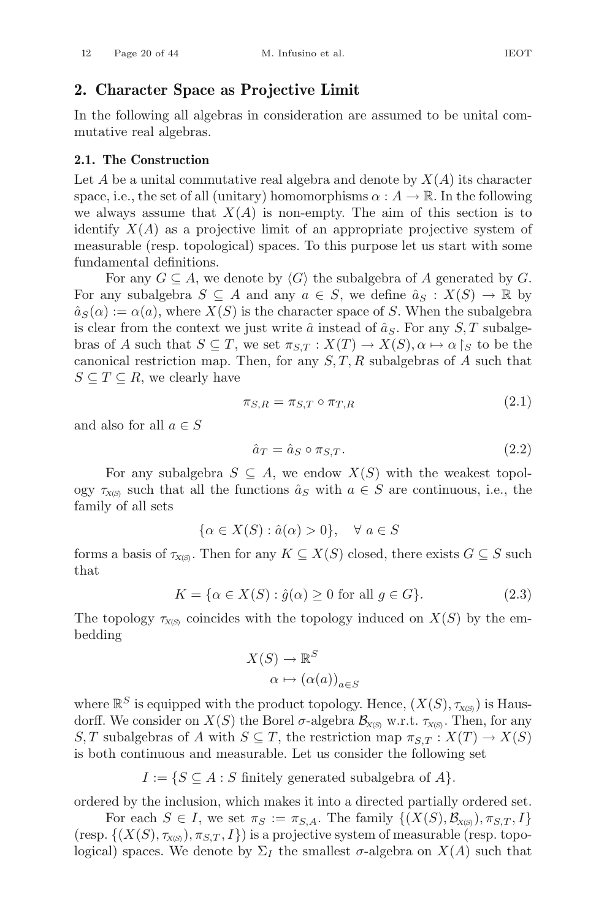## 2. Character Space as Projective Limit

In the following all algebras in consideration are assumed to be unital commutative real algebras.

### 2.1. The Construction

Let $A$ be a unital commutative real algebra and denote by $X(A)$ its character space, i.e., the set of all (unitary) homomorphisms $\alpha : A \to \mathbb{R}$. In the following we always assume that $X(A)$ is non-empty. The aim of this section is to identify $X(A)$ as a projective limit of an appropriate projective system of measurable (resp. topological) spaces. To this purpose let us start with some fundamental definitions.

For any $G \subseteq A$, we denote by $\langle G \rangle$ the subalgebra of $A$ generated by $G$. For any subalgebra $S \subseteq A$ and any $a \in S$, we define $\hat{a}_S : X(S) \to \mathbb{R}$ by $\hat{a}_S(\alpha) := \alpha(a)$, where $X(S)$ is the character space of $S$. When the subalgebra is clear from the context we just write $\hat{a}$ instead of $\hat{a}_S$. For any $S, T$ subalgebras of $A$ such that $S \subseteq T$, we set $\pi_{S,T} : X(T) \to X(S), \alpha \mapsto \alpha\restriction_S$ to be the canonical restriction map. Then, for any $S, T, R$ subalgebras of $A$ such that $S \subseteq T \subseteq R$, we clearly have

$$\pi_{S,R} = \pi_{S,T} \circ \pi_{T,R} \tag{2.1}$$

and also for all $a \in S$

$$\hat{a}_T = \hat{a}_S \circ \pi_{S,T}. \tag{2.2}$$

For any subalgebra $S \subseteq A$, we endow $X(S)$ with the weakest topology $\tau_{X(S)}$ such that all the functions $\hat{a}_S$ with $a \in S$ are continuous, i.e., the family of all sets

$$\{\alpha \in X(S) : \hat{a}(\alpha) > 0\}, \quad \forall\ a \in S$$

forms a basis of $\tau_{X(S)}$. Then for any $K \subseteq X(S)$ closed, there exists $G \subseteq S$ such that

$$K = \{\alpha \in X(S) : \hat{g}(\alpha) \geq 0 \text{ for all } g \in G\}. \tag{2.3}$$

The topology $\tau_{X(S)}$ coincides with the topology induced on $X(S)$ by the embedding

$$\begin{aligned} X(S) &\to \mathbb{R}^S \\ \alpha &\mapsto (\alpha(a))_{a \in S} \end{aligned}$$

where $\mathbb{R}^S$ is equipped with the product topology. Hence, $(X(S), \tau_{X(S)})$ is Hausdorff. We consider on $X(S)$ the Borel $\sigma$-algebra $\mathcal{B}_{X(S)}$ w.r.t. $\tau_{X(S)}$. Then, for any $S, T$ subalgebras of $A$ with $S \subseteq T$, the restriction map $\pi_{S,T} : X(T) \to X(S)$ is both continuous and measurable. Let us consider the following set

$$I := \{S \subseteq A : S \text{ finitely generated subalgebra of } A\}.$$

ordered by the inclusion, which makes it into a directed partially ordered set.

For each $S \in I$, we set $\pi_S := \pi_{S,A}$. The family $\{(X(S), \mathcal{B}_{X(S)}), \pi_{S,T}, I\}$ (resp. $\{(X(S), \tau_{X(S)}), \pi_{S,T}, I\}$) is a projective system of measurable (resp. topological) spaces. We denote by $\Sigma_I$ the smallest $\sigma$-algebra on $X(A)$ such that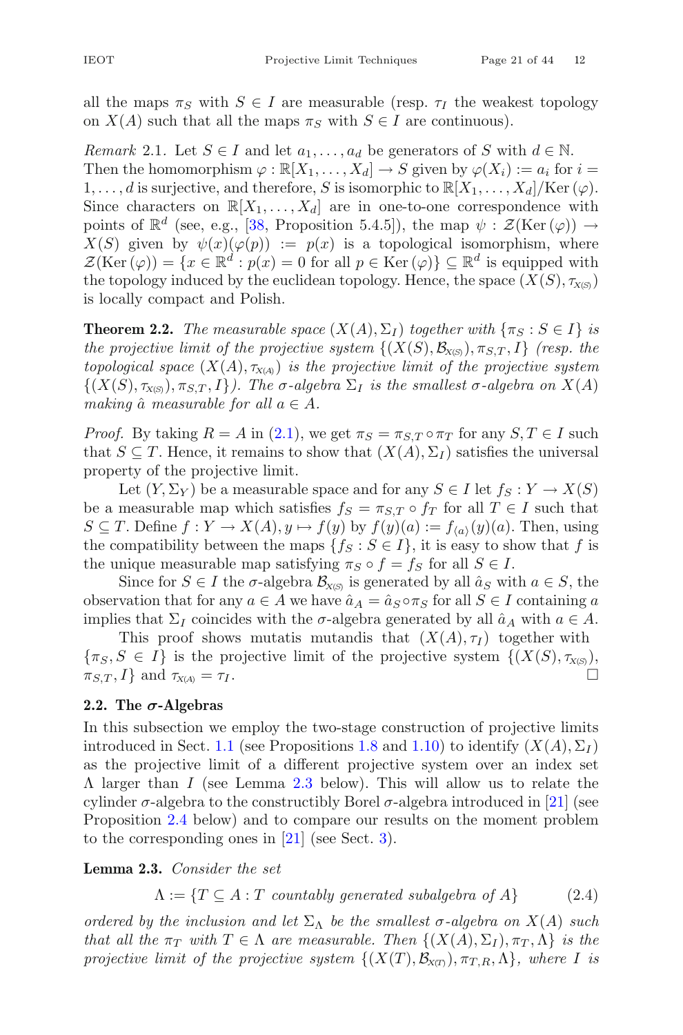all the maps $\pi_S$ with $S \in I$ are measurable (resp. $\tau_I$ the weakest topology on $X(A)$ such that all the maps $\pi_S$ with $S \in I$ are continuous).

*Remark* 2.1. Let $S \in I$ and let $a_1, \dots, a_d$ be generators of $S$ with $d \in \mathbb{N}$. Then the homomorphism $\varphi : \mathbb{R}[X_1, \dots, X_d] \to S$ given by $\varphi(X_i) := a_i$ for $i = 1, \dots, d$ is surjective, and therefore, $S$ is isomorphic to $\mathbb{R}[X_1, \dots, X_d]/\mathrm{Ker}\,(\varphi)$. Since characters on $\mathbb{R}[X_1, \dots, X_d]$ are in one-to-one correspondence with points of $\mathbb{R}^d$ (see, e.g., [38, Proposition 5.4.5]), the map $\psi : \mathcal{Z}(\mathrm{Ker}\,(\varphi)) \to X(S)$ given by $\psi(x)(\varphi(p)) := p(x)$ is a topological isomorphism, where $\mathcal{Z}(\mathrm{Ker}\,(\varphi)) = \{x \in \mathbb{R}^d : p(x) = 0 \text{ for all } p \in \mathrm{Ker}\,(\varphi)\} \subseteq \mathbb{R}^d$ is equipped with the topology induced by the euclidean topology. Hence, the space $(X(S), \tau_{X(S)})$ is locally compact and Polish.

**Theorem 2.2.** *The measurable space $(X(A), \Sigma_I)$ together with $\{\pi_S : S \in I\}$ is the projective limit of the projective system $\{(X(S), \mathcal{B}_{X(S)}), \pi_{S,T}, I\}$ (resp. the topological space $(X(A), \tau_{X(A)})$ is the projective limit of the projective system $\{(X(S), \tau_{X(S)}), \pi_{S,T}, I\}$). The $\sigma$-algebra $\Sigma_I$ is the smallest $\sigma$-algebra on $X(A)$ making $\hat{a}$ measurable for all $a \in A$.*

*Proof.* By taking $R = A$ in (2.1), we get $\pi_S = \pi_{S,T} \circ \pi_T$ for any $S, T \in I$ such that $S \subseteq T$. Hence, it remains to show that $(X(A), \Sigma_I)$ satisfies the universal property of the projective limit.

Let $(Y, \Sigma_Y)$ be a measurable space and for any $S \in I$ let $f_S : Y \to X(S)$ be a measurable map which satisfies $f_S = \pi_{S,T} \circ f_T$ for all $T \in I$ such that $S \subseteq T$. Define $f : Y \to X(A), y \mapsto f(y)$ by $f(y)(a) := f_{\langle a \rangle}(y)(a)$. Then, using the compatibility between the maps $\{f_S : S \in I\}$, it is easy to show that $f$ is the unique measurable map satisfying $\pi_S \circ f = f_S$ for all $S \in I$.

Since for $S \in I$ the $\sigma$-algebra $\mathcal{B}_{X(S)}$ is generated by all $\hat{a}_S$ with $a \in S$, the observation that for any $a \in A$ we have $\hat{a}_A = \hat{a}_S \circ \pi_S$ for all $S \in I$ containing $a$ implies that $\Sigma_I$ coincides with the $\sigma$-algebra generated by all $\hat{a}_A$ with $a \in A$.

This proof shows mutatis mutandis that $(X(A), \tau_I)$ together with $\{\pi_S, S \in I\}$ is the projective limit of the projective system $\{(X(S), \tau_{X(S)}), \pi_{S,T}, I\}$ and $\tau_{X(A)} = \tau_I$. $\square$

### 2.2. The $\sigma$-Algebras

In this subsection we employ the two-stage construction of projective limits introduced in Sect. 1.1 (see Propositions 1.8 and 1.10) to identify $(X(A), \Sigma_I)$ as the projective limit of a different projective system over an index set $\Lambda$ larger than $I$ (see Lemma 2.3 below). This will allow us to relate the cylinder $\sigma$-algebra to the constructibly Borel $\sigma$-algebra introduced in [21] (see Proposition 2.4 below) and to compare our results on the moment problem to the corresponding ones in [21] (see Sect. 3).

**Lemma 2.3.** *Consider the set*

$$\Lambda := \{T \subseteq A : T \text{ countably generated subalgebra of } A\} \tag{2.4}$$

*ordered by the inclusion and let $\Sigma_\Lambda$ be the smallest $\sigma$-algebra on $X(A)$ such that all the $\pi_T$ with $T \in \Lambda$ are measurable. Then $\{(X(A), \Sigma_I), \pi_T, \Lambda\}$ is the projective limit of the projective system $\{(X(T), \mathcal{B}_{X(T)}), \pi_{T,R}, \Lambda\}$, where $I$ is*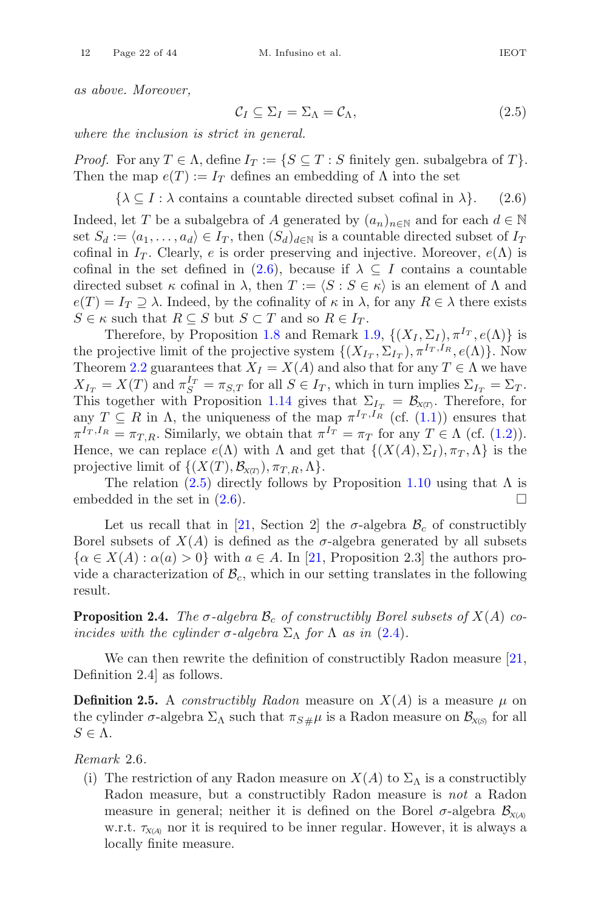*as above. Moreover,*

$$\mathcal{C}_I \subseteq \Sigma_I = \Sigma_\Lambda = \mathcal{C}_\Lambda, \tag{2.5}$$

*where the inclusion is strict in general.*

*Proof.* For any $T \in \Lambda$, define $I_T := \{S \subseteq T : S \text{ finitely gen. subalgebra of } T\}$. Then the map $e(T) := I_T$ defines an embedding of $\Lambda$ into the set

$$\{\lambda \subseteq I : \lambda \text{ contains a countable directed subset cofinal in } \lambda\}. \tag{2.6}$$

Indeed, let $T$ be a subalgebra of $A$ generated by $(a_n)_{n\in\mathbb{N}}$ and for each $d \in \mathbb{N}$ set $S_d := \langle a_1, \ldots, a_d\rangle \in I_T$, then $(S_d)_{d\in\mathbb{N}}$ is a countable directed subset of $I_T$ cofinal in $I_T$. Clearly, $e$ is order preserving and injective. Moreover, $e(\Lambda)$ is cofinal in the set defined in (2.6), because if $\lambda \subseteq I$ contains a countable directed subset $\kappa$ cofinal in $\lambda$, then $T := \langle S : S \in \kappa\rangle$ is an element of $\Lambda$ and $e(T) = I_T \supseteq \lambda$. Indeed, by the cofinality of $\kappa$ in $\lambda$, for any $R \in \lambda$ there exists $S \in \kappa$ such that $R \subseteq S$ but $S \subset T$ and so $R \in I_T$.

Therefore, by Proposition 1.8 and Remark 1.9, $\{(X_I, \Sigma_I), \pi^{I_T}, e(\Lambda)\}$ is the projective limit of the projective system $\{(X_{I_T}, \Sigma_{I_T}), \pi^{I_T, I_R}, e(\Lambda)\}$. Now Theorem 2.2 guarantees that $X_I = X(A)$ and also that for any $T \in \Lambda$ we have $X_{I_T} = X(T)$ and $\pi^{I_T}_S = \pi_{S,T}$ for all $S \in I_T$, which in turn implies $\Sigma_{I_T} = \Sigma_T$. This together with Proposition 1.14 gives that $\Sigma_{I_T} = \mathcal{B}_{X(T)}$. Therefore, for any $T \subseteq R$ in $\Lambda$, the uniqueness of the map $\pi^{I_T, I_R}$ (cf. (1.1)) ensures that $\pi^{I_T, I_R} = \pi_{T,R}$. Similarly, we obtain that $\pi^{I_T} = \pi_T$ for any $T \in \Lambda$ (cf. (1.2)). Hence, we can replace $e(\Lambda)$ with $\Lambda$ and get that $\{(X(A), \Sigma_I), \pi_T, \Lambda\}$ is the projective limit of $\{(X(T), \mathcal{B}_{X(T)}), \pi_{T,R}, \Lambda\}$.

The relation (2.5) directly follows by Proposition 1.10 using that $\Lambda$ is embedded in the set in (2.6). □

Let us recall that in [21, Section 2] the $\sigma$-algebra $\mathcal{B}_c$ of constructibly Borel subsets of $X(A)$ is defined as the $\sigma$-algebra generated by all subsets $\{\alpha \in X(A) : \alpha(a) > 0\}$ with $a \in A$. In [21, Proposition 2.3] the authors provide a characterization of $\mathcal{B}_c$, which in our setting translates in the following result.

**Proposition 2.4.** *The $\sigma$-algebra $\mathcal{B}_c$ of constructibly Borel subsets of $X(A)$ coincides with the cylinder $\sigma$-algebra $\Sigma_\Lambda$ for $\Lambda$ as in (2.4).*

We can then rewrite the definition of constructibly Radon measure [21, Definition 2.4] as follows.

**Definition 2.5.** A *constructibly Radon* measure on $X(A)$ is a measure $\mu$ on the cylinder $\sigma$-algebra $\Sigma_\Lambda$ such that $\pi_{S\#}\mu$ is a Radon measure on $\mathcal{B}_{X(S)}$ for all $S \in \Lambda$.

*Remark* 2.6.

(i) The restriction of any Radon measure on $X(A)$ to $\Sigma_\Lambda$ is a constructibly Radon measure, but a constructibly Radon measure is *not* a Radon measure in general; neither it is defined on the Borel $\sigma$-algebra $\mathcal{B}_{X(A)}$ w.r.t. $\tau_{X(A)}$ nor it is required to be inner regular. However, it is always a locally finite measure.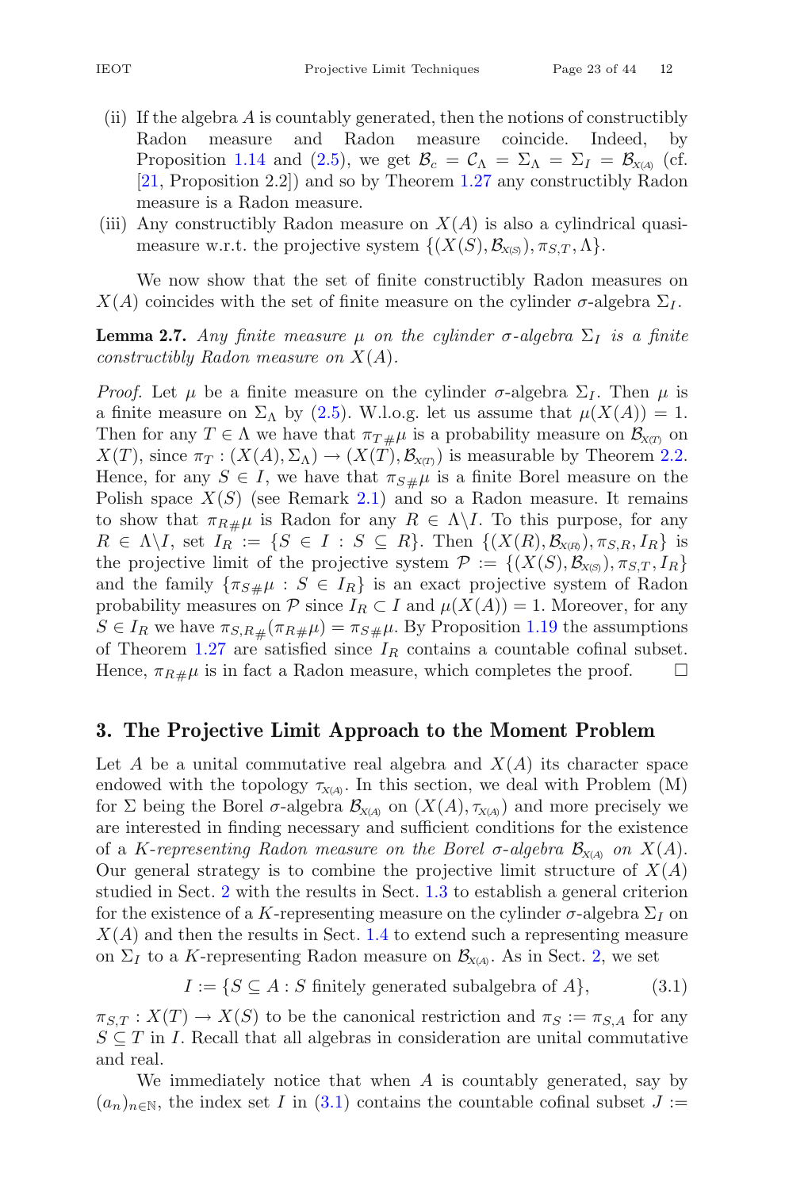(ii) If the algebra $A$ is countably generated, then the notions of constructibly Radon measure and Radon measure coincide. Indeed, by Proposition 1.14 and (2.5), we get $\mathcal{B}_c = \mathcal{C}_\Lambda = \Sigma_\Lambda = \Sigma_I = \mathcal{B}_{X(A)}$ (cf. [21, Proposition 2.2]) and so by Theorem 1.27 any constructibly Radon measure is a Radon measure.

(iii) Any constructibly Radon measure on $X(A)$ is also a cylindrical quasi-measure w.r.t. the projective system $\{(X(S), \mathcal{B}_{X(S)}), \pi_{S,T}, \Lambda\}$.

We now show that the set of finite constructibly Radon measures on $X(A)$ coincides with the set of finite measure on the cylinder $\sigma$-algebra $\Sigma_I$.

**Lemma 2.7.** *Any finite measure $\mu$ on the cylinder $\sigma$-algebra $\Sigma_I$ is a finite constructibly Radon measure on $X(A)$.*

*Proof.* Let $\mu$ be a finite measure on the cylinder $\sigma$-algebra $\Sigma_I$. Then $\mu$ is a finite measure on $\Sigma_\Lambda$ by (2.5). W.l.o.g. let us assume that $\mu(X(A)) = 1$. Then for any $T \in \Lambda$ we have that $\pi_{T\#}\mu$ is a probability measure on $\mathcal{B}_{X(T)}$ on $X(T)$, since $\pi_T : (X(A), \Sigma_\Lambda) \to (X(T), \mathcal{B}_{X(T)})$ is measurable by Theorem 2.2. Hence, for any $S \in I$, we have that $\pi_{S\#}\mu$ is a finite Borel measure on the Polish space $X(S)$ (see Remark 2.1) and so a Radon measure. It remains to show that $\pi_{R\#}\mu$ is Radon for any $R \in \Lambda \backslash I$. To this purpose, for any $R \in \Lambda \backslash I$, set $I_R := \{S \in I : S \subseteq R\}$. Then $\{(X(R), \mathcal{B}_{X(R)}), \pi_{S,R}, I_R\}$ is the projective limit of the projective system $\mathcal{P} := \{(X(S), \mathcal{B}_{X(S)}), \pi_{S,T}, I_R\}$ and the family $\{\pi_{S\#}\mu : S \in I_R\}$ is an exact projective system of Radon probability measures on $\mathcal{P}$ since $I_R \subset I$ and $\mu(X(A)) = 1$. Moreover, for any $S \in I_R$ we have $\pi_{S,R\#}(\pi_{R\#}\mu) = \pi_{S\#}\mu$. By Proposition 1.19 the assumptions of Theorem 1.27 are satisfied since $I_R$ contains a countable cofinal subset. Hence, $\pi_{R\#}\mu$ is in fact a Radon measure, which completes the proof. $\square$

## 3. The Projective Limit Approach to the Moment Problem

Let $A$ be a unital commutative real algebra and $X(A)$ its character space endowed with the topology $\tau_{X(A)}$. In this section, we deal with Problem (M) for $\Sigma$ being the Borel $\sigma$-algebra $\mathcal{B}_{X(A)}$ on $(X(A), \tau_{X(A)})$ and more precisely we are interested in finding necessary and sufficient conditions for the existence of a *$K$-representing Radon measure on the Borel $\sigma$-algebra $\mathcal{B}_{X(A)}$ on $X(A)$.* Our general strategy is to combine the projective limit structure of $X(A)$ studied in Sect. 2 with the results in Sect. 1.3 to establish a general criterion for the existence of a $K$-representing measure on the cylinder $\sigma$-algebra $\Sigma_I$ on $X(A)$ and then the results in Sect. 1.4 to extend such a representing measure on $\Sigma_I$ to a $K$-representing Radon measure on $\mathcal{B}_{X(A)}$. As in Sect. 2, we set

$$I := \{S \subseteq A : S \text{ finitely generated subalgebra of } A\}, \tag{3.1}$$

$\pi_{S,T} : X(T) \to X(S)$ to be the canonical restriction and $\pi_S := \pi_{S,A}$ for any $S \subseteq T$ in $I$. Recall that all algebras in consideration are unital commutative and real.

We immediately notice that when $A$ is countably generated, say by $(a_n)_{n\in\mathbb{N}}$, the index set $I$ in (3.1) contains the countable cofinal subset $J :=$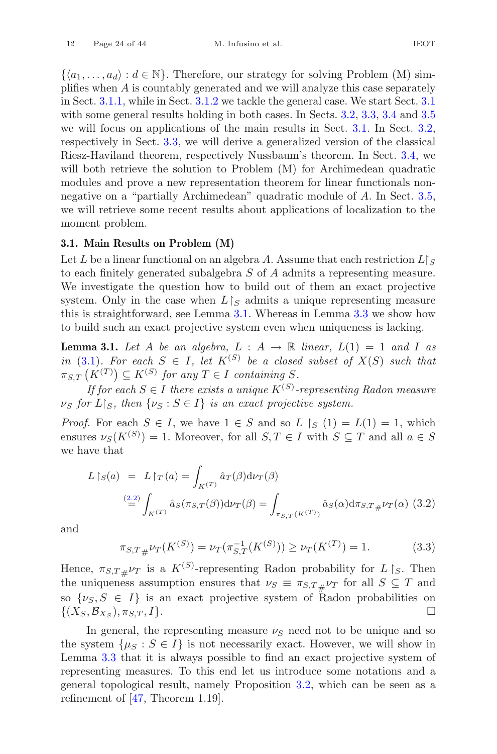$\{\langle a_1, \ldots, a_d \rangle : d \in \mathbb{N}\}$. Therefore, our strategy for solving Problem (M) simplifies when $A$ is countably generated and we will analyze this case separately in Sect. 3.1.1, while in Sect. 3.1.2 we tackle the general case. We start Sect. 3.1 with some general results holding in both cases. In Sects. 3.2, 3.3, 3.4 and 3.5 we will focus on applications of the main results in Sect. 3.1. In Sect. 3.2, respectively in Sect. 3.3, we will derive a generalized version of the classical Riesz-Haviland theorem, respectively Nussbaum's theorem. In Sect. 3.4, we will both retrieve the solution to Problem (M) for Archimedean quadratic modules and prove a new representation theorem for linear functionals nonnegative on a "partially Archimedean" quadratic module of $A$. In Sect. 3.5, we will retrieve some recent results about applications of localization to the moment problem.

### 3.1. Main Results on Problem (M)

Let $L$ be a linear functional on an algebra $A$. Assume that each restriction $L\restriction_S$ to each finitely generated subalgebra $S$ of $A$ admits a representing measure. We investigate the question how to build out of them an exact projective system. Only in the case when $L\restriction_S$ admits a unique representing measure this is straightforward, see Lemma 3.1. Whereas in Lemma 3.3 we show how to build such an exact projective system even when uniqueness is lacking.

**Lemma 3.1.** *Let $A$ be an algebra, $L : A \to \mathbb{R}$ linear, $L(1) = 1$ and $I$ as in (3.1). For each $S \in I$, let $K^{(S)}$ be a closed subset of $X(S)$ such that $\pi_{S,T}\left(K^{(T)}\right) \subseteq K^{(S)}$ for any $T \in I$ containing $S$.*

*If for each $S \in I$ there exists a unique $K^{(S)}$-representing Radon measure $\nu_S$ for $L\restriction_S$, then $\{\nu_S : S \in I\}$ is an exact projective system.*

*Proof.* For each $S \in I$, we have $1 \in S$ and so $L\restriction_S(1) = L(1) = 1$, which ensures $\nu_S(K^{(S)}) = 1$. Moreover, for all $S, T \in I$ with $S \subseteq T$ and all $a \in S$ we have that

$$
\begin{aligned}
L\restriction_S(a) &= L\restriction_T(a) = \int_{K^{(T)}} \hat{a}_T(\beta) \mathrm{d}\nu_T(\beta) \\
&\overset{(2.2)}{=} \int_{K^{(T)}} \hat{a}_S(\pi_{S,T}(\beta)) \mathrm{d}\nu_T(\beta) = \int_{\pi_{S,T}(K^{(T)})} \hat{a}_S(\alpha) \mathrm{d}{\pi_{S,T}}_{\#}\nu_T(\alpha) \quad (3.2)
\end{aligned}
$$

and

$$
{\pi_{S,T}}_{\#}\nu_T(K^{(S)}) = \nu_T(\pi_{S,T}^{-1}(K^{(S)})) \geq \nu_T(K^{(T)}) = 1. \tag{3.3}
$$

Hence, ${\pi_{S,T}}_{\#}\nu_T$ is a $K^{(S)}$-representing Radon probability for $L\restriction_S$. Then the uniqueness assumption ensures that $\nu_S \equiv {\pi_{S,T}}_{\#}\nu_T$ for all $S \subseteq T$ and so $\{\nu_S, S \in I\}$ is an exact projective system of Radon probabilities on $\{(X_S, \mathcal{B}_{X_S}), \pi_{S,T}, I\}$. $\square$

In general, the representing measure $\nu_S$ need not to be unique and so the system $\{\mu_S : S \in I\}$ is not necessarily exact. However, we will show in Lemma 3.3 that it is always possible to find an exact projective system of representing measures. To this end let us introduce some notations and a general topological result, namely Proposition 3.2, which can be seen as a refinement of [47, Theorem 1.19].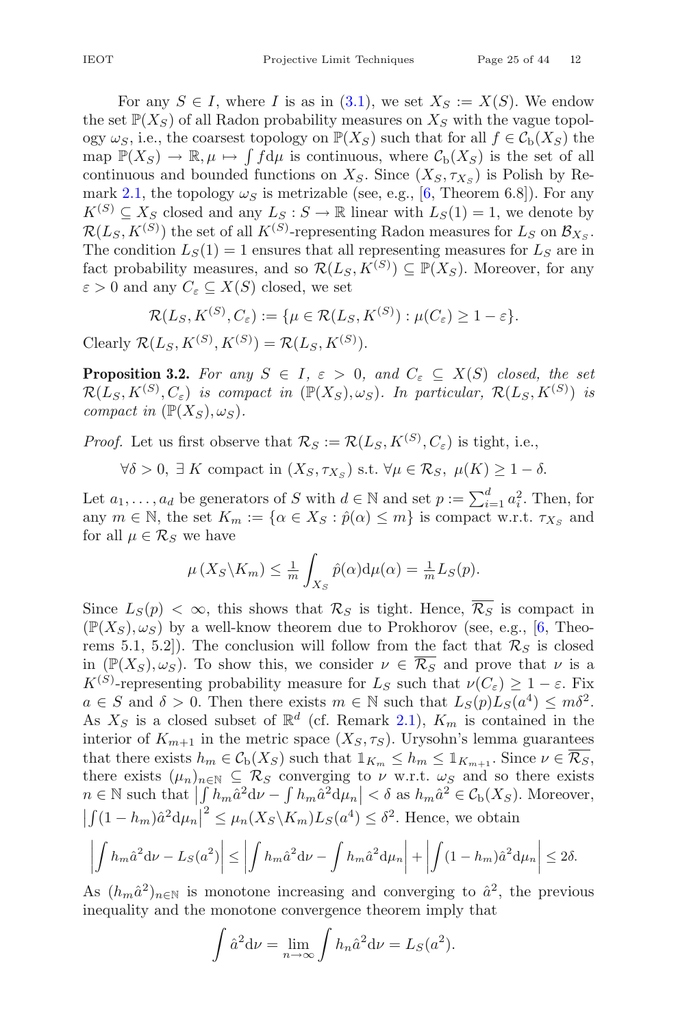For any $S \in I$, where $I$ is as in (3.1), we set $X_S := X(S)$. We endow the set $\mathbb{P}(X_S)$ of all Radon probability measures on $X_S$ with the vague topology $\omega_S$, i.e., the coarsest topology on $\mathbb{P}(X_S)$ such that for all $f \in \mathcal{C}_{\mathrm{b}}(X_S)$ the map $\mathbb{P}(X_S) \to \mathbb{R}, \mu \mapsto \int f \mathrm{d}\mu$ is continuous, where $\mathcal{C}_{\mathrm{b}}(X_S)$ is the set of all continuous and bounded functions on $X_S$. Since $(X_S, \tau_{X_S})$ is Polish by Remark 2.1, the topology $\omega_S$ is metrizable (see, e.g., [6, Theorem 6.8]). For any $K^{(S)} \subseteq X_S$ closed and any $L_S : S \to \mathbb{R}$ linear with $L_S(1) = 1$, we denote by $\mathcal{R}(L_S, K^{(S)})$ the set of all $K^{(S)}$-representing Radon measures for $L_S$ on $\mathcal{B}_{X_S}$. The condition $L_S(1) = 1$ ensures that all representing measures for $L_S$ are in fact probability measures, and so $\mathcal{R}(L_S, K^{(S)}) \subseteq \mathbb{P}(X_S)$. Moreover, for any $\varepsilon > 0$ and any $C_\varepsilon \subseteq X(S)$ closed, we set

$$\mathcal{R}(L_S, K^{(S)}, C_\varepsilon) := \{\mu \in \mathcal{R}(L_S, K^{(S)}) : \mu(C_\varepsilon) \geq 1 - \varepsilon\}.$$

Clearly $\mathcal{R}(L_S, K^{(S)}, K^{(S)}) = \mathcal{R}(L_S, K^{(S)})$.

**Proposition 3.2.** *For any $S \in I$, $\varepsilon > 0$, and $C_\varepsilon \subseteq X(S)$ closed, the set $\mathcal{R}(L_S, K^{(S)}, C_\varepsilon)$ is compact in $(\mathbb{P}(X_S), \omega_S)$. In particular, $\mathcal{R}(L_S, K^{(S)})$ is compact in $(\mathbb{P}(X_S), \omega_S)$.*

*Proof.* Let us first observe that $\mathcal{R}_S := \mathcal{R}(L_S, K^{(S)}, C_\varepsilon)$ is tight, i.e.,

$$\forall \delta > 0, \ \exists \, K \text{ compact in } (X_S, \tau_{X_S}) \text{ s.t. } \forall \mu \in \mathcal{R}_S, \ \mu(K) \geq 1 - \delta.$$

Let $a_1, \ldots, a_d$ be generators of $S$ with $d \in \mathbb{N}$ and set $p := \sum_{i=1}^d a_i^2$. Then, for any $m \in \mathbb{N}$, the set $K_m := \{\alpha \in X_S : \hat{p}(\alpha) \leq m\}$ is compact w.r.t. $\tau_{X_S}$ and for all $\mu \in \mathcal{R}_S$ we have

$$\mu\left(X_S \backslash K_m\right) \leq \tfrac{1}{m} \int_{X_S} \hat{p}(\alpha) \mathrm{d}\mu(\alpha) = \tfrac{1}{m} L_S(p).$$

Since $L_S(p) < \infty$, this shows that $\mathcal{R}_S$ is tight. Hence, $\overline{\mathcal{R}_S}$ is compact in $(\mathbb{P}(X_S), \omega_S)$ by a well-know theorem due to Prokhorov (see, e.g., [6, Theorems 5.1, 5.2]). The conclusion will follow from the fact that $\mathcal{R}_S$ is closed in $(\mathbb{P}(X_S), \omega_S)$. To show this, we consider $\nu \in \overline{\mathcal{R}_S}$ and prove that $\nu$ is a $K^{(S)}$-representing probability measure for $L_S$ such that $\nu(C_\varepsilon) \geq 1 - \varepsilon$. Fix $a \in S$ and $\delta > 0$. Then there exists $m \in \mathbb{N}$ such that $L_S(p) L_S(a^4) \leq m\delta^2$. As $X_S$ is a closed subset of $\mathbb{R}^d$ (cf. Remark 2.1), $K_m$ is contained in the interior of $K_{m+1}$ in the metric space $(X_S, \tau_S)$. Urysohn's lemma guarantees that there exists $h_m \in \mathcal{C}_{\mathrm{b}}(X_S)$ such that $\mathbb{1}_{K_m} \leq h_m \leq \mathbb{1}_{K_{m+1}}$. Since $\nu \in \overline{\mathcal{R}_S}$, there exists $(\mu_n)_{n \in \mathbb{N}} \subseteq \mathcal{R}_S$ converging to $\nu$ w.r.t. $\omega_S$ and so there exists $n \in \mathbb{N}$ such that $\left|\int h_m \hat{a}^2 \mathrm{d}\nu - \int h_m \hat{a}^2 \mathrm{d}\mu_n\right| < \delta$ as $h_m \hat{a}^2 \in \mathcal{C}_{\mathrm{b}}(X_S)$. Moreover, $\left|\int (1 - h_m) \hat{a}^2 \mathrm{d}\mu_n\right|^2 \leq \mu_n(X_S \backslash K_m) L_S(a^4) \leq \delta^2$. Hence, we obtain

$$\left|\int h_m \hat{a}^2 \mathrm{d}\nu - L_S(a^2)\right| \leq \left|\int h_m \hat{a}^2 \mathrm{d}\nu - \int h_m \hat{a}^2 \mathrm{d}\mu_n\right| + \left|\int (1 - h_m) \hat{a}^2 \mathrm{d}\mu_n\right| \leq 2\delta.$$

As $(h_m \hat{a}^2)_{n \in \mathbb{N}}$ is monotone increasing and converging to $\hat{a}^2$, the previous inequality and the monotone convergence theorem imply that

$$\int \hat{a}^2 \mathrm{d}\nu = \lim_{n \to \infty} \int h_n \hat{a}^2 \mathrm{d}\nu = L_S(a^2).$$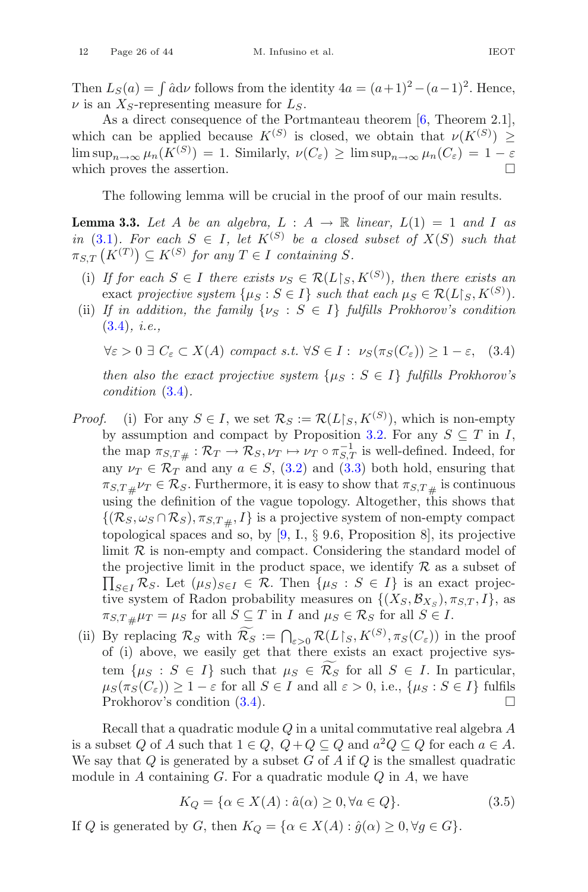Then $L_S(a) = \int \hat{a} \mathrm{d}\nu$ follows from the identity $4a = (a+1)^2 - (a-1)^2$. Hence, $\nu$ is an $X_S$-representing measure for $L_S$.

As a direct consequence of the Portmanteau theorem [6, Theorem 2.1], which can be applied because $K^{(S)}$ is closed, we obtain that $\nu(K^{(S)}) \geq \limsup_{n\to\infty} \mu_n(K^{(S)}) = 1$. Similarly, $\nu(C_\varepsilon) \geq \limsup_{n\to\infty} \mu_n(C_\varepsilon) = 1 - \varepsilon$ which proves the assertion. □

The following lemma will be crucial in the proof of our main results.

**Lemma 3.3.** *Let $A$ be an algebra, $L : A \to \mathbb{R}$ linear, $L(1) = 1$ and $I$ as in (3.1). For each $S \in I$, let $K^{(S)}$ be a closed subset of $X(S)$ such that $\pi_{S,T}\left(K^{(T)}\right) \subseteq K^{(S)}$ for any $T \in I$ containing $S$.*

(i) *If for each $S \in I$ there exists $\nu_S \in \mathcal{R}(L\restriction_S, K^{(S)})$, then there exists an* exact *projective system $\{\mu_S : S \in I\}$ such that each $\mu_S \in \mathcal{R}(L\restriction_S, K^{(S)})$.*

(ii) *If in addition, the family $\{\nu_S : S \in I\}$ fulfills Prokhorov's condition (3.4), i.e.,*

$$\forall \varepsilon > 0 \ \exists\ C_\varepsilon \subset X(A) \text{ compact s.t. } \forall S \in I : \ \nu_S(\pi_S(C_\varepsilon)) \geq 1 - \varepsilon, \quad (3.4)$$

*then also the exact projective system $\{\mu_S : S \in I\}$ fulfills Prokhorov's condition (3.4).*

*Proof.* (i) For any $S \in I$, we set $\mathcal{R}_S := \mathcal{R}(L\restriction_S, K^{(S)})$, which is non-empty by assumption and compact by Proposition 3.2. For any $S \subseteq T$ in $I$, the map $\pi_{S,T\#} : \mathcal{R}_T \to \mathcal{R}_S, \nu_T \mapsto \nu_T \circ \pi_{S,T}^{-1}$ is well-defined. Indeed, for any $\nu_T \in \mathcal{R}_T$ and any $a \in S$, (3.2) and (3.3) both hold, ensuring that $\pi_{S,T\#}\nu_T \in \mathcal{R}_S$. Furthermore, it is easy to show that $\pi_{S,T\#}$ is continuous using the definition of the vague topology. Altogether, this shows that $\{(\mathcal{R}_S, \omega_S \cap \mathcal{R}_S), \pi_{S,T\#}, I\}$ is a projective system of non-empty compact topological spaces and so, by [9, I., § 9.6, Proposition 8], its projective limit $\mathcal{R}$ is non-empty and compact. Considering the standard model of the projective limit in the product space, we identify $\mathcal{R}$ as a subset of $\prod_{S\in I} \mathcal{R}_S$. Let $(\mu_S)_{S\in I} \in \mathcal{R}$. Then $\{\mu_S : S \in I\}$ is an exact projective system of Radon probability measures on $\{(X_S, \mathcal{B}_{X_S}), \pi_{S,T}, I\}$, as $\pi_{S,T\#}\mu_T = \mu_S$ for all $S \subseteq T$ in $I$ and $\mu_S \in \mathcal{R}_S$ for all $S \in I$.

(ii) By replacing $\mathcal{R}_S$ with $\widetilde{\mathcal{R}_S} := \bigcap_{\varepsilon>0} \mathcal{R}(L\restriction_S, K^{(S)}, \pi_S(C_\varepsilon))$ in the proof of (i) above, we easily get that there exists an exact projective system $\{\mu_S : S \in I\}$ such that $\mu_S \in \widetilde{\mathcal{R}_S}$ for all $S \in I$. In particular, $\mu_S(\pi_S(C_\varepsilon)) \geq 1 - \varepsilon$ for all $S \in I$ and all $\varepsilon > 0$, i.e., $\{\mu_S : S \in I\}$ fulfils Prokhorov's condition (3.4). □

Recall that a quadratic module $Q$ in a unital commutative real algebra $A$ is a subset $Q$ of $A$ such that $1 \in Q$, $Q + Q \subseteq Q$ and $a^2 Q \subseteq Q$ for each $a \in A$. We say that $Q$ is generated by a subset $G$ of $A$ if $Q$ is the smallest quadratic module in $A$ containing $G$. For a quadratic module $Q$ in $A$, we have

$$K_Q = \{\alpha \in X(A) : \hat{a}(\alpha) \geq 0, \forall a \in Q\}. \quad (3.5)$$

If $Q$ is generated by $G$, then $K_Q = \{\alpha \in X(A) : \hat{g}(\alpha) \geq 0, \forall g \in G\}$.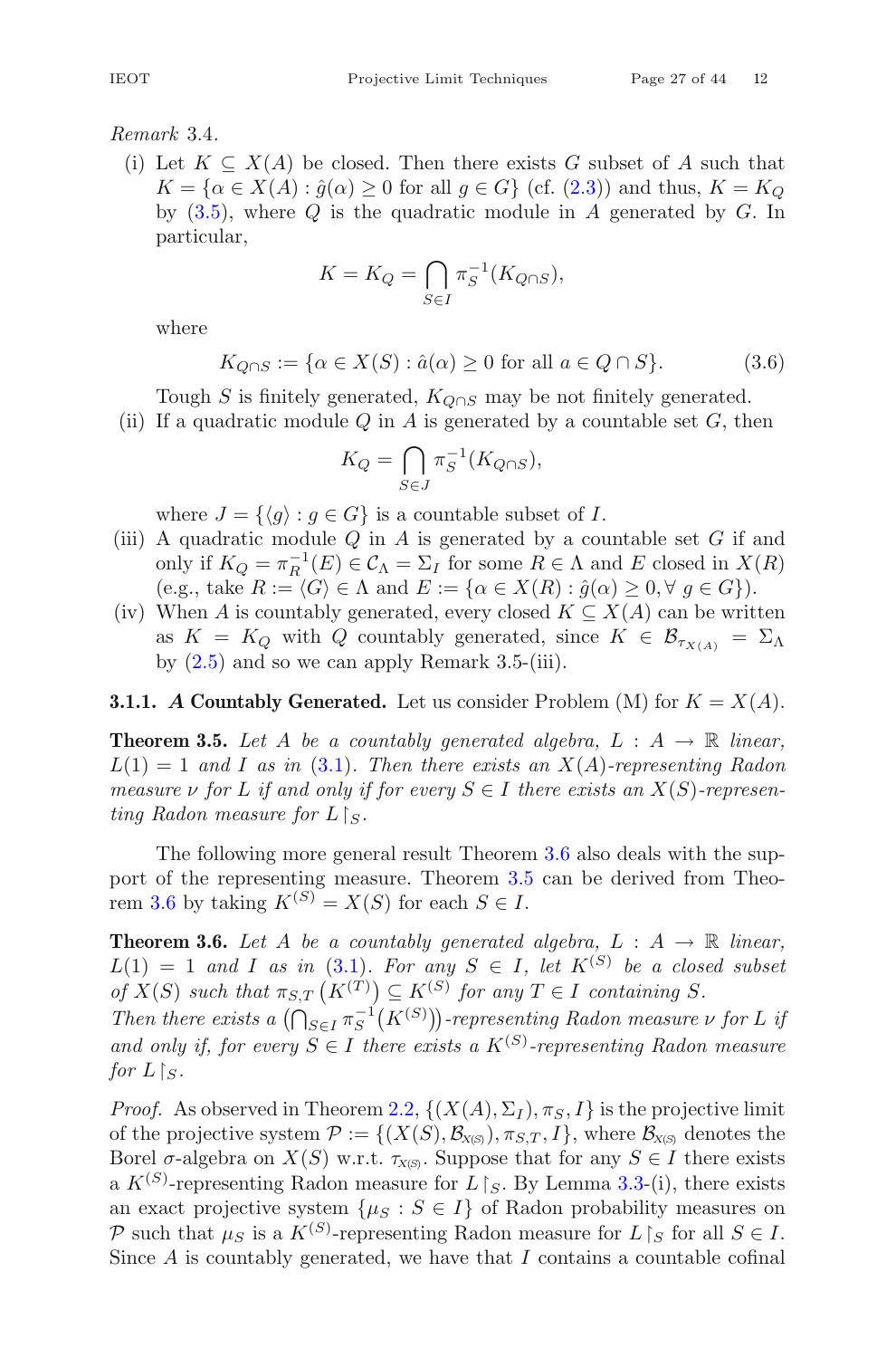*Remark* 3.4.

(i) Let $K \subseteq X(A)$ be closed. Then there exists $G$ subset of $A$ such that $K = \{\alpha \in X(A) : \hat{g}(\alpha) \geq 0 \text{ for all } g \in G\}$ (cf. (2.3)) and thus, $K = K_Q$ by (3.5), where $Q$ is the quadratic module in $A$ generated by $G$. In particular,

$$K = K_Q = \bigcap_{S \in I} \pi_S^{-1}(K_{Q \cap S}),$$

where

$$K_{Q \cap S} := \{\alpha \in X(S) : \hat{a}(\alpha) \geq 0 \text{ for all } a \in Q \cap S\}. \tag{3.6}$$

Tough $S$ is finitely generated, $K_{Q \cap S}$ may be not finitely generated.

(ii) If a quadratic module $Q$ in $A$ is generated by a countable set $G$, then

$$K_Q = \bigcap_{S \in J} \pi_S^{-1}(K_{Q \cap S}),$$

where $J = \{\langle g \rangle : g \in G\}$ is a countable subset of $I$.

(iii) A quadratic module $Q$ in $A$ is generated by a countable set $G$ if and only if $K_Q = \pi_R^{-1}(E) \in \mathcal{C}_\Lambda = \Sigma_I$ for some $R \in \Lambda$ and $E$ closed in $X(R)$ (e.g., take $R := \langle G \rangle \in \Lambda$ and $E := \{\alpha \in X(R) : \hat{g}(\alpha) \geq 0, \forall\, g \in G\}$).

(iv) When $A$ is countably generated, every closed $K \subseteq X(A)$ can be written as $K = K_Q$ with $Q$ countably generated, since $K \in \mathcal{B}_{\tau_{X(A)}} = \Sigma_\Lambda$ by (2.5) and so we can apply Remark 3.5-(iii).

#### 3.1.1. *A* Countably Generated.

Let us consider Problem (M) for $K = X(A)$.

**Theorem 3.5.** *Let $A$ be a countably generated algebra, $L : A \to \mathbb{R}$ linear, $L(1) = 1$ and $I$ as in (3.1). Then there exists an $X(A)$-representing Radon measure $\nu$ for $L$ if and only if for every $S \in I$ there exists an $X(S)$-representing Radon measure for $L\restriction_S$.*

The following more general result Theorem 3.6 also deals with the support of the representing measure. Theorem 3.5 can be derived from Theorem 3.6 by taking $K^{(S)} = X(S)$ for each $S \in I$.

**Theorem 3.6.** *Let $A$ be a countably generated algebra, $L : A \to \mathbb{R}$ linear, $L(1) = 1$ and $I$ as in (3.1). For any $S \in I$, let $K^{(S)}$ be a closed subset of $X(S)$ such that $\pi_{S,T}\left(K^{(T)}\right) \subseteq K^{(S)}$ for any $T \in I$ containing $S$. Then there exists a $\left(\bigcap_{S \in I} \pi_S^{-1}\left(K^{(S)}\right)\right)$-representing Radon measure $\nu$ for $L$ if and only if, for every $S \in I$ there exists a $K^{(S)}$-representing Radon measure for $L\restriction_S$.*

*Proof.* As observed in Theorem 2.2, $\{(X(A), \Sigma_I), \pi_S, I\}$ is the projective limit of the projective system $\mathcal{P} := \{(X(S), \mathcal{B}_{X(S)}), \pi_{S,T}, I\}$, where $\mathcal{B}_{X(S)}$ denotes the Borel $\sigma$-algebra on $X(S)$ w.r.t. $\tau_{X(S)}$. Suppose that for any $S \in I$ there exists a $K^{(S)}$-representing Radon measure for $L\restriction_S$. By Lemma 3.3-(i), there exists an exact projective system $\{\mu_S : S \in I\}$ of Radon probability measures on $\mathcal{P}$ such that $\mu_S$ is a $K^{(S)}$-representing Radon measure for $L\restriction_S$ for all $S \in I$. Since $A$ is countably generated, we have that $I$ contains a countable cofinal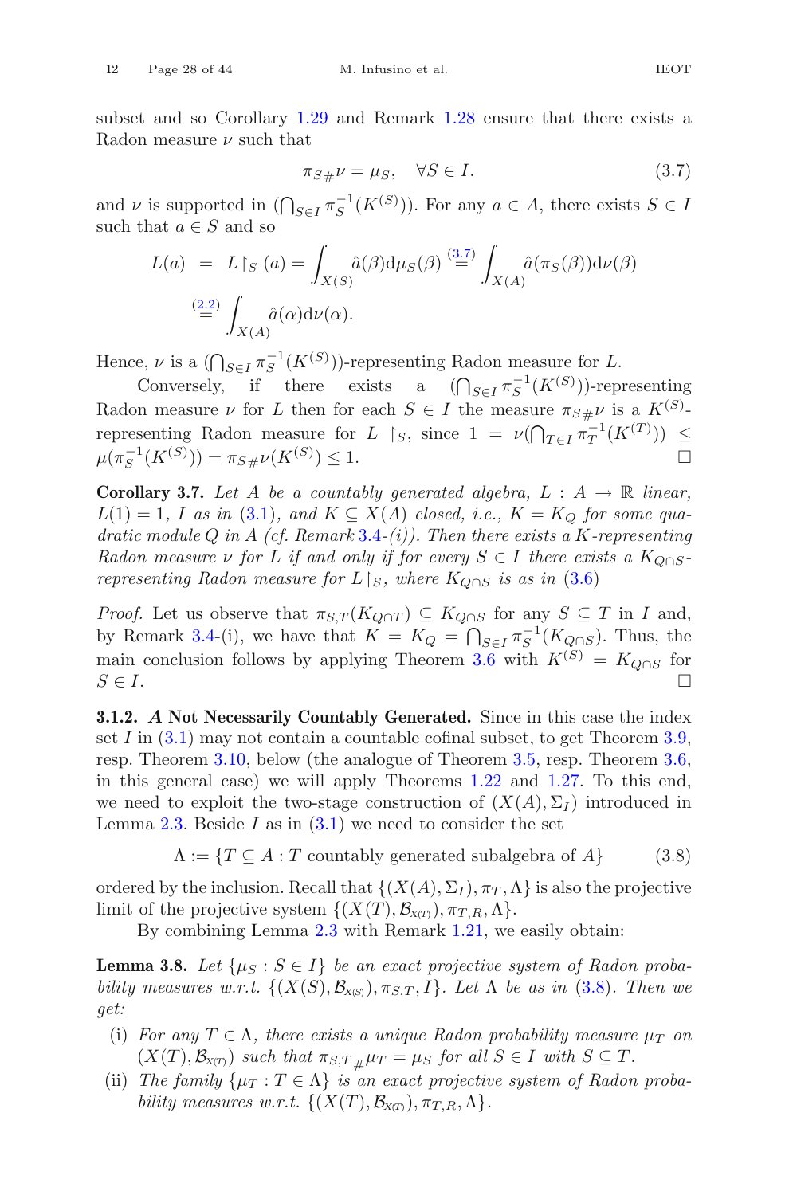subset and so Corollary 1.29 and Remark 1.28 ensure that there exists a Radon measure $\nu$ such that

$$\pi_{S\#}\nu = \mu_S, \quad \forall S \in I. \tag{3.7}$$

and $\nu$ is supported in $(\bigcap_{S\in I} \pi_S^{-1}(K^{(S)}))$. For any $a \in A$, there exists $S \in I$ such that $a \in S$ and so

$$\begin{aligned} L(a) &= L\restriction_S (a) = \int_{X(S)} \hat{a}(\beta)\mathrm{d}\mu_S(\beta) \overset{(3.7)}{=} \int_{X(A)} \hat{a}(\pi_S(\beta))\mathrm{d}\nu(\beta) \\ &\overset{(2.2)}{=} \int_{X(A)} \hat{a}(\alpha)\mathrm{d}\nu(\alpha). \end{aligned}$$

Hence, $\nu$ is a $(\bigcap_{S\in I} \pi_S^{-1}(K^{(S)}))$-representing Radon measure for $L$.

Conversely, if there exists a $(\bigcap_{S\in I} \pi_S^{-1}(K^{(S)}))$-representing Radon measure $\nu$ for $L$ then for each $S \in I$ the measure $\pi_{S\#}\nu$ is a $K^{(S)}$-representing Radon measure for $L\restriction_S$, since $1 = \nu(\bigcap_{T\in I} \pi_T^{-1}(K^{(T)})) \leq \mu(\pi_S^{-1}(K^{(S)})) = \pi_{S\#}\nu(K^{(S)}) \leq 1$. $\square$

**Corollary 3.7.** *Let $A$ be a countably generated algebra, $L: A \to \mathbb{R}$ linear, $L(1) = 1$, $I$ as in (3.1), and $K \subseteq X(A)$ closed, i.e., $K = K_Q$ for some quadratic module $Q$ in $A$ (cf. Remark 3.4-(i)). Then there exists a $K$-representing Radon measure $\nu$ for $L$ if and only if for every $S \in I$ there exists a $K_{Q\cap S}$-representing Radon measure for $L\restriction_S$, where $K_{Q\cap S}$ is as in (3.6)*

*Proof.* Let us observe that $\pi_{S,T}(K_{Q\cap T}) \subseteq K_{Q\cap S}$ for any $S \subseteq T$ in $I$ and, by Remark 3.4-(i), we have that $K = K_Q = \bigcap_{S\in I} \pi_S^{-1}(K_{Q\cap S})$. Thus, the main conclusion follows by applying Theorem 3.6 with $K^{(S)} = K_{Q\cap S}$ for $S \in I$. $\square$

**3.1.2. *A* Not Necessarily Countably Generated.** Since in this case the index set $I$ in (3.1) may not contain a countable cofinal subset, to get Theorem 3.9, resp. Theorem 3.10, below (the analogue of Theorem 3.5, resp. Theorem 3.6, in this general case) we will apply Theorems 1.22 and 1.27. To this end, we need to exploit the two-stage construction of $(X(A), \Sigma_I)$ introduced in Lemma 2.3. Beside $I$ as in (3.1) we need to consider the set

$$\Lambda := \{T \subseteq A : T \text{ countably generated subalgebra of } A\} \tag{3.8}$$

ordered by the inclusion. Recall that $\{(X(A), \Sigma_I), \pi_T, \Lambda\}$ is also the projective limit of the projective system $\{(X(T), \mathcal{B}_{X(T)}), \pi_{T,R}, \Lambda\}$.

By combining Lemma 2.3 with Remark 1.21, we easily obtain:

**Lemma 3.8.** *Let $\{\mu_S : S \in I\}$ be an exact projective system of Radon probability measures w.r.t. $\{(X(S), \mathcal{B}_{X(S)}), \pi_{S,T}, I\}$. Let $\Lambda$ be as in (3.8). Then we get:*

- (i) *For any $T \in \Lambda$, there exists a unique Radon probability measure $\mu_T$ on $(X(T), \mathcal{B}_{X(T)})$ such that $\pi_{S,T\#}\mu_T = \mu_S$ for all $S \in I$ with $S \subseteq T$.*
- (ii) *The family $\{\mu_T : T \in \Lambda\}$ is an exact projective system of Radon probability measures w.r.t. $\{(X(T), \mathcal{B}_{X(T)}), \pi_{T,R}, \Lambda\}$.*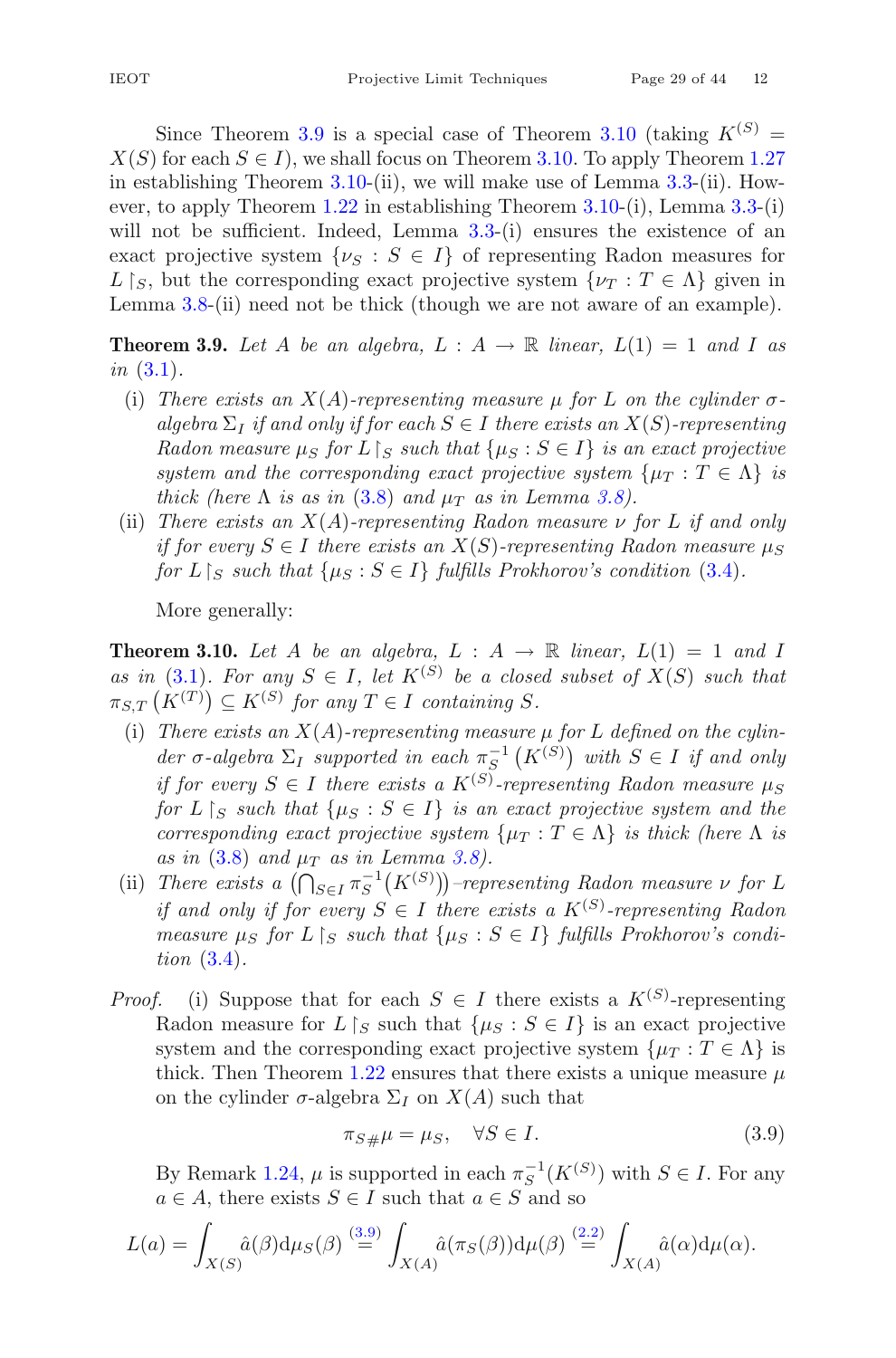Since Theorem 3.9 is a special case of Theorem 3.10 (taking $K^{(S)} = X(S)$ for each $S \in I$), we shall focus on Theorem 3.10. To apply Theorem 1.27 in establishing Theorem 3.10-(ii), we will make use of Lemma 3.3-(ii). However, to apply Theorem 1.22 in establishing Theorem 3.10-(i), Lemma 3.3-(i) will not be sufficient. Indeed, Lemma 3.3-(i) ensures the existence of an exact projective system $\{\nu_S : S \in I\}$ of representing Radon measures for $L\restriction_S$, but the corresponding exact projective system $\{\nu_T : T \in \Lambda\}$ given in Lemma 3.8-(ii) need not be thick (though we are not aware of an example).

**Theorem 3.9.** *Let $A$ be an algebra, $L : A \to \mathbb{R}$ linear, $L(1) = 1$ and $I$ as in (3.1).*

(i) *There exists an $X(A)$-representing measure $\mu$ for $L$ on the cylinder $\sigma$-algebra $\Sigma_I$ if and only if for each $S \in I$ there exists an $X(S)$-representing Radon measure $\mu_S$ for $L\restriction_S$ such that $\{\mu_S : S \in I\}$ is an exact projective system and the corresponding exact projective system $\{\mu_T : T \in \Lambda\}$ is thick (here $\Lambda$ is as in (3.8) and $\mu_T$ as in Lemma 3.8).*

(ii) *There exists an $X(A)$-representing Radon measure $\nu$ for $L$ if and only if for every $S \in I$ there exists an $X(S)$-representing Radon measure $\mu_S$ for $L\restriction_S$ such that $\{\mu_S : S \in I\}$ fulfills Prokhorov's condition (3.4).*

More generally:

**Theorem 3.10.** *Let $A$ be an algebra, $L : A \to \mathbb{R}$ linear, $L(1) = 1$ and $I$ as in (3.1). For any $S \in I$, let $K^{(S)}$ be a closed subset of $X(S)$ such that $\pi_{S,T}\left(K^{(T)}\right) \subseteq K^{(S)}$ for any $T \in I$ containing $S$.*

(i) *There exists an $X(A)$-representing measure $\mu$ for $L$ defined on the cylinder $\sigma$-algebra $\Sigma_I$ supported in each $\pi_S^{-1}\left(K^{(S)}\right)$ with $S \in I$ if and only if for every $S \in I$ there exists a $K^{(S)}$-representing Radon measure $\mu_S$ for $L\restriction_S$ such that $\{\mu_S : S \in I\}$ is an exact projective system and the corresponding exact projective system $\{\mu_T : T \in \Lambda\}$ is thick (here $\Lambda$ is as in (3.8) and $\mu_T$ as in Lemma 3.8).*

(ii) *There exists a $\left(\bigcap_{S\in I} \pi_S^{-1}(K^{(S)})\right)$–representing Radon measure $\nu$ for $L$ if and only if for every $S \in I$ there exists a $K^{(S)}$-representing Radon measure $\mu_S$ for $L\restriction_S$ such that $\{\mu_S : S \in I\}$ fulfills Prokhorov's condition (3.4).*

*Proof.* (i) Suppose that for each $S \in I$ there exists a $K^{(S)}$-representing Radon measure for $L\restriction_S$ such that $\{\mu_S : S \in I\}$ is an exact projective system and the corresponding exact projective system $\{\mu_T : T \in \Lambda\}$ is thick. Then Theorem 1.22 ensures that there exists a unique measure $\mu$ on the cylinder $\sigma$-algebra $\Sigma_I$ on $X(A)$ such that

$$\pi_{S\#}\mu = \mu_S, \quad \forall S \in I. \tag{3.9}$$

By Remark 1.24, $\mu$ is supported in each $\pi_S^{-1}(K^{(S)})$ with $S \in I$. For any $a \in A$, there exists $S \in I$ such that $a \in S$ and so

$$L(a) = \int_{X(S)} \hat{a}(\beta)\mathrm{d}\mu_S(\beta) \overset{(3.9)}{=} \int_{X(A)} \hat{a}(\pi_S(\beta))\mathrm{d}\mu(\beta) \overset{(2.2)}{=} \int_{X(A)} \hat{a}(\alpha)\mathrm{d}\mu(\alpha).$$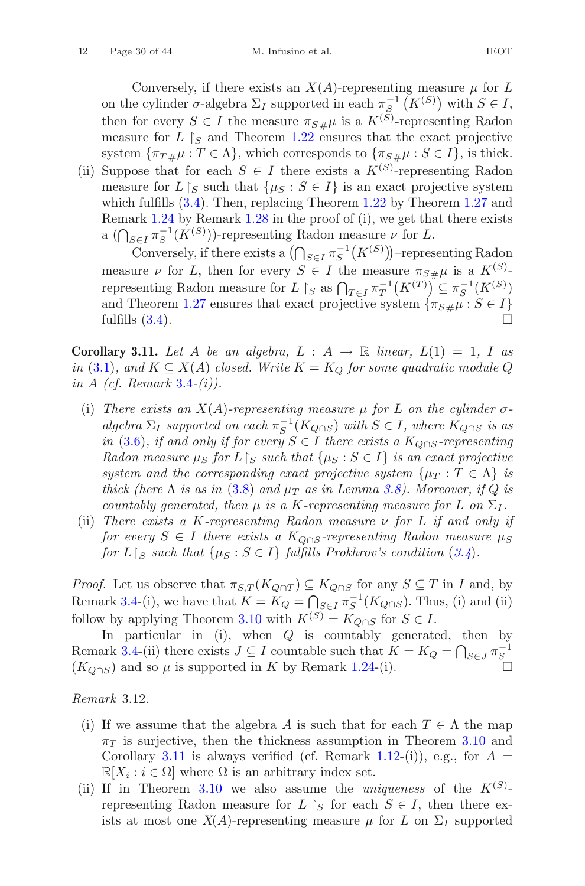Conversely, if there exists an $X(A)$-representing measure $\mu$ for $L$ on the cylinder $\sigma$-algebra $\Sigma_I$ supported in each $\pi_S^{-1}\left(K^{(S)}\right)$ with $S \in I$, then for every $S \in I$ the measure $\pi_{S\#}\mu$ is a $K^{(S)}$-representing Radon measure for $L\restriction_S$ and Theorem 1.22 ensures that the exact projective system $\{\pi_{T\#}\mu : T \in \Lambda\}$, which corresponds to $\{\pi_{S\#}\mu : S \in I\}$, is thick.

(ii) Suppose that for each $S \in I$ there exists a $K^{(S)}$-representing Radon measure for $L\restriction_S$ such that $\{\mu_S : S \in I\}$ is an exact projective system which fulfills (3.4). Then, replacing Theorem 1.22 by Theorem 1.27 and Remark 1.24 by Remark 1.28 in the proof of (i), we get that there exists a $(\bigcap_{S\in I} \pi_S^{-1}(K^{(S)}))$-representing Radon measure $\nu$ for $L$.

Conversely, if there exists a $\left(\bigcap_{S\in I} \pi_S^{-1}\left(K^{(S)}\right)\right)$–representing Radon measure $\nu$ for $L$, then for every $S \in I$ the measure $\pi_{S\#}\mu$ is a $K^{(S)}$-representing Radon measure for $L\restriction_S$ as $\bigcap_{T\in I} \pi_T^{-1}\left(K^{(T)}\right) \subseteq \pi_S^{-1}(K^{(S)})$ and Theorem 1.27 ensures that exact projective system $\{\pi_{S\#}\mu : S \in I\}$ fulfills (3.4). □

**Corollary 3.11.** *Let $A$ be an algebra, $L : A \to \mathbb{R}$ linear, $L(1) = 1$, $I$ as in (3.1), and $K \subseteq X(A)$ closed. Write $K = K_Q$ for some quadratic module $Q$ in $A$ (cf. Remark 3.4-(i)).*

(i) *There exists an $X(A)$-representing measure $\mu$ for $L$ on the cylinder $\sigma$-algebra $\Sigma_I$ supported on each $\pi_S^{-1}(K_{Q\cap S})$ with $S \in I$, where $K_{Q\cap S}$ is as in (3.6), if and only if for every $S \in I$ there exists a $K_{Q\cap S}$-representing Radon measure $\mu_S$ for $L\restriction_S$ such that $\{\mu_S : S \in I\}$ is an exact projective system and the corresponding exact projective system $\{\mu_T : T \in \Lambda\}$ is thick (here $\Lambda$ is as in (3.8) and $\mu_T$ as in Lemma 3.8). Moreover, if $Q$ is countably generated, then $\mu$ is a $K$-representing measure for $L$ on $\Sigma_I$.*

(ii) *There exists a $K$-representing Radon measure $\nu$ for $L$ if and only if for every $S \in I$ there exists a $K_{Q\cap S}$-representing Radon measure $\mu_S$ for $L\restriction_S$ such that $\{\mu_S : S \in I\}$ fulfills Prokhrov's condition (3.4).*

*Proof.* Let us observe that $\pi_{S,T}(K_{Q\cap T}) \subseteq K_{Q\cap S}$ for any $S \subseteq T$ in $I$ and, by Remark 3.4-(i), we have that $K = K_Q = \bigcap_{S\in I} \pi_S^{-1}(K_{Q\cap S})$. Thus, (i) and (ii) follow by applying Theorem 3.10 with $K^{(S)} = K_{Q\cap S}$ for $S \in I$.

In particular in (i), when $Q$ is countably generated, then by Remark 3.4-(ii) there exists $J \subseteq I$ countable such that $K = K_Q = \bigcap_{S\in J} \pi_S^{-1}$ $(K_{Q\cap S})$ and so $\mu$ is supported in $K$ by Remark 1.24-(i). □

*Remark* 3.12.

(i) If we assume that the algebra $A$ is such that for each $T \in \Lambda$ the map $\pi_T$ is surjective, then the thickness assumption in Theorem 3.10 and Corollary 3.11 is always verified (cf. Remark 1.12-(i)), e.g., for $A = \mathbb{R}[X_i : i \in \Omega]$ where $\Omega$ is an arbitrary index set.

(ii) If in Theorem 3.10 we also assume the *uniqueness* of the $K^{(S)}$-representing Radon measure for $L\restriction_S$ for each $S \in I$, then there exists at most one $X(A)$-representing measure $\mu$ for $L$ on $\Sigma_I$ supported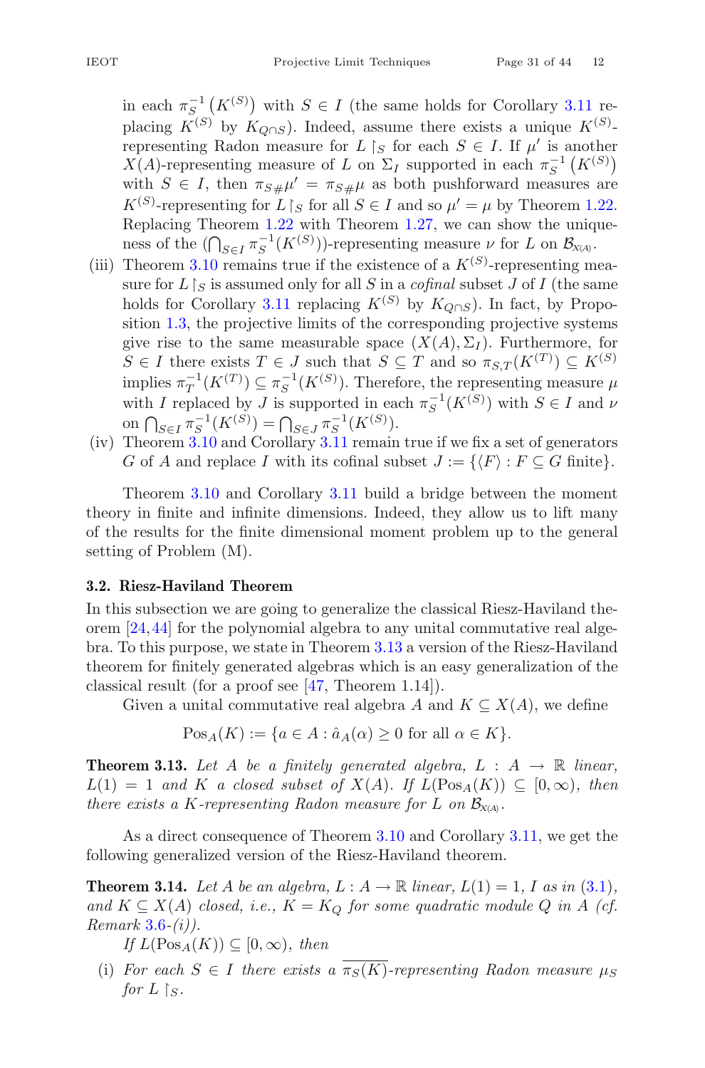in each $\pi_S^{-1}\left(K^{(S)}\right)$ with $S \in I$ (the same holds for Corollary 3.11 replacing $K^{(S)}$ by $K_{Q\cap S}$). Indeed, assume there exists a unique $K^{(S)}$-representing Radon measure for $L\restriction_S$ for each $S \in I$. If $\mu'$ is another $X(A)$-representing measure of $L$ on $\Sigma_I$ supported in each $\pi_S^{-1}\left(K^{(S)}\right)$ with $S \in I$, then $\pi_{S\#}\mu' = \pi_{S\#}\mu$ as both pushforward measures are $K^{(S)}$-representing for $L\restriction_S$ for all $S \in I$ and so $\mu' = \mu$ by Theorem 1.22. Replacing Theorem 1.22 with Theorem 1.27, we can show the uniqueness of the $(\bigcap_{S\in I}\pi_S^{-1}(K^{(S)}))$-representing measure $\nu$ for $L$ on $\mathcal{B}_{X(A)}$.

(iii) Theorem 3.10 remains true if the existence of a $K^{(S)}$-representing measure for $L\restriction_S$ is assumed only for all $S$ in a *cofinal* subset $J$ of $I$ (the same holds for Corollary 3.11 replacing $K^{(S)}$ by $K_{Q\cap S}$). In fact, by Proposition 1.3, the projective limits of the corresponding projective systems give rise to the same measurable space $(X(A), \Sigma_I)$. Furthermore, for $S \in I$ there exists $T \in J$ such that $S \subseteq T$ and so $\pi_{S,T}(K^{(T)}) \subseteq K^{(S)}$ implies $\pi_T^{-1}(K^{(T)}) \subseteq \pi_S^{-1}(K^{(S)})$. Therefore, the representing measure $\mu$ with $I$ replaced by $J$ is supported in each $\pi_S^{-1}(K^{(S)})$ with $S \in I$ and $\nu$ on $\bigcap_{S\in I}\pi_S^{-1}(K^{(S)}) = \bigcap_{S\in J}\pi_S^{-1}(K^{(S)})$.

(iv) Theorem 3.10 and Corollary 3.11 remain true if we fix a set of generators $G$ of $A$ and replace $I$ with its cofinal subset $J := \{\langle F\rangle : F \subseteq G \text{ finite}\}$.

Theorem 3.10 and Corollary 3.11 build a bridge between the moment theory in finite and infinite dimensions. Indeed, they allow us to lift many of the results for the finite dimensional moment problem up to the general setting of Problem (M).

### 3.2. Riesz-Haviland Theorem

In this subsection we are going to generalize the classical Riesz-Haviland theorem [24,44] for the polynomial algebra to any unital commutative real algebra. To this purpose, we state in Theorem 3.13 a version of the Riesz-Haviland theorem for finitely generated algebras which is an easy generalization of the classical result (for a proof see [47, Theorem 1.14]).

Given a unital commutative real algebra $A$ and $K \subseteq X(A)$, we define

$$\mathrm{Pos}_A(K) := \{a \in A : \hat{a}_A(\alpha) \geq 0 \text{ for all } \alpha \in K\}.$$

**Theorem 3.13.** *Let $A$ be a finitely generated algebra, $L : A \to \mathbb{R}$ linear, $L(1) = 1$ and $K$ a closed subset of $X(A)$. If $L(\mathrm{Pos}_A(K)) \subseteq [0, \infty)$, then there exists a $K$-representing Radon measure for $L$ on $\mathcal{B}_{X(A)}$.*

As a direct consequence of Theorem 3.10 and Corollary 3.11, we get the following generalized version of the Riesz-Haviland theorem.

**Theorem 3.14.** *Let $A$ be an algebra, $L : A \to \mathbb{R}$ linear, $L(1) = 1$, $I$ as in (3.1), and $K \subseteq X(A)$ closed, i.e., $K = K_Q$ for some quadratic module $Q$ in $A$ (cf. Remark 3.6-(i)).*

*If $L(\mathrm{Pos}_A(K)) \subseteq [0, \infty)$, then*

(i) *For each $S \in I$ there exists a $\overline{\pi_S(K)}$-representing Radon measure $\mu_S$ for $L\restriction_S$.*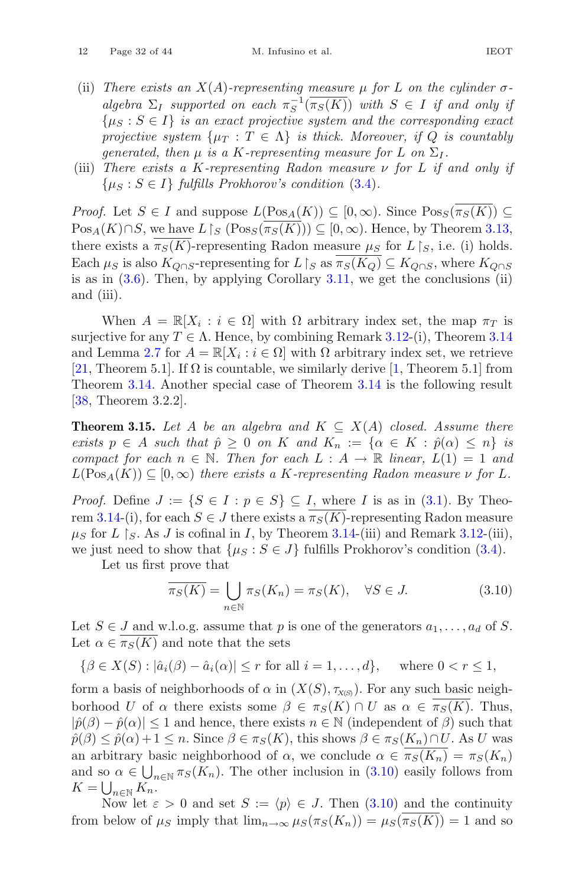(ii) *There exists an $X(A)$-representing measure $\mu$ for $L$ on the cylinder $\sigma$-algebra $\Sigma_I$ supported on each $\pi_S^{-1}(\overline{\pi_S(K)})$ with $S \in I$ if and only if $\{\mu_S : S \in I\}$ is an exact projective system and the corresponding exact projective system $\{\mu_T : T \in \Lambda\}$ is thick. Moreover, if $Q$ is countably generated, then $\mu$ is a $K$-representing measure for $L$ on $\Sigma_I$.*

(iii) *There exists a $K$-representing Radon measure $\nu$ for $L$ if and only if $\{\mu_S : S \in I\}$ fulfills Prokhorov's condition (3.4).*

*Proof.* Let $S \in I$ and suppose $L(\mathrm{Pos}_A(K)) \subseteq [0, \infty)$. Since $\mathrm{Pos}_S(\overline{\pi_S(K)}) \subseteq \mathrm{Pos}_A(K) \cap S$, we have $L\restriction_S (\mathrm{Pos}_S(\overline{\pi_S(K)})) \subseteq [0, \infty)$. Hence, by Theorem 3.13, there exists a $\overline{\pi_S(K)}$-representing Radon measure $\mu_S$ for $L\restriction_S$, i.e. (i) holds. Each $\mu_S$ is also $K_{Q\cap S}$-representing for $L\restriction_S$ as $\overline{\pi_S(K_Q)} \subseteq K_{Q\cap S}$, where $K_{Q\cap S}$ is as in (3.6). Then, by applying Corollary 3.11, we get the conclusions (ii) and (iii).

When $A = \mathbb{R}[X_i : i \in \Omega]$ with $\Omega$ arbitrary index set, the map $\pi_T$ is surjective for any $T \in \Lambda$. Hence, by combining Remark 3.12-(i), Theorem 3.14 and Lemma 2.7 for $A = \mathbb{R}[X_i : i \in \Omega]$ with $\Omega$ arbitrary index set, we retrieve [21, Theorem 5.1]. If $\Omega$ is countable, we similarly derive [1, Theorem 5.1] from Theorem 3.14. Another special case of Theorem 3.14 is the following result [38, Theorem 3.2.2].

**Theorem 3.15.** *Let $A$ be an algebra and $K \subseteq X(A)$ closed. Assume there exists $p \in A$ such that $\hat{p} \geq 0$ on $K$ and $K_n := \{\alpha \in K : \hat{p}(\alpha) \leq n\}$ is compact for each $n \in \mathbb{N}$. Then for each $L : A \to \mathbb{R}$ linear, $L(1) = 1$ and $L(\mathrm{Pos}_A(K)) \subseteq [0, \infty)$ there exists a $K$-representing Radon measure $\nu$ for $L$.*

*Proof.* Define $J := \{S \in I : p \in S\} \subseteq I$, where $I$ is as in (3.1). By Theorem 3.14-(i), for each $S \in J$ there exists a $\overline{\pi_S(K)}$-representing Radon measure $\mu_S$ for $L\restriction_S$. As $J$ is cofinal in $I$, by Theorem 3.14-(iii) and Remark 3.12-(iii), we just need to show that $\{\mu_S : S \in J\}$ fulfills Prokhorov's condition (3.4).

Let us first prove that

$$\overline{\pi_S(K)} = \bigcup_{n\in\mathbb{N}} \pi_S(K_n) = \pi_S(K), \quad \forall S \in J. \tag{3.10}$$

Let $S \in J$ and w.l.o.g. assume that $p$ is one of the generators $a_1, \ldots, a_d$ of $S$. Let $\alpha \in \overline{\pi_S(K)}$ and note that the sets

$$\{\beta \in X(S) : |\hat{a}_i(\beta) - \hat{a}_i(\alpha)| \leq r \text{ for all } i = 1, \ldots, d\}, \quad \text{where } 0 < r \leq 1,$$

form a basis of neighborhoods of $\alpha$ in $(X(S), \tau_{X(S)})$. For any such basic neighborhood $U$ of $\alpha$ there exists some $\beta \in \pi_S(K) \cap U$ as $\alpha \in \overline{\pi_S(K)}$. Thus, $|\hat{p}(\beta) - \hat{p}(\alpha)| \leq 1$ and hence, there exists $n \in \mathbb{N}$ (independent of $\beta$) such that $\hat{p}(\beta) \leq \hat{p}(\alpha) + 1 \leq n$. Since $\beta \in \pi_S(K)$, this shows $\beta \in \pi_S(K_n) \cap U$. As $U$ was an arbitrary basic neighborhood of $\alpha$, we conclude $\alpha \in \overline{\pi_S(K_n)} = \pi_S(K_n)$ and so $\alpha \in \bigcup_{n\in\mathbb{N}} \pi_S(K_n)$. The other inclusion in (3.10) easily follows from $K = \bigcup_{n\in\mathbb{N}} K_n$.

Now let $\varepsilon > 0$ and set $S := \langle p \rangle \in J$. Then (3.10) and the continuity from below of $\mu_S$ imply that $\lim_{n\to\infty} \mu_S(\pi_S(K_n)) = \mu_S(\overline{\pi_S(K)}) = 1$ and so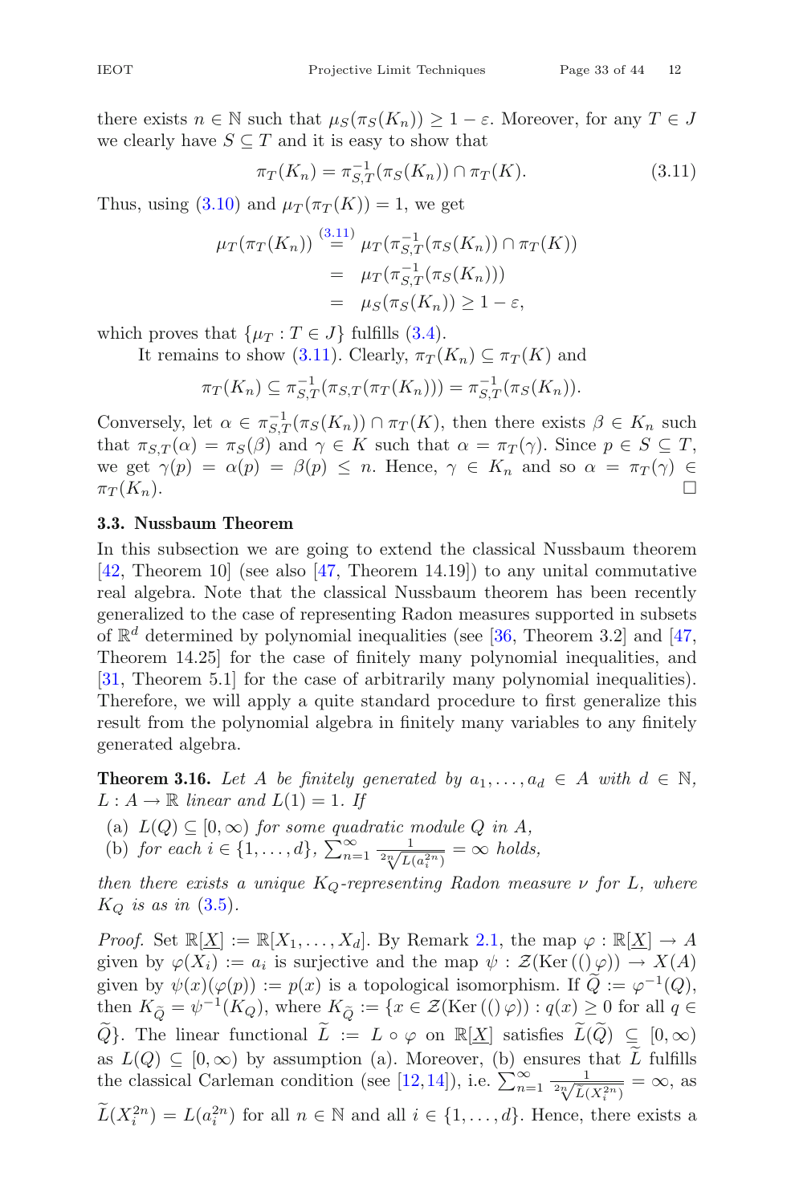there exists $n \in \mathbb{N}$ such that $\mu_S(\pi_S(K_n)) \geq 1 - \varepsilon$. Moreover, for any $T \in J$ we clearly have $S \subseteq T$ and it is easy to show that

$$\pi_T(K_n) = \pi_{S,T}^{-1}(\pi_S(K_n)) \cap \pi_T(K). \tag{3.11}$$

Thus, using (3.10) and $\mu_T(\pi_T(K)) = 1$, we get

$$\begin{aligned}
\mu_T(\pi_T(K_n)) &\overset{(3.11)}{=} \mu_T(\pi_{S,T}^{-1}(\pi_S(K_n)) \cap \pi_T(K)) \\
&= \mu_T(\pi_{S,T}^{-1}(\pi_S(K_n))) \\
&= \mu_S(\pi_S(K_n)) \geq 1 - \varepsilon,
\end{aligned}$$

which proves that $\{\mu_T : T \in J\}$ fulfills (3.4).

It remains to show (3.11). Clearly, $\pi_T(K_n) \subseteq \pi_T(K)$ and

$$\pi_T(K_n) \subseteq \pi_{S,T}^{-1}(\pi_{S,T}(\pi_T(K_n))) = \pi_{S,T}^{-1}(\pi_S(K_n)).$$

Conversely, let $\alpha \in \pi_{S,T}^{-1}(\pi_S(K_n)) \cap \pi_T(K)$, then there exists $\beta \in K_n$ such that $\pi_{S,T}(\alpha) = \pi_S(\beta)$ and $\gamma \in K$ such that $\alpha = \pi_T(\gamma)$. Since $p \in S \subseteq T$, we get $\gamma(p) = \alpha(p) = \beta(p) \leq n$. Hence, $\gamma \in K_n$ and so $\alpha = \pi_T(\gamma) \in \pi_T(K_n)$. $\square$

### 3.3. Nussbaum Theorem

In this subsection we are going to extend the classical Nussbaum theorem [42, Theorem 10] (see also [47, Theorem 14.19]) to any unital commutative real algebra. Note that the classical Nussbaum theorem has been recently generalized to the case of representing Radon measures supported in subsets of $\mathbb{R}^d$ determined by polynomial inequalities (see [36, Theorem 3.2] and [47, Theorem 14.25] for the case of finitely many polynomial inequalities, and [31, Theorem 5.1] for the case of arbitrarily many polynomial inequalities). Therefore, we will apply a quite standard procedure to first generalize this result from the polynomial algebra in finitely many variables to any finitely generated algebra.

**Theorem 3.16.** *Let $A$ be finitely generated by $a_1, \ldots, a_d \in A$ with $d \in \mathbb{N}$, $L : A \to \mathbb{R}$ linear and $L(1) = 1$. If*

(a) *$L(Q) \subseteq [0, \infty)$ for some quadratic module $Q$ in $A$,*
(b) *for each $i \in \{1, \ldots, d\}$, $\sum_{n=1}^{\infty} \frac{1}{\sqrt[2n]{L(a_i^{2n})}} = \infty$ holds,*

*then there exists a unique $K_Q$-representing Radon measure $\nu$ for $L$, where $K_Q$ is as in* (3.5).

*Proof.* Set $\mathbb{R}[\underline{X}] := \mathbb{R}[X_1, \ldots, X_d]$. By Remark 2.1, the map $\varphi : \mathbb{R}[\underline{X}] \to A$ given by $\varphi(X_i) := a_i$ is surjective and the map $\psi : \mathcal{Z}(\mathrm{Ker}\,(()\,\varphi)) \to X(A)$ given by $\psi(x)(\varphi(p)) := p(x)$ is a topological isomorphism. If $\widetilde{Q} := \varphi^{-1}(Q)$, then $K_{\widetilde{Q}} = \psi^{-1}(K_Q)$, where $K_{\widetilde{Q}} := \{x \in \mathcal{Z}(\mathrm{Ker}\,(()\,\varphi)) : q(x) \geq 0 \text{ for all } q \in \widetilde{Q}\}$. The linear functional $\widetilde{L} := L \circ \varphi$ on $\mathbb{R}[\underline{X}]$ satisfies $\widetilde{L}(\widetilde{Q}) \subseteq [0, \infty)$ as $L(Q) \subseteq [0, \infty)$ by assumption (a). Moreover, (b) ensures that $\widetilde{L}$ fulfills the classical Carleman condition (see [12,14]), i.e. $\sum_{n=1}^{\infty} \frac{1}{\sqrt[2n]{\widetilde{L}(X_i^{2n})}} = \infty$, as $\widetilde{L}(X_i^{2n}) = L(a_i^{2n})$ for all $n \in \mathbb{N}$ and all $i \in \{1, \ldots, d\}$. Hence, there exists a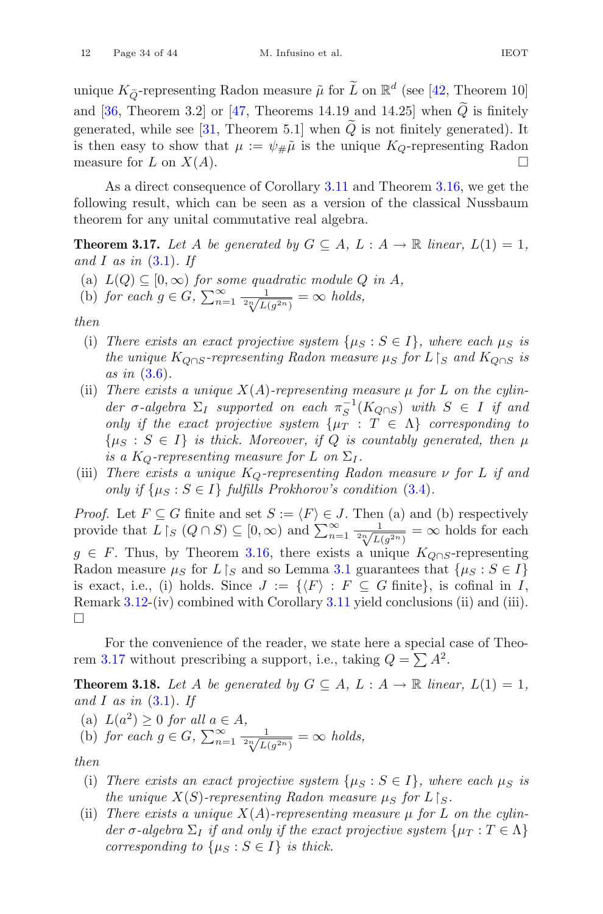unique $K_{\widetilde{Q}}$-representing Radon measure $\tilde{\mu}$ for $\widetilde{L}$ on $\mathbb{R}^d$ (see [42, Theorem 10] and [36, Theorem 3.2] or [47, Theorems 14.19 and 14.25] when $\widetilde{Q}$ is finitely generated, while see [31, Theorem 5.1] when $\widetilde{Q}$ is not finitely generated). It is then easy to show that $\mu := \psi_{\#}\tilde{\mu}$ is the unique $K_Q$-representing Radon measure for $L$ on $X(A)$. □

As a direct consequence of Corollary 3.11 and Theorem 3.16, we get the following result, which can be seen as a version of the classical Nussbaum theorem for any unital commutative real algebra.

**Theorem 3.17.** *Let $A$ be generated by $G \subseteq A$, $L : A \to \mathbb{R}$ linear, $L(1) = 1$, and $I$ as in (3.1). If*

(a) *$L(Q) \subseteq [0, \infty)$ for some quadratic module $Q$ in $A$,*
(b) *for each $g \in G$, $\sum_{n=1}^{\infty} \frac{1}{\sqrt[2n]{L(g^{2n})}} = \infty$ holds,*

*then*

(i) *There exists an exact projective system $\{\mu_S : S \in I\}$, where each $\mu_S$ is the unique $K_{Q\cap S}$-representing Radon measure $\mu_S$ for $L\restriction_S$ and $K_{Q\cap S}$ is as in (3.6).*
(ii) *There exists a unique $X(A)$-representing measure $\mu$ for $L$ on the cylinder $\sigma$-algebra $\Sigma_I$ supported on each $\pi_S^{-1}(K_{Q\cap S})$ with $S \in I$ if and only if the exact projective system $\{\mu_T : T \in \Lambda\}$ corresponding to $\{\mu_S : S \in I\}$ is thick. Moreover, if $Q$ is countably generated, then $\mu$ is a $K_Q$-representing measure for $L$ on $\Sigma_I$.*
(iii) *There exists a unique $K_Q$-representing Radon measure $\nu$ for $L$ if and only if $\{\mu_S : S \in I\}$ fulfills Prokhorov's condition (3.4).*

*Proof.* Let $F \subseteq G$ finite and set $S := \langle F \rangle \in J$. Then (a) and (b) respectively provide that $L\restriction_S (Q \cap S) \subseteq [0, \infty)$ and $\sum_{n=1}^{\infty} \frac{1}{\sqrt[2n]{L(g^{2n})}} = \infty$ holds for each $g \in F$. Thus, by Theorem 3.16, there exists a unique $K_{Q\cap S}$-representing Radon measure $\mu_S$ for $L\restriction_S$ and so Lemma 3.1 guarantees that $\{\mu_S : S \in I\}$ is exact, i.e., (i) holds. Since $J := \{\langle F \rangle : F \subseteq G \text{ finite}\}$, is cofinal in $I$, Remark 3.12-(iv) combined with Corollary 3.11 yield conclusions (ii) and (iii). □

For the convenience of the reader, we state here a special case of Theorem 3.17 without prescribing a support, i.e., taking $Q = \sum A^2$.

**Theorem 3.18.** *Let $A$ be generated by $G \subseteq A$, $L : A \to \mathbb{R}$ linear, $L(1) = 1$, and $I$ as in (3.1). If*

(a) *$L(a^2) \geq 0$ for all $a \in A$,*
(b) *for each $g \in G$, $\sum_{n=1}^{\infty} \frac{1}{\sqrt[2n]{L(g^{2n})}} = \infty$ holds,*

*then*

(i) *There exists an exact projective system $\{\mu_S : S \in I\}$, where each $\mu_S$ is the unique $X(S)$-representing Radon measure $\mu_S$ for $L\restriction_S$.*
(ii) *There exists a unique $X(A)$-representing measure $\mu$ for $L$ on the cylinder $\sigma$-algebra $\Sigma_I$ if and only if the exact projective system $\{\mu_T : T \in \Lambda\}$ corresponding to $\{\mu_S : S \in I\}$ is thick.*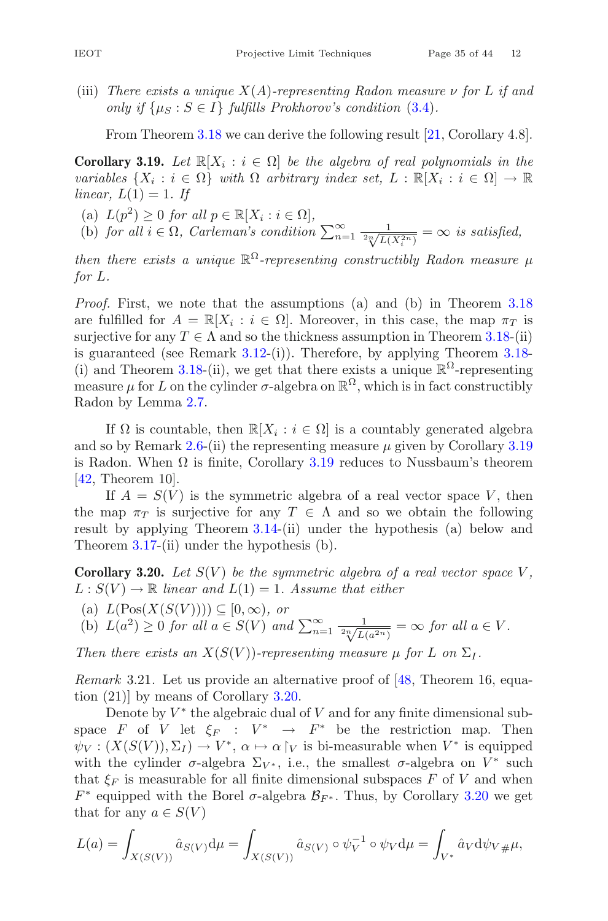(iii) *There exists a unique $X(A)$-representing Radon measure $\nu$ for $L$ if and only if $\{\mu_S : S \in I\}$ fulfills Prokhorov's condition* (3.4).

From Theorem 3.18 we can derive the following result [21, Corollary 4.8].

**Corollary 3.19.** *Let $\mathbb{R}[X_i : i \in \Omega]$ be the algebra of real polynomials in the variables $\{X_i : i \in \Omega\}$ with $\Omega$ arbitrary index set, $L : \mathbb{R}[X_i : i \in \Omega] \to \mathbb{R}$ linear, $L(1) = 1$. If*

(a) *$L(p^2) \geq 0$ for all $p \in \mathbb{R}[X_i : i \in \Omega]$,*
(b) *for all $i \in \Omega$, Carleman's condition $\sum_{n=1}^{\infty} \frac{1}{\sqrt[2n]{L(X_i^{2n})}} = \infty$ is satisfied,*

*then there exists a unique $\mathbb{R}^\Omega$-representing constructibly Radon measure $\mu$ for $L$.*

*Proof.* First, we note that the assumptions (a) and (b) in Theorem 3.18 are fulfilled for $A = \mathbb{R}[X_i : i \in \Omega]$. Moreover, in this case, the map $\pi_T$ is surjective for any $T \in \Lambda$ and so the thickness assumption in Theorem 3.18-(ii) is guaranteed (see Remark 3.12-(i)). Therefore, by applying Theorem 3.18-(i) and Theorem 3.18-(ii), we get that there exists a unique $\mathbb{R}^\Omega$-representing measure $\mu$ for $L$ on the cylinder $\sigma$-algebra on $\mathbb{R}^\Omega$, which is in fact constructibly Radon by Lemma 2.7.

If $\Omega$ is countable, then $\mathbb{R}[X_i : i \in \Omega]$ is a countably generated algebra and so by Remark 2.6-(ii) the representing measure $\mu$ given by Corollary 3.19 is Radon. When $\Omega$ is finite, Corollary 3.19 reduces to Nussbaum's theorem [42, Theorem 10].

If $A = S(V)$ is the symmetric algebra of a real vector space $V$, then the map $\pi_T$ is surjective for any $T \in \Lambda$ and so we obtain the following result by applying Theorem 3.14-(ii) under the hypothesis (a) below and Theorem 3.17-(ii) under the hypothesis (b).

**Corollary 3.20.** *Let $S(V)$ be the symmetric algebra of a real vector space $V$, $L : S(V) \to \mathbb{R}$ linear and $L(1) = 1$. Assume that either*

(a) *$L(\mathrm{Pos}(X(S(V)))) \subseteq [0, \infty)$, or*
(b) *$L(a^2) \geq 0$ for all $a \in S(V)$ and $\sum_{n=1}^{\infty} \frac{1}{\sqrt[2n]{L(a^{2n})}} = \infty$ for all $a \in V$.*

*Then there exists an $X(S(V))$-representing measure $\mu$ for $L$ on $\Sigma_I$.*

*Remark* 3.21. Let us provide an alternative proof of [48, Theorem 16, equation (21)] by means of Corollary 3.20.

Denote by $V^*$ the algebraic dual of $V$ and for any finite dimensional subspace $F$ of $V$ let $\xi_F : V^* \to F^*$ be the restriction map. Then $\psi_V : (X(S(V)), \Sigma_I) \to V^*$, $\alpha \mapsto \alpha\restriction_V$ is bi-measurable when $V^*$ is equipped with the cylinder $\sigma$-algebra $\Sigma_{V^*}$, i.e., the smallest $\sigma$-algebra on $V^*$ such that $\xi_F$ is measurable for all finite dimensional subspaces $F$ of $V$ and when $F^*$ equipped with the Borel $\sigma$-algebra $\mathcal{B}_{F^*}$. Thus, by Corollary 3.20 we get that for any $a \in S(V)$

$$L(a) = \int_{X(S(V))} \hat{a}_{S(V)} \mathrm{d}\mu = \int_{X(S(V))} \hat{a}_{S(V)} \circ \psi_V^{-1} \circ \psi_V \mathrm{d}\mu = \int_{V^*} \hat{a}_V \mathrm{d}\psi_{V\#}\mu,$$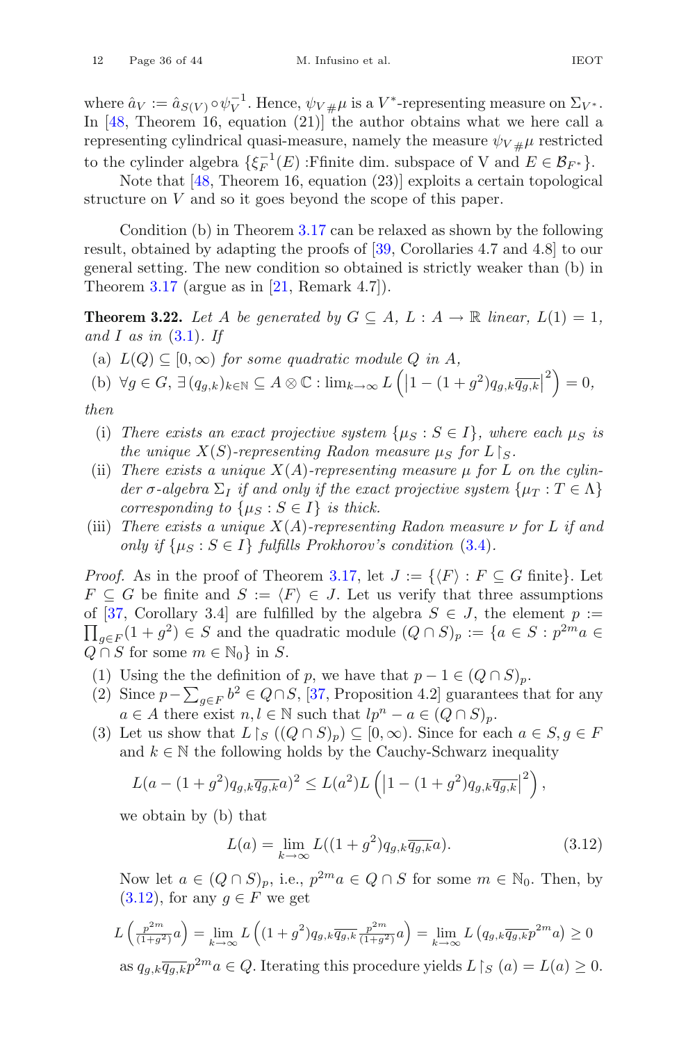where $\hat{a}_V := \hat{a}_{S(V)} \circ \psi_V^{-1}$. Hence, $\psi_{V\,\#}\mu$ is a $V^*$-representing measure on $\Sigma_{V^*}$. In [48, Theorem 16, equation (21)] the author obtains what we here call a representing cylindrical quasi-measure, namely the measure $\psi_{V\,\#}\mu$ restricted to the cylinder algebra $\{\xi_F^{-1}(E)$ :Ffinite dim. subspace of V and $E \in \mathcal{B}_{F^*}\}$.

Note that [48, Theorem 16, equation (23)] exploits a certain topological structure on $V$ and so it goes beyond the scope of this paper.

Condition (b) in Theorem 3.17 can be relaxed as shown by the following result, obtained by adapting the proofs of [39, Corollaries 4.7 and 4.8] to our general setting. The new condition so obtained is strictly weaker than (b) in Theorem 3.17 (argue as in [21, Remark 4.7]).

**Theorem 3.22.** *Let $A$ be generated by $G \subseteq A$, $L : A \to \mathbb{R}$ linear, $L(1) = 1$, and $I$ as in (3.1). If*

- (a) *$L(Q) \subseteq [0, \infty)$ for some quadratic module $Q$ in $A$,*
- (b) *$\forall g \in G$, $\exists\, (q_{g,k})_{k\in\mathbb{N}} \subseteq A \otimes \mathbb{C} : \lim_{k\to\infty} L\left(\left|1 - (1 + g^2)q_{g,k}\overline{q_{g,k}}\right|^2\right) = 0$,*

*then*

- (i) *There exists an exact projective system $\{\mu_S : S \in I\}$, where each $\mu_S$ is the unique $X(S)$-representing Radon measure $\mu_S$ for $L\restriction_S$.*
- (ii) *There exists a unique $X(A)$-representing measure $\mu$ for $L$ on the cylinder $\sigma$-algebra $\Sigma_I$ if and only if the exact projective system $\{\mu_T : T \in \Lambda\}$ corresponding to $\{\mu_S : S \in I\}$ is thick.*
- (iii) *There exists a unique $X(A)$-representing Radon measure $\nu$ for $L$ if and only if $\{\mu_S : S \in I\}$ fulfills Prokhorov's condition (3.4).*

*Proof.* As in the proof of Theorem 3.17, let $J := \{\langle F\rangle : F \subseteq G \text{ finite}\}$. Let $F \subseteq G$ be finite and $S := \langle F\rangle \in J$. Let us verify that three assumptions of [37, Corollary 3.4] are fulfilled by the algebra $S \in J$, the element $p := \prod_{g\in F}(1 + g^2) \in S$ and the quadratic module $(Q \cap S)_p := \{a \in S : p^{2m}a \in Q \cap S \text{ for some } m \in \mathbb{N}_0\}$ in $S$.

1. Using the the definition of $p$, we have that $p - 1 \in (Q \cap S)_p$.
2. Since $p - \sum_{g\in F} b^2 \in Q \cap S$, [37, Proposition 4.2] guarantees that for any $a \in A$ there exist $n, l \in \mathbb{N}$ such that $lp^n - a \in (Q \cap S)_p$.
3. Let us show that $L\restriction_S((Q \cap S)_p) \subseteq [0, \infty)$. Since for each $a \in S, g \in F$ and $k \in \mathbb{N}$ the following holds by the Cauchy-Schwarz inequality

$$L(a - (1 + g^2)q_{g,k}\overline{q_{g,k}}a)^2 \leq L(a^2)L\left(\left|1 - (1 + g^2)q_{g,k}\overline{q_{g,k}}\right|^2\right),$$

we obtain by (b) that

$$L(a) = \lim_{k\to\infty} L((1 + g^2)q_{g,k}\overline{q_{g,k}}a). \tag{3.12}$$

Now let $a \in (Q \cap S)_p$, i.e., $p^{2m}a \in Q \cap S$ for some $m \in \mathbb{N}_0$. Then, by (3.12), for any $g \in F$ we get

$$L\left(\tfrac{p^{2m}}{(1+g^2)}a\right) = \lim_{k\to\infty} L\left((1 + g^2)q_{g,k}\overline{q_{g,k}}\tfrac{p^{2m}}{(1+g^2)}a\right) = \lim_{k\to\infty} L\left(q_{g,k}\overline{q_{g,k}}p^{2m}a\right) \geq 0$$

as $q_{g,k}\overline{q_{g,k}}p^{2m}a \in Q$. Iterating this procedure yields $L\restriction_S(a) = L(a) \geq 0$.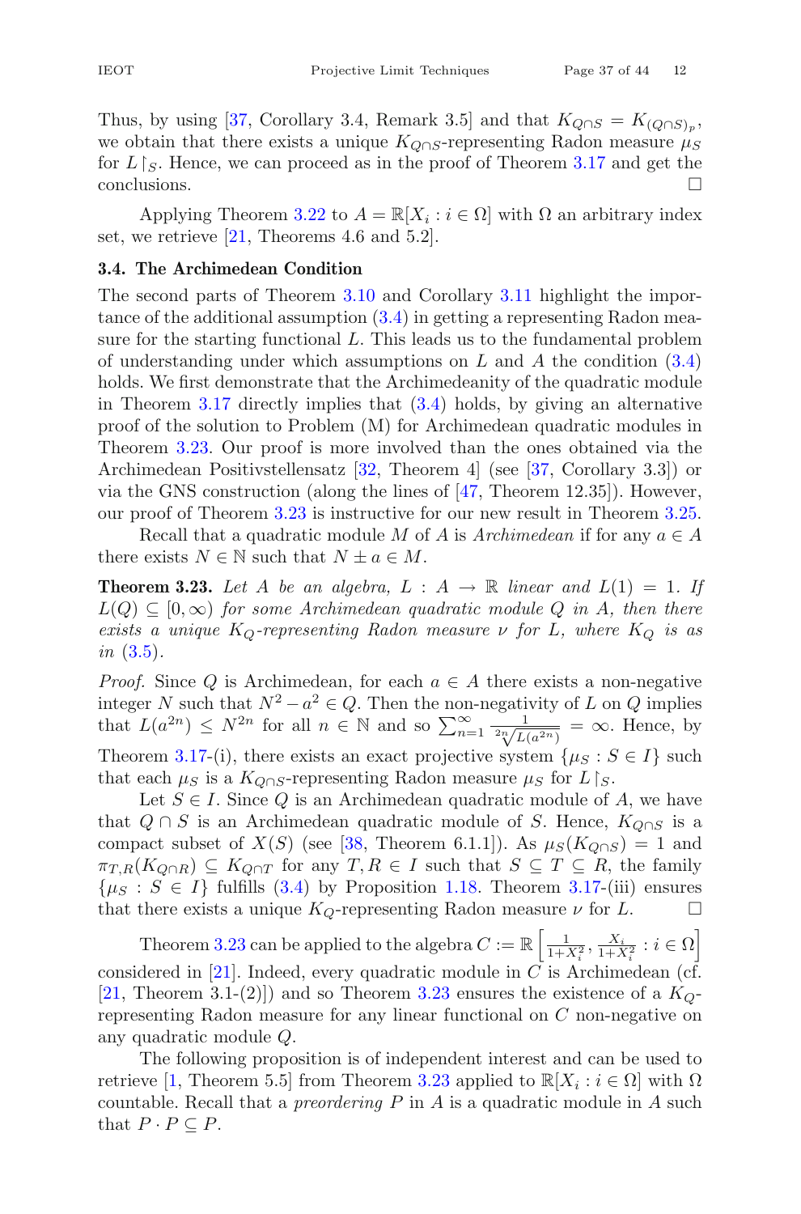Thus, by using [37, Corollary 3.4, Remark 3.5] and that $K_{Q\cap S} = K_{(Q\cap S)_p}$, we obtain that there exists a unique $K_{Q\cap S}$-representing Radon measure $\mu_S$ for $L\restriction_S$. Hence, we can proceed as in the proof of Theorem 3.17 and get the conclusions. $\square$

Applying Theorem 3.22 to $A = \mathbb{R}[X_i : i \in \Omega]$ with $\Omega$ an arbitrary index set, we retrieve [21, Theorems 4.6 and 5.2].

### 3.4. The Archimedean Condition

The second parts of Theorem 3.10 and Corollary 3.11 highlight the importance of the additional assumption (3.4) in getting a representing Radon measure for the starting functional $L$. This leads us to the fundamental problem of understanding under which assumptions on $L$ and $A$ the condition (3.4) holds. We first demonstrate that the Archimedeanity of the quadratic module in Theorem 3.17 directly implies that (3.4) holds, by giving an alternative proof of the solution to Problem (M) for Archimedean quadratic modules in Theorem 3.23. Our proof is more involved than the ones obtained via the Archimedean Positivstellensatz [32, Theorem 4] (see [37, Corollary 3.3]) or via the GNS construction (along the lines of [47, Theorem 12.35]). However, our proof of Theorem 3.23 is instructive for our new result in Theorem 3.25.

Recall that a quadratic module $M$ of $A$ is *Archimedean* if for any $a \in A$ there exists $N \in \mathbb{N}$ such that $N \pm a \in M$.

**Theorem 3.23.** *Let $A$ be an algebra, $L : A \to \mathbb{R}$ linear and $L(1) = 1$. If $L(Q) \subseteq [0, \infty)$ for some Archimedean quadratic module $Q$ in $A$, then there exists a unique $K_Q$-representing Radon measure $\nu$ for $L$, where $K_Q$ is as in* (3.5).

*Proof.* Since $Q$ is Archimedean, for each $a \in A$ there exists a non-negative integer $N$ such that $N^2 - a^2 \in Q$. Then the non-negativity of $L$ on $Q$ implies that $L(a^{2n}) \leq N^{2n}$ for all $n \in \mathbb{N}$ and so $\sum_{n=1}^{\infty} \frac{1}{\sqrt[2n]{L(a^{2n})}} = \infty$. Hence, by Theorem 3.17-(i), there exists an exact projective system $\{\mu_S : S \in I\}$ such that each $\mu_S$ is a $K_{Q\cap S}$-representing Radon measure $\mu_S$ for $L\restriction_S$.

Let $S \in I$. Since $Q$ is an Archimedean quadratic module of $A$, we have that $Q \cap S$ is an Archimedean quadratic module of $S$. Hence, $K_{Q\cap S}$ is a compact subset of $X(S)$ (see [38, Theorem 6.1.1]). As $\mu_S(K_{Q\cap S}) = 1$ and $\pi_{T,R}(K_{Q\cap R}) \subseteq K_{Q\cap T}$ for any $T, R \in I$ such that $S \subseteq T \subseteq R$, the family $\{\mu_S : S \in I\}$ fulfills (3.4) by Proposition 1.18. Theorem 3.17-(iii) ensures that there exists a unique $K_Q$-representing Radon measure $\nu$ for $L$. $\square$

Theorem 3.23 can be applied to the algebra $C := \mathbb{R}\left[\frac{1}{1+X_i^2}, \frac{X_i}{1+X_i^2} : i \in \Omega\right]$ considered in [21]. Indeed, every quadratic module in $C$ is Archimedean (cf. [21, Theorem 3.1-(2)]) and so Theorem 3.23 ensures the existence of a $K_Q$-representing Radon measure for any linear functional on $C$ non-negative on any quadratic module $Q$.

The following proposition is of independent interest and can be used to retrieve [1, Theorem 5.5] from Theorem 3.23 applied to $\mathbb{R}[X_i : i \in \Omega]$ with $\Omega$ countable. Recall that a *preordering* $P$ in $A$ is a quadratic module in $A$ such that $P \cdot P \subseteq P$.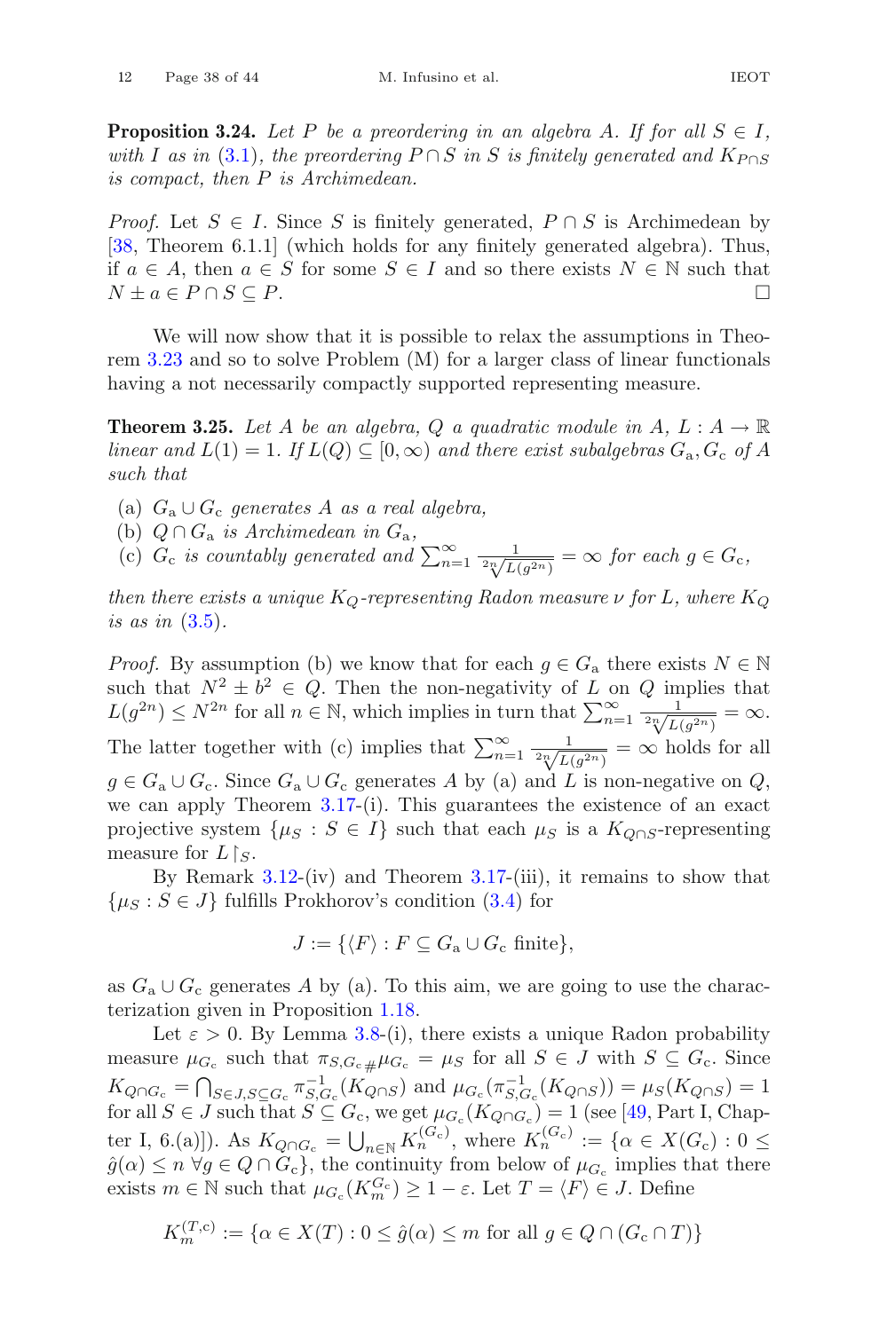**Proposition 3.24.** *Let $P$ be a preordering in an algebra $A$. If for all $S \in I$, with $I$ as in (3.1), the preordering $P \cap S$ in $S$ is finitely generated and $K_{P\cap S}$ is compact, then $P$ is Archimedean.*

*Proof.* Let $S \in I$. Since $S$ is finitely generated, $P \cap S$ is Archimedean by [38, Theorem 6.1.1] (which holds for any finitely generated algebra). Thus, if $a \in A$, then $a \in S$ for some $S \in I$ and so there exists $N \in \mathbb{N}$ such that $N \pm a \in P \cap S \subseteq P$. □

We will now show that it is possible to relax the assumptions in Theorem 3.23 and so to solve Problem (M) for a larger class of linear functionals having a not necessarily compactly supported representing measure.

**Theorem 3.25.** *Let $A$ be an algebra, $Q$ a quadratic module in $A$, $L : A \to \mathbb{R}$ linear and $L(1) = 1$. If $L(Q) \subseteq [0, \infty)$ and there exist subalgebras $G_{\mathrm{a}}, G_{\mathrm{c}}$ of $A$ such that*

- (a) *$G_{\mathrm{a}} \cup G_{\mathrm{c}}$ generates $A$ as a real algebra,*
- (b) *$Q \cap G_{\mathrm{a}}$ is Archimedean in $G_{\mathrm{a}}$,*
- (c) *$G_{\mathrm{c}}$ is countably generated and $\sum_{n=1}^{\infty} \frac{1}{\sqrt[2n]{L(g^{2n})}} = \infty$ for each $g \in G_{\mathrm{c}}$,*

*then there exists a unique $K_Q$-representing Radon measure $\nu$ for $L$, where $K_Q$ is as in (3.5).*

*Proof.* By assumption (b) we know that for each $g \in G_{\mathrm{a}}$ there exists $N \in \mathbb{N}$ such that $N^2 \pm b^2 \in Q$. Then the non-negativity of $L$ on $Q$ implies that $L(g^{2n}) \leq N^{2n}$ for all $n \in \mathbb{N}$, which implies in turn that $\sum_{n=1}^{\infty} \frac{1}{\sqrt[2n]{L(g^{2n})}} = \infty$. The latter together with (c) implies that $\sum_{n=1}^{\infty} \frac{1}{\sqrt[2n]{L(g^{2n})}} = \infty$ holds for all $g \in G_{\mathrm{a}} \cup G_{\mathrm{c}}$. Since $G_{\mathrm{a}} \cup G_{\mathrm{c}}$ generates $A$ by (a) and $L$ is non-negative on $Q$, we can apply Theorem 3.17-(i). This guarantees the existence of an exact projective system $\{\mu_S : S \in I\}$ such that each $\mu_S$ is a $K_{Q\cap S}$-representing measure for $L\restriction_S$.

By Remark 3.12-(iv) and Theorem 3.17-(iii), it remains to show that $\{\mu_S : S \in J\}$ fulfills Prokhorov's condition (3.4) for

$$J := \{\langle F\rangle : F \subseteq G_{\mathrm{a}} \cup G_{\mathrm{c}} \text{ finite}\},$$

as $G_{\mathrm{a}} \cup G_{\mathrm{c}}$ generates $A$ by (a). To this aim, we are going to use the characterization given in Proposition 1.18.

Let $\varepsilon > 0$. By Lemma 3.8-(i), there exists a unique Radon probability measure $\mu_{G_{\mathrm{c}}}$ such that $\pi_{S,G_{\mathrm{c}}\#}\mu_{G_{\mathrm{c}}} = \mu_S$ for all $S \in J$ with $S \subseteq G_{\mathrm{c}}$. Since $K_{Q\cap G_{\mathrm{c}}} = \bigcap_{S\in J, S\subseteq G_{\mathrm{c}}} \pi_{S,G_{\mathrm{c}}}^{-1}(K_{Q\cap S})$ and $\mu_{G_{\mathrm{c}}}(\pi_{S,G_{\mathrm{c}}}^{-1}(K_{Q\cap S})) = \mu_S(K_{Q\cap S}) = 1$ for all $S \in J$ such that $S \subseteq G_{\mathrm{c}}$, we get $\mu_{G_{\mathrm{c}}}(K_{Q\cap G_{\mathrm{c}}}) = 1$ (see [49, Part I, Chapter I, 6.(a)]). As $K_{Q\cap G_{\mathrm{c}}} = \bigcup_{n\in\mathbb{N}} K_n^{(G_{\mathrm{c}})}$, where $K_n^{(G_{\mathrm{c}})} := \{\alpha \in X(G_{\mathrm{c}}) : 0 \leq \hat{g}(\alpha) \leq n \ \forall g \in Q \cap G_{\mathrm{c}}\}$, the continuity from below of $\mu_{G_{\mathrm{c}}}$ implies that there exists $m \in \mathbb{N}$ such that $\mu_{G_{\mathrm{c}}}(K_m^{G_{\mathrm{c}}}) \geq 1 - \varepsilon$. Let $T = \langle F\rangle \in J$. Define

$$K_m^{(T,\mathrm{c})} := \{\alpha \in X(T) : 0 \leq \hat{g}(\alpha) \leq m \text{ for all } g \in Q \cap (G_{\mathrm{c}} \cap T)\}$$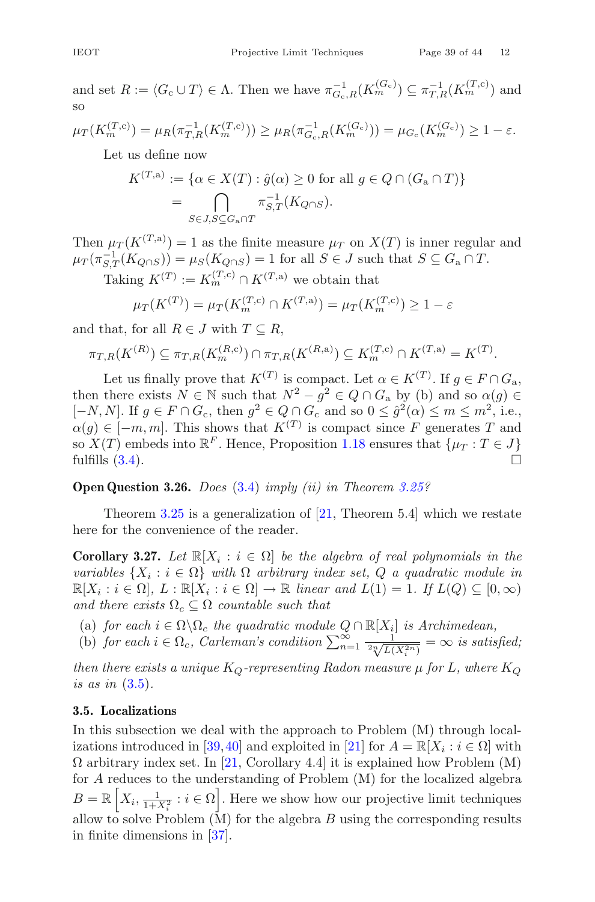and set $R := \langle G_{\mathrm{c}} \cup T \rangle \in \Lambda$. Then we have $\pi_{G_{\mathrm{c}},R}^{-1}(K_m^{(G_{\mathrm{c}})}) \subseteq \pi_{T,R}^{-1}(K_m^{(T,\mathrm{c})})$ and so

$$\mu_T(K_m^{(T,\mathrm{c})}) = \mu_R(\pi_{T,R}^{-1}(K_m^{(T,\mathrm{c})})) \geq \mu_R(\pi_{G_{\mathrm{c}},R}^{-1}(K_m^{(G_{\mathrm{c}})})) = \mu_{G_{\mathrm{c}}}(K_m^{(G_{\mathrm{c}})}) \geq 1 - \varepsilon.$$

Let us define now

$$\begin{aligned} K^{(T,\mathrm{a})} &:= \{\alpha \in X(T) : \hat{g}(\alpha) \geq 0 \text{ for all } g \in Q \cap (G_{\mathrm{a}} \cap T)\} \\ &= \bigcap_{S \in J, S \subseteq G_{\mathrm{a}} \cap T} \pi_{S,T}^{-1}(K_{Q \cap S}). \end{aligned}$$

Then $\mu_T(K^{(T,\mathrm{a})}) = 1$ as the finite measure $\mu_T$ on $X(T)$ is inner regular and $\mu_T(\pi_{S,T}^{-1}(K_{Q\cap S})) = \mu_S(K_{Q\cap S}) = 1$ for all $S \in J$ such that $S \subseteq G_{\mathrm{a}} \cap T$.

Taking $K^{(T)} := K_m^{(T,\mathrm{c})} \cap K^{(T,\mathrm{a})}$ we obtain that

$$\mu_T(K^{(T)}) = \mu_T(K_m^{(T,\mathrm{c})} \cap K^{(T,\mathrm{a})}) = \mu_T(K_m^{(T,\mathrm{c})}) \geq 1 - \varepsilon$$

and that, for all $R \in J$ with $T \subseteq R$,

$$\pi_{T,R}(K^{(R)}) \subseteq \pi_{T,R}(K_m^{(R,\mathrm{c})}) \cap \pi_{T,R}(K^{(R,\mathrm{a})}) \subseteq K_m^{(T,\mathrm{c})} \cap K^{(T,\mathrm{a})} = K^{(T)}.$$

Let us finally prove that $K^{(T)}$ is compact. Let $\alpha \in K^{(T)}$. If $g \in F \cap G_{\mathrm{a}}$, then there exists $N \in \mathbb{N}$ such that $N^2 - g^2 \in Q \cap G_{\mathrm{a}}$ by (b) and so $\alpha(g) \in [-N, N]$. If $g \in F \cap G_{\mathrm{c}}$, then $g^2 \in Q \cap G_{\mathrm{c}}$ and so $0 \leq \hat{g}^2(\alpha) \leq m \leq m^2$, i.e., $\alpha(g) \in [-m, m]$. This shows that $K^{(T)}$ is compact since $F$ generates $T$ and so $X(T)$ embeds into $\mathbb{R}^F$. Hence, Proposition 1.18 ensures that $\{\mu_T : T \in J\}$ fulfills (3.4). $\square$

**Open Question 3.26.** *Does* (3.4) *imply (ii) in Theorem 3.25?*

Theorem 3.25 is a generalization of [21, Theorem 5.4] which we restate here for the convenience of the reader.

**Corollary 3.27.** *Let $\mathbb{R}[X_i : i \in \Omega]$ be the algebra of real polynomials in the variables $\{X_i : i \in \Omega\}$ with $\Omega$ arbitrary index set, $Q$ a quadratic module in $\mathbb{R}[X_i : i \in \Omega]$, $L : \mathbb{R}[X_i : i \in \Omega] \to \mathbb{R}$ linear and $L(1) = 1$. If $L(Q) \subseteq [0, \infty)$ and there exists $\Omega_c \subseteq \Omega$ countable such that*

(a) *for each $i \in \Omega \backslash \Omega_c$ the quadratic module $Q \cap \mathbb{R}[X_i]$ is Archimedean,*
(b) *for each $i \in \Omega_c$, Carleman's condition $\sum_{n=1}^{\infty} \frac{1}{\sqrt[2n]{L(X_i^{2n})}} = \infty$ is satisfied;*

*then there exists a unique $K_Q$-representing Radon measure $\mu$ for $L$, where $K_Q$ is as in* (3.5).

### 3.5. Localizations

In this subsection we deal with the approach to Problem (M) through localizations introduced in [39,40] and exploited in [21] for $A = \mathbb{R}[X_i : i \in \Omega]$ with $\Omega$ arbitrary index set. In [21, Corollary 4.4] it is explained how Problem (M) for $A$ reduces to the understanding of Problem (M) for the localized algebra $B = \mathbb{R}\left[X_i, \frac{1}{1+X_i^2} : i \in \Omega\right]$. Here we show how our projective limit techniques allow to solve Problem (M) for the algebra $B$ using the corresponding results in finite dimensions in [37].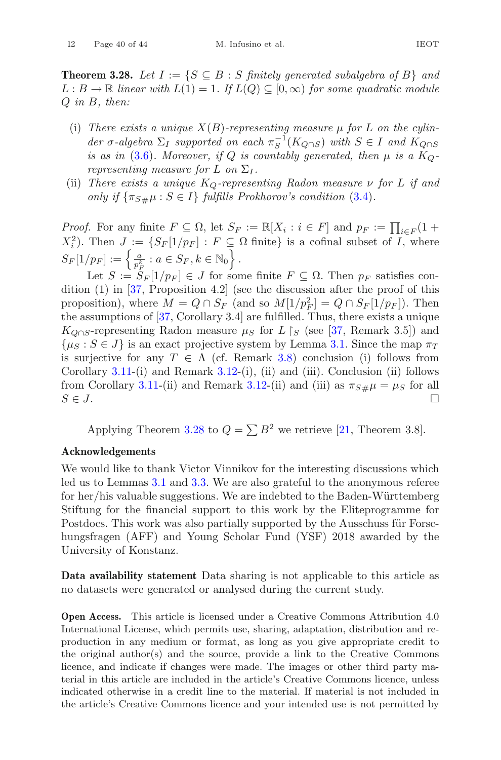**Theorem 3.28.** *Let $I := \{S \subseteq B : S$ finitely generated subalgebra of $B\}$ and $L : B \to \mathbb{R}$ linear with $L(1) = 1$. If $L(Q) \subseteq [0, \infty)$ for some quadratic module $Q$ in $B$, then:*

- (i) *There exists a unique $X(B)$-representing measure $\mu$ for $L$ on the cylinder $\sigma$-algebra $\Sigma_I$ supported on each $\pi_S^{-1}(K_{Q\cap S})$ with $S \in I$ and $K_{Q\cap S}$ is as in (3.6). Moreover, if $Q$ is countably generated, then $\mu$ is a $K_Q$-representing measure for $L$ on $\Sigma_I$.*
- (ii) *There exists a unique $K_Q$-representing Radon measure $\nu$ for $L$ if and only if $\{\pi_{S\#}\mu : S \in I\}$ fulfills Prokhorov's condition (3.4).*

*Proof.* For any finite $F \subseteq \Omega$, let $S_F := \mathbb{R}[X_i : i \in F]$ and $p_F := \prod_{i\in F}(1 + X_i^2)$. Then $J := \{S_F[1/p_F] : F \subseteq \Omega \text{ finite}\}$ is a cofinal subset of $I$, where $S_F[1/p_F] := \left\{ \frac{a}{p_F^k} : a \in S_F, k \in \mathbb{N}_0 \right\}$.

Let $S := S_F[1/p_F] \in J$ for some finite $F \subseteq \Omega$. Then $p_F$ satisfies condition (1) in [37, Proposition 4.2] (see the discussion after the proof of this proposition), where $M = Q \cap S_F$ (and so $M[1/p_F^2] = Q \cap S_F[1/p_F]$). Then the assumptions of [37, Corollary 3.4] are fulfilled. Thus, there exists a unique $K_{Q\cap S}$-representing Radon measure $\mu_S$ for $L\restriction_S$ (see [37, Remark 3.5]) and $\{\mu_S : S \in J\}$ is an exact projective system by Lemma 3.1. Since the map $\pi_T$ is surjective for any $T \in \Lambda$ (cf. Remark 3.8) conclusion (i) follows from Corollary 3.11-(i) and Remark 3.12-(i), (ii) and (iii). Conclusion (ii) follows from Corollary 3.11-(ii) and Remark 3.12-(ii) and (iii) as $\pi_{S\#}\mu = \mu_S$ for all $S \in J$. □

Applying Theorem 3.28 to $Q = \sum B^2$ we retrieve [21, Theorem 3.8].

## Acknowledgements

We would like to thank Victor Vinnikov for the interesting discussions which led us to Lemmas 3.1 and 3.3. We are also grateful to the anonymous referee for her/his valuable suggestions. We are indebted to the Baden-Württemberg Stiftung for the financial support to this work by the Eliteprogramme for Postdocs. This work was also partially supported by the Ausschuss für Forschungsfragen (AFF) and Young Scholar Fund (YSF) 2018 awarded by the University of Konstanz.

**Data availability statement** Data sharing is not applicable to this article as no datasets were generated or analysed during the current study.

**Open Access.** This article is licensed under a Creative Commons Attribution 4.0 International License, which permits use, sharing, adaptation, distribution and reproduction in any medium or format, as long as you give appropriate credit to the original author(s) and the source, provide a link to the Creative Commons licence, and indicate if changes were made. The images or other third party material in this article are included in the article's Creative Commons licence, unless indicated otherwise in a credit line to the material. If material is not included in the article's Creative Commons licence and your intended use is not permitted by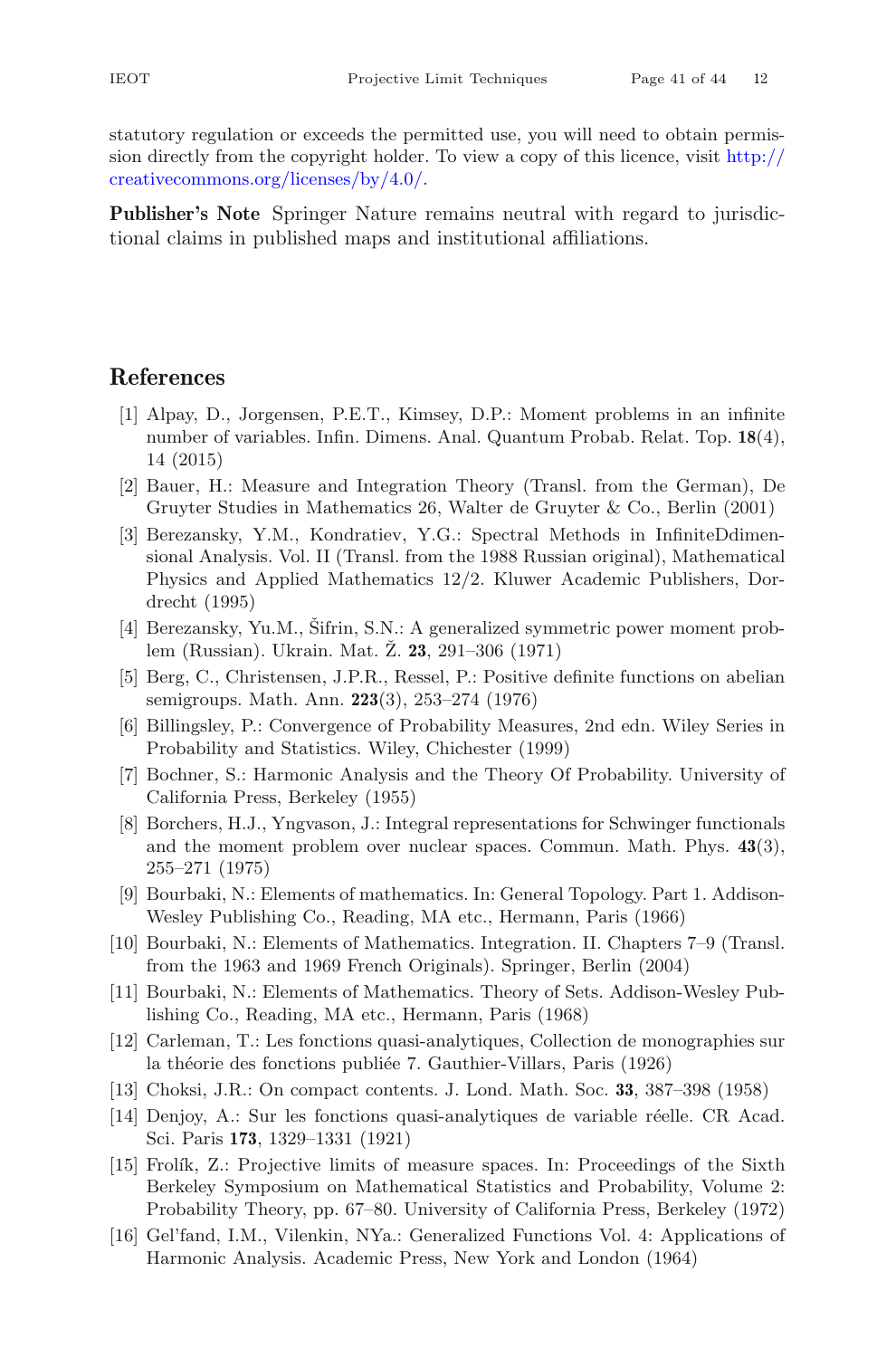statutory regulation or exceeds the permitted use, you will need to obtain permission directly from the copyright holder. To view a copy of this licence, visit http://creativecommons.org/licenses/by/4.0/.

**Publisher's Note** Springer Nature remains neutral with regard to jurisdictional claims in published maps and institutional affiliations.

## References

[1] Alpay, D., Jorgensen, P.E.T., Kimsey, D.P.: Moment problems in an infinite number of variables. Infin. Dimens. Anal. Quantum Probab. Relat. Top. **18**(4), 14 (2015)

[2] Bauer, H.: Measure and Integration Theory (Transl. from the German), De Gruyter Studies in Mathematics 26, Walter de Gruyter & Co., Berlin (2001)

[3] Berezansky, Y.M., Kondratiev, Y.G.: Spectral Methods in InfiniteDdimensional Analysis. Vol. II (Transl. from the 1988 Russian original), Mathematical Physics and Applied Mathematics 12/2. Kluwer Academic Publishers, Dordrecht (1995)

[4] Berezansky, Yu.M., Šifrin, S.N.: A generalized symmetric power moment problem (Russian). Ukrain. Mat. Ž. **23**, 291–306 (1971)

[5] Berg, C., Christensen, J.P.R., Ressel, P.: Positive definite functions on abelian semigroups. Math. Ann. **223**(3), 253–274 (1976)

[6] Billingsley, P.: Convergence of Probability Measures, 2nd edn. Wiley Series in Probability and Statistics. Wiley, Chichester (1999)

[7] Bochner, S.: Harmonic Analysis and the Theory Of Probability. University of California Press, Berkeley (1955)

[8] Borchers, H.J., Yngvason, J.: Integral representations for Schwinger functionals and the moment problem over nuclear spaces. Commun. Math. Phys. **43**(3), 255–271 (1975)

[9] Bourbaki, N.: Elements of mathematics. In: General Topology. Part 1. Addison-Wesley Publishing Co., Reading, MA etc., Hermann, Paris (1966)

[10] Bourbaki, N.: Elements of Mathematics. Integration. II. Chapters 7–9 (Transl. from the 1963 and 1969 French Originals). Springer, Berlin (2004)

[11] Bourbaki, N.: Elements of Mathematics. Theory of Sets. Addison-Wesley Publishing Co., Reading, MA etc., Hermann, Paris (1968)

[12] Carleman, T.: Les fonctions quasi-analytiques, Collection de monographies sur la théorie des fonctions publiée 7. Gauthier-Villars, Paris (1926)

[13] Choksi, J.R.: On compact contents. J. Lond. Math. Soc. **33**, 387–398 (1958)

[14] Denjoy, A.: Sur les fonctions quasi-analytiques de variable réelle. CR Acad. Sci. Paris **173**, 1329–1331 (1921)

[15] Frolík, Z.: Projective limits of measure spaces. In: Proceedings of the Sixth Berkeley Symposium on Mathematical Statistics and Probability, Volume 2: Probability Theory, pp. 67–80. University of California Press, Berkeley (1972)

[16] Gel'fand, I.M., Vilenkin, NYa.: Generalized Functions Vol. 4: Applications of Harmonic Analysis. Academic Press, New York and London (1964)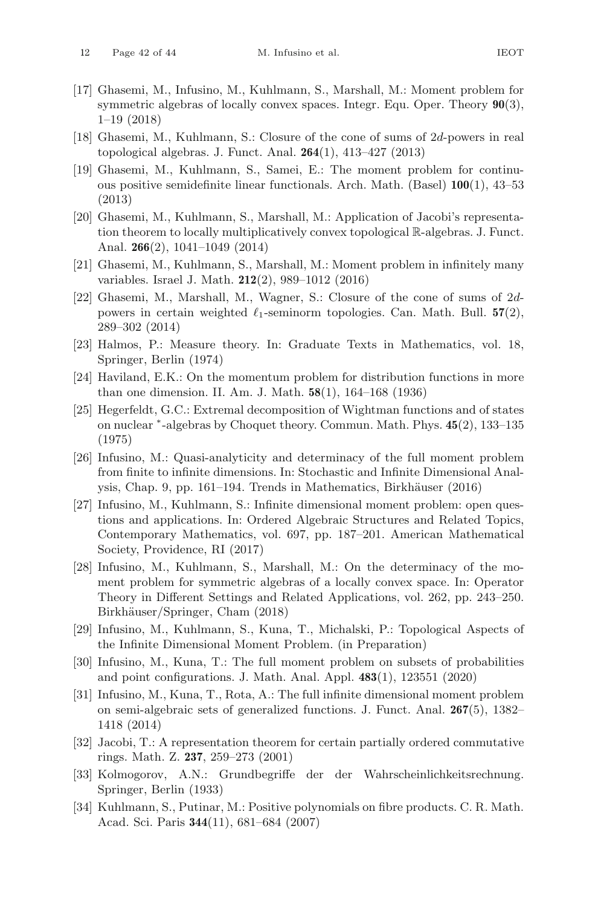[17] Ghasemi, M., Infusino, M., Kuhlmann, S., Marshall, M.: Moment problem for symmetric algebras of locally convex spaces. Integr. Equ. Oper. Theory **90**(3), 1–19 (2018)

[18] Ghasemi, M., Kuhlmann, S.: Closure of the cone of sums of $2d$-powers in real topological algebras. J. Funct. Anal. **264**(1), 413–427 (2013)

[19] Ghasemi, M., Kuhlmann, S., Samei, E.: The moment problem for continuous positive semidefinite linear functionals. Arch. Math. (Basel) **100**(1), 43–53 (2013)

[20] Ghasemi, M., Kuhlmann, S., Marshall, M.: Application of Jacobi's representation theorem to locally multiplicatively convex topological $\mathbb{R}$-algebras. J. Funct. Anal. **266**(2), 1041–1049 (2014)

[21] Ghasemi, M., Kuhlmann, S., Marshall, M.: Moment problem in infinitely many variables. Israel J. Math. **212**(2), 989–1012 (2016)

[22] Ghasemi, M., Marshall, M., Wagner, S.: Closure of the cone of sums of $2d$-powers in certain weighted $\ell_1$-seminorm topologies. Can. Math. Bull. **57**(2), 289–302 (2014)

[23] Halmos, P.: Measure theory. In: Graduate Texts in Mathematics, vol. 18, Springer, Berlin (1974)

[24] Haviland, E.K.: On the momentum problem for distribution functions in more than one dimension. II. Am. J. Math. **58**(1), 164–168 (1936)

[25] Hegerfeldt, G.C.: Extremal decomposition of Wightman functions and of states on nuclear $^*$-algebras by Choquet theory. Commun. Math. Phys. **45**(2), 133–135 (1975)

[26] Infusino, M.: Quasi-analyticity and determinacy of the full moment problem from finite to infinite dimensions. In: Stochastic and Infinite Dimensional Analysis, Chap. 9, pp. 161–194. Trends in Mathematics, Birkhäuser (2016)

[27] Infusino, M., Kuhlmann, S.: Infinite dimensional moment problem: open questions and applications. In: Ordered Algebraic Structures and Related Topics, Contemporary Mathematics, vol. 697, pp. 187–201. American Mathematical Society, Providence, RI (2017)

[28] Infusino, M., Kuhlmann, S., Marshall, M.: On the determinacy of the moment problem for symmetric algebras of a locally convex space. In: Operator Theory in Different Settings and Related Applications, vol. 262, pp. 243–250. Birkhäuser/Springer, Cham (2018)

[29] Infusino, M., Kuhlmann, S., Kuna, T., Michalski, P.: Topological Aspects of the Infinite Dimensional Moment Problem. (in Preparation)

[30] Infusino, M., Kuna, T.: The full moment problem on subsets of probabilities and point configurations. J. Math. Anal. Appl. **483**(1), 123551 (2020)

[31] Infusino, M., Kuna, T., Rota, A.: The full infinite dimensional moment problem on semi-algebraic sets of generalized functions. J. Funct. Anal. **267**(5), 1382–1418 (2014)

[32] Jacobi, T.: A representation theorem for certain partially ordered commutative rings. Math. Z. **237**, 259–273 (2001)

[33] Kolmogorov, A.N.: Grundbegriffe der der Wahrscheinlichkeitsrechnung. Springer, Berlin (1933)

[34] Kuhlmann, S., Putinar, M.: Positive polynomials on fibre products. C. R. Math. Acad. Sci. Paris **344**(11), 681–684 (2007)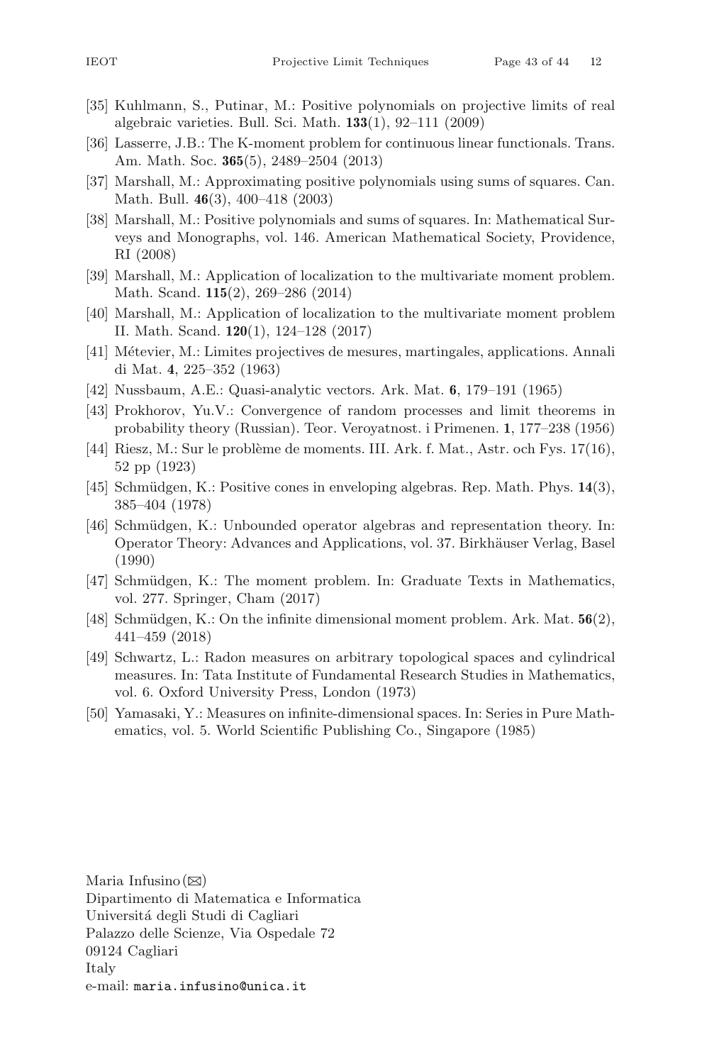[35] Kuhlmann, S., Putinar, M.: Positive polynomials on projective limits of real algebraic varieties. Bull. Sci. Math. **133**(1), 92–111 (2009)

[36] Lasserre, J.B.: The K-moment problem for continuous linear functionals. Trans. Am. Math. Soc. **365**(5), 2489–2504 (2013)

[37] Marshall, M.: Approximating positive polynomials using sums of squares. Can. Math. Bull. **46**(3), 400–418 (2003)

[38] Marshall, M.: Positive polynomials and sums of squares. In: Mathematical Surveys and Monographs, vol. 146. American Mathematical Society, Providence, RI (2008)

[39] Marshall, M.: Application of localization to the multivariate moment problem. Math. Scand. **115**(2), 269–286 (2014)

[40] Marshall, M.: Application of localization to the multivariate moment problem II. Math. Scand. **120**(1), 124–128 (2017)

[41] Métevier, M.: Limites projectives de mesures, martingales, applications. Annali di Mat. **4**, 225–352 (1963)

[42] Nussbaum, A.E.: Quasi-analytic vectors. Ark. Mat. **6**, 179–191 (1965)

[43] Prokhorov, Yu.V.: Convergence of random processes and limit theorems in probability theory (Russian). Teor. Veroyatnost. i Primenen. **1**, 177–238 (1956)

[44] Riesz, M.: Sur le problème de moments. III. Ark. f. Mat., Astr. och Fys. 17(16), 52 pp (1923)

[45] Schmüdgen, K.: Positive cones in enveloping algebras. Rep. Math. Phys. **14**(3), 385–404 (1978)

[46] Schmüdgen, K.: Unbounded operator algebras and representation theory. In: Operator Theory: Advances and Applications, vol. 37. Birkhäuser Verlag, Basel (1990)

[47] Schmüdgen, K.: The moment problem. In: Graduate Texts in Mathematics, vol. 277. Springer, Cham (2017)

[48] Schmüdgen, K.: On the infinite dimensional moment problem. Ark. Mat. **56**(2), 441–459 (2018)

[49] Schwartz, L.: Radon measures on arbitrary topological spaces and cylindrical measures. In: Tata Institute of Fundamental Research Studies in Mathematics, vol. 6. Oxford University Press, London (1973)

[50] Yamasaki, Y.: Measures on infinite-dimensional spaces. In: Series in Pure Mathematics, vol. 5. World Scientific Publishing Co., Singapore (1985)

Maria Infusino (✉)
Dipartimento di Matematica e Informatica
Universitá degli Studi di Cagliari
Palazzo delle Scienze, Via Ospedale 72
09124 Cagliari
Italy
e-mail: maria.infusino@unica.it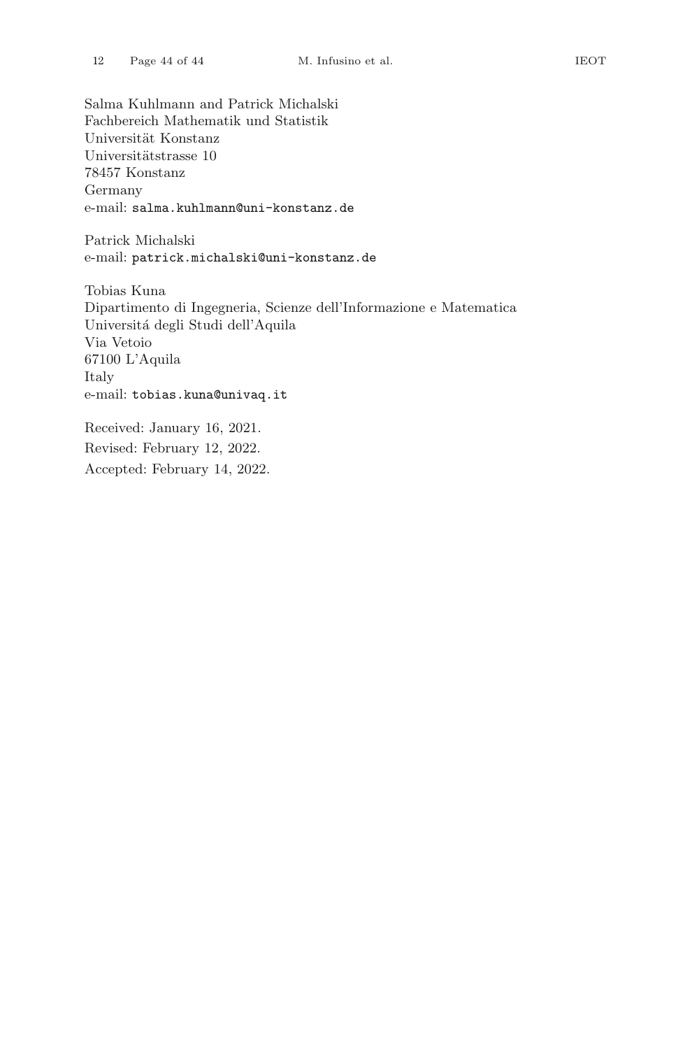Salma Kuhlmann and Patrick Michalski
Fachbereich Mathematik und Statistik
Universität Konstanz
Universitätstrasse 10
78457 Konstanz
Germany
e-mail: salma.kuhlmann@uni-konstanz.de

Patrick Michalski
e-mail: patrick.michalski@uni-konstanz.de

Tobias Kuna
Dipartimento di Ingegneria, Scienze dell'Informazione e Matematica
Universitá degli Studi dell'Aquila
Via Vetoio
67100 L'Aquila
Italy
e-mail: tobias.kuna@univaq.it

Received: January 16, 2021.
Revised: February 12, 2022.
Accepted: February 14, 2022.